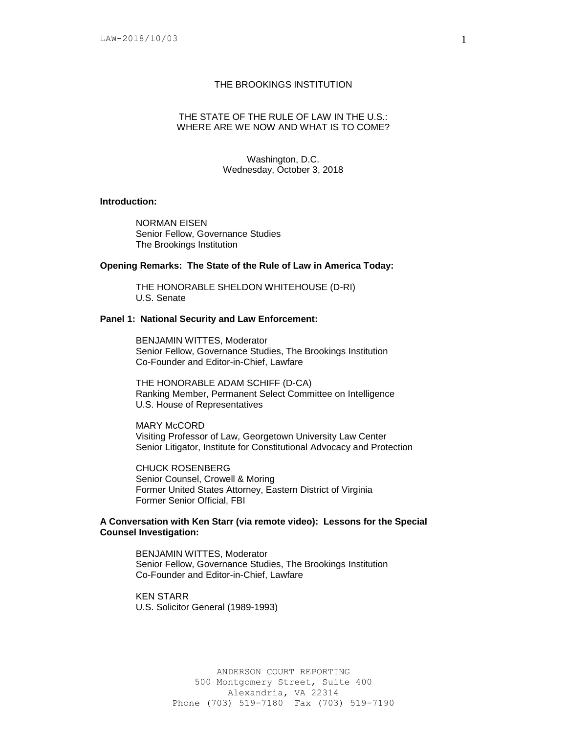# THE BROOKINGS INSTITUTION

## THE STATE OF THE RULE OF LAW IN THE U.S.: WHERE ARE WE NOW AND WHAT IS TO COME?

Washington, D.C.
Wednesday, October 3, 2018

**Introduction:**

NORMAN EISEN
Senior Fellow, Governance Studies
The Brookings Institution

**Opening Remarks: The State of the Rule of Law in America Today:**

THE HONORABLE SHELDON WHITEHOUSE (D-RI)
U.S. Senate

**Panel 1: National Security and Law Enforcement:**

BENJAMIN WITTES, Moderator
Senior Fellow, Governance Studies, The Brookings Institution
Co-Founder and Editor-in-Chief, Lawfare

THE HONORABLE ADAM SCHIFF (D-CA)
Ranking Member, Permanent Select Committee on Intelligence
U.S. House of Representatives

MARY McCORD
Visiting Professor of Law, Georgetown University Law Center
Senior Litigator, Institute for Constitutional Advocacy and Protection

CHUCK ROSENBERG
Senior Counsel, Crowell & Moring
Former United States Attorney, Eastern District of Virginia
Former Senior Official, FBI

**A Conversation with Ken Starr (via remote video): Lessons for the Special Counsel Investigation:**

BENJAMIN WITTES, Moderator
Senior Fellow, Governance Studies, The Brookings Institution
Co-Founder and Editor-in-Chief, Lawfare

KEN STARR
U.S. Solicitor General (1989-1993)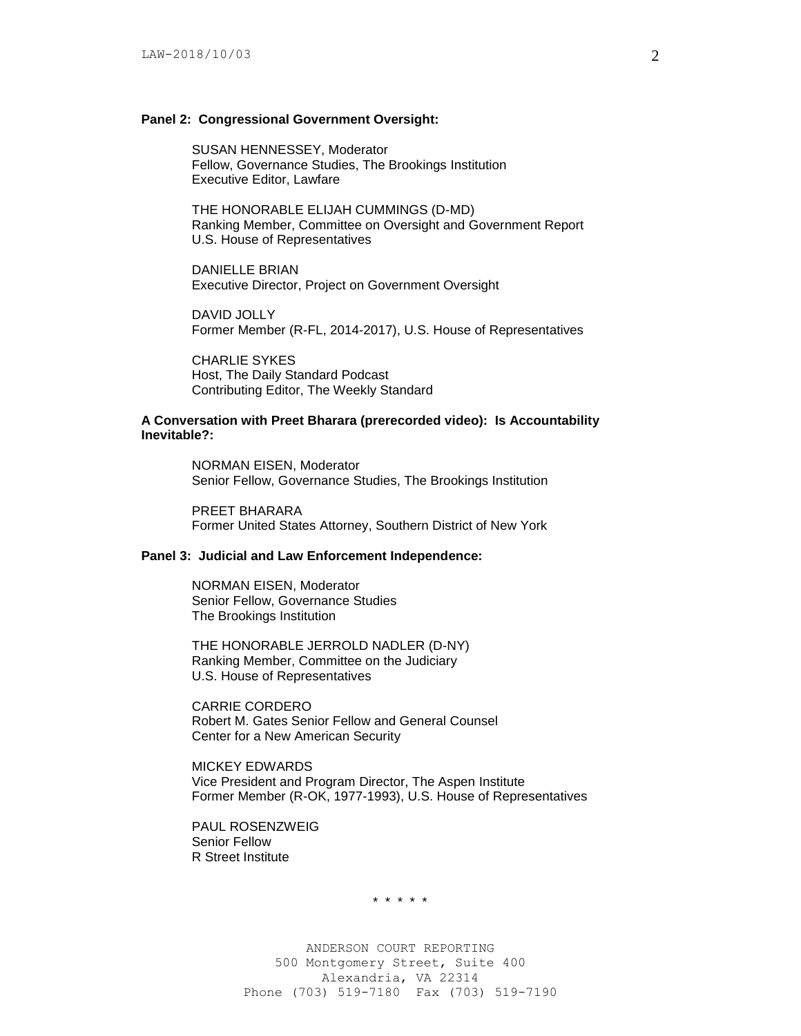**Panel 2: Congressional Government Oversight:**

SUSAN HENNESSEY, Moderator
Fellow, Governance Studies, The Brookings Institution
Executive Editor, Lawfare

THE HONORABLE ELIJAH CUMMINGS (D-MD)
Ranking Member, Committee on Oversight and Government Report
U.S. House of Representatives

DANIELLE BRIAN
Executive Director, Project on Government Oversight

DAVID JOLLY
Former Member (R-FL, 2014-2017), U.S. House of Representatives

CHARLIE SYKES
Host, The Daily Standard Podcast
Contributing Editor, The Weekly Standard

**A Conversation with Preet Bharara (prerecorded video): Is Accountability Inevitable?:**

NORMAN EISEN, Moderator
Senior Fellow, Governance Studies, The Brookings Institution

PREET BHARARA
Former United States Attorney, Southern District of New York

**Panel 3: Judicial and Law Enforcement Independence:**

NORMAN EISEN, Moderator
Senior Fellow, Governance Studies
The Brookings Institution

THE HONORABLE JERROLD NADLER (D-NY)
Ranking Member, Committee on the Judiciary
U.S. House of Representatives

CARRIE CORDERO
Robert M. Gates Senior Fellow and General Counsel
Center for a New American Security

MICKEY EDWARDS
Vice President and Program Director, The Aspen Institute
Former Member (R-OK, 1977-1993), U.S. House of Representatives

PAUL ROSENZWEIG
Senior Fellow
R Street Institute

\* \* \* \* \*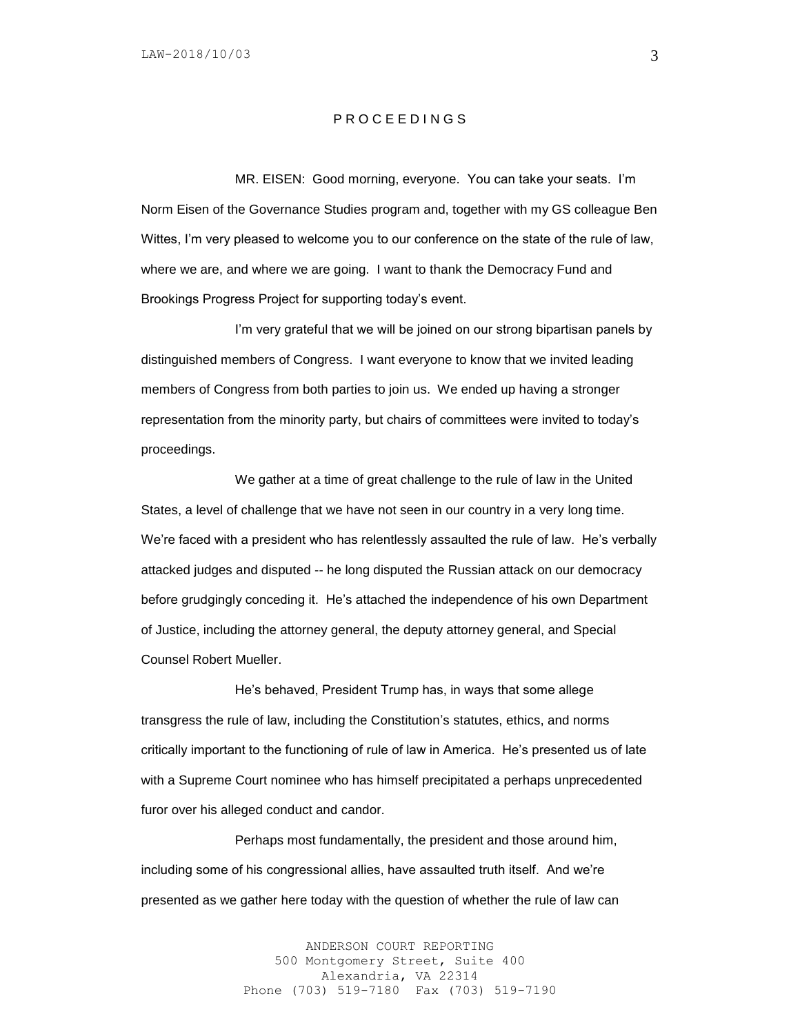P R O C E E D I N G S

MR. EISEN: Good morning, everyone. You can take your seats. I'm Norm Eisen of the Governance Studies program and, together with my GS colleague Ben Wittes, I'm very pleased to welcome you to our conference on the state of the rule of law, where we are, and where we are going. I want to thank the Democracy Fund and Brookings Progress Project for supporting today's event.

I'm very grateful that we will be joined on our strong bipartisan panels by distinguished members of Congress. I want everyone to know that we invited leading members of Congress from both parties to join us. We ended up having a stronger representation from the minority party, but chairs of committees were invited to today's proceedings.

We gather at a time of great challenge to the rule of law in the United States, a level of challenge that we have not seen in our country in a very long time. We're faced with a president who has relentlessly assaulted the rule of law. He's verbally attacked judges and disputed -- he long disputed the Russian attack on our democracy before grudgingly conceding it. He's attached the independence of his own Department of Justice, including the attorney general, the deputy attorney general, and Special Counsel Robert Mueller.

He's behaved, President Trump has, in ways that some allege transgress the rule of law, including the Constitution's statutes, ethics, and norms critically important to the functioning of rule of law in America. He's presented us of late with a Supreme Court nominee who has himself precipitated a perhaps unprecedented furor over his alleged conduct and candor.

Perhaps most fundamentally, the president and those around him, including some of his congressional allies, have assaulted truth itself. And we're presented as we gather here today with the question of whether the rule of law can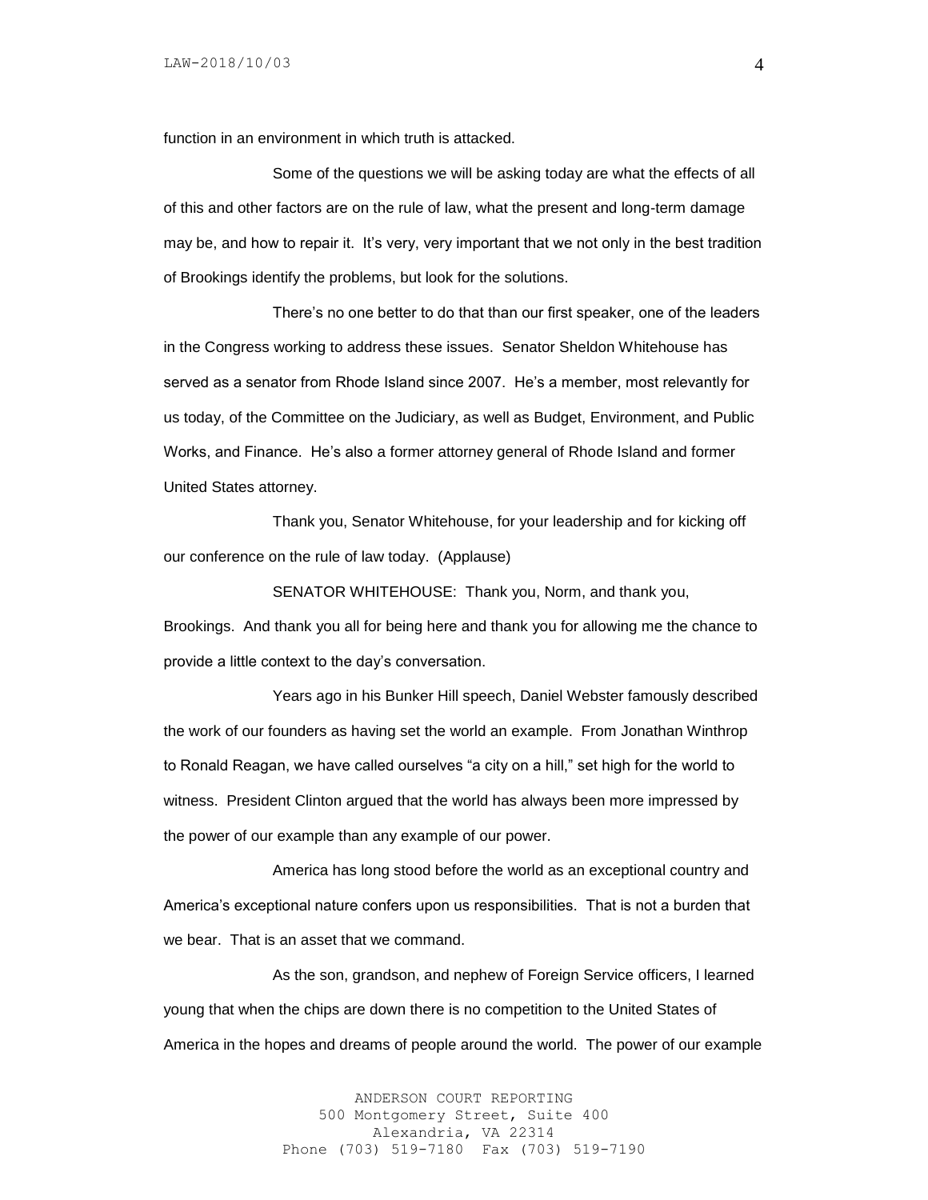function in an environment in which truth is attacked.

Some of the questions we will be asking today are what the effects of all of this and other factors are on the rule of law, what the present and long-term damage may be, and how to repair it. It's very, very important that we not only in the best tradition of Brookings identify the problems, but look for the solutions.

There's no one better to do that than our first speaker, one of the leaders in the Congress working to address these issues. Senator Sheldon Whitehouse has served as a senator from Rhode Island since 2007. He's a member, most relevantly for us today, of the Committee on the Judiciary, as well as Budget, Environment, and Public Works, and Finance. He's also a former attorney general of Rhode Island and former United States attorney.

Thank you, Senator Whitehouse, for your leadership and for kicking off our conference on the rule of law today. (Applause)

SENATOR WHITEHOUSE: Thank you, Norm, and thank you, Brookings. And thank you all for being here and thank you for allowing me the chance to provide a little context to the day's conversation.

Years ago in his Bunker Hill speech, Daniel Webster famously described the work of our founders as having set the world an example. From Jonathan Winthrop to Ronald Reagan, we have called ourselves "a city on a hill," set high for the world to witness. President Clinton argued that the world has always been more impressed by the power of our example than any example of our power.

America has long stood before the world as an exceptional country and America's exceptional nature confers upon us responsibilities. That is not a burden that we bear. That is an asset that we command.

As the son, grandson, and nephew of Foreign Service officers, I learned young that when the chips are down there is no competition to the United States of America in the hopes and dreams of people around the world. The power of our example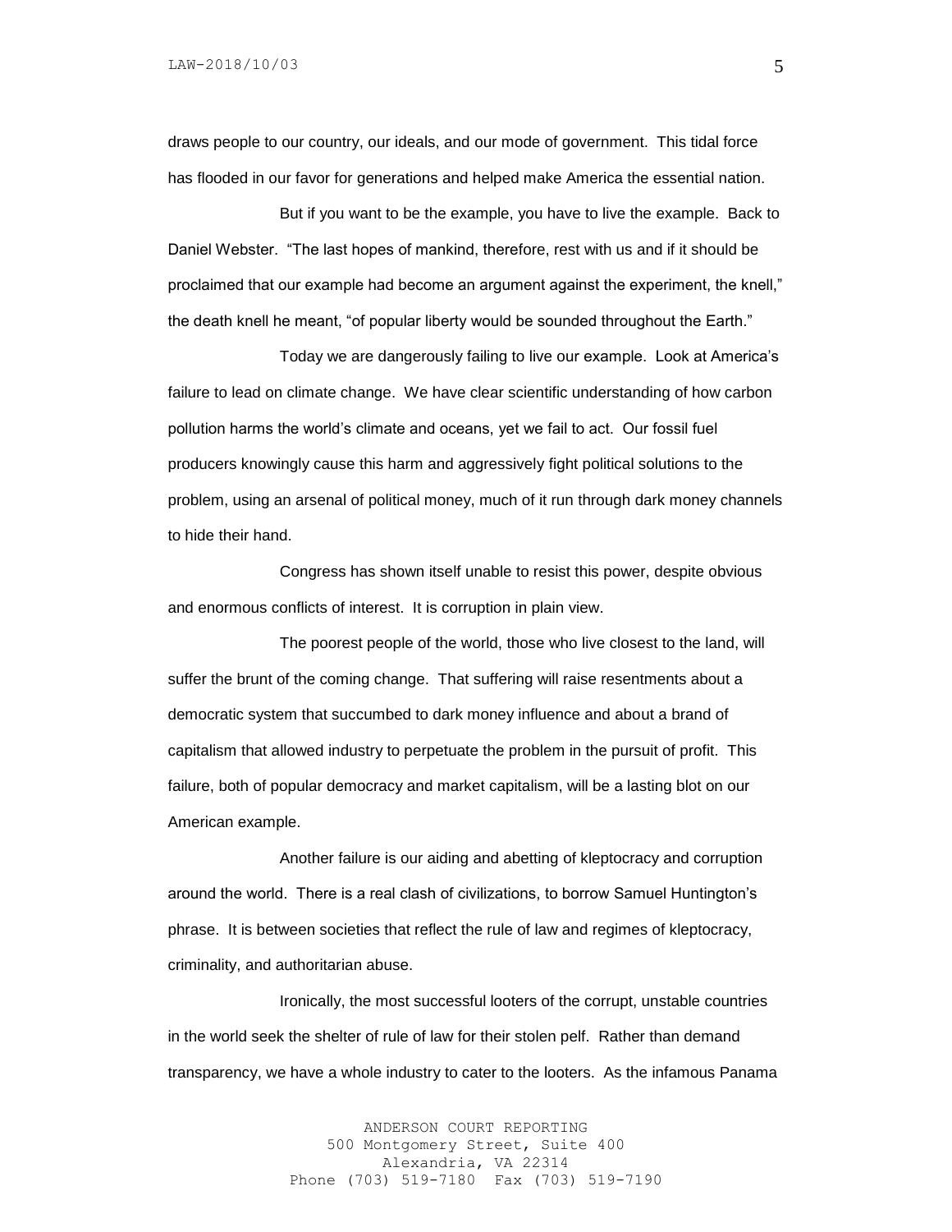draws people to our country, our ideals, and our mode of government. This tidal force has flooded in our favor for generations and helped make America the essential nation.

But if you want to be the example, you have to live the example. Back to Daniel Webster. "The last hopes of mankind, therefore, rest with us and if it should be proclaimed that our example had become an argument against the experiment, the knell," the death knell he meant, "of popular liberty would be sounded throughout the Earth."

Today we are dangerously failing to live our example. Look at America's failure to lead on climate change. We have clear scientific understanding of how carbon pollution harms the world's climate and oceans, yet we fail to act. Our fossil fuel producers knowingly cause this harm and aggressively fight political solutions to the problem, using an arsenal of political money, much of it run through dark money channels to hide their hand.

Congress has shown itself unable to resist this power, despite obvious and enormous conflicts of interest. It is corruption in plain view.

The poorest people of the world, those who live closest to the land, will suffer the brunt of the coming change. That suffering will raise resentments about a democratic system that succumbed to dark money influence and about a brand of capitalism that allowed industry to perpetuate the problem in the pursuit of profit. This failure, both of popular democracy and market capitalism, will be a lasting blot on our American example.

Another failure is our aiding and abetting of kleptocracy and corruption around the world. There is a real clash of civilizations, to borrow Samuel Huntington's phrase. It is between societies that reflect the rule of law and regimes of kleptocracy, criminality, and authoritarian abuse.

Ironically, the most successful looters of the corrupt, unstable countries in the world seek the shelter of rule of law for their stolen pelf. Rather than demand transparency, we have a whole industry to cater to the looters. As the infamous Panama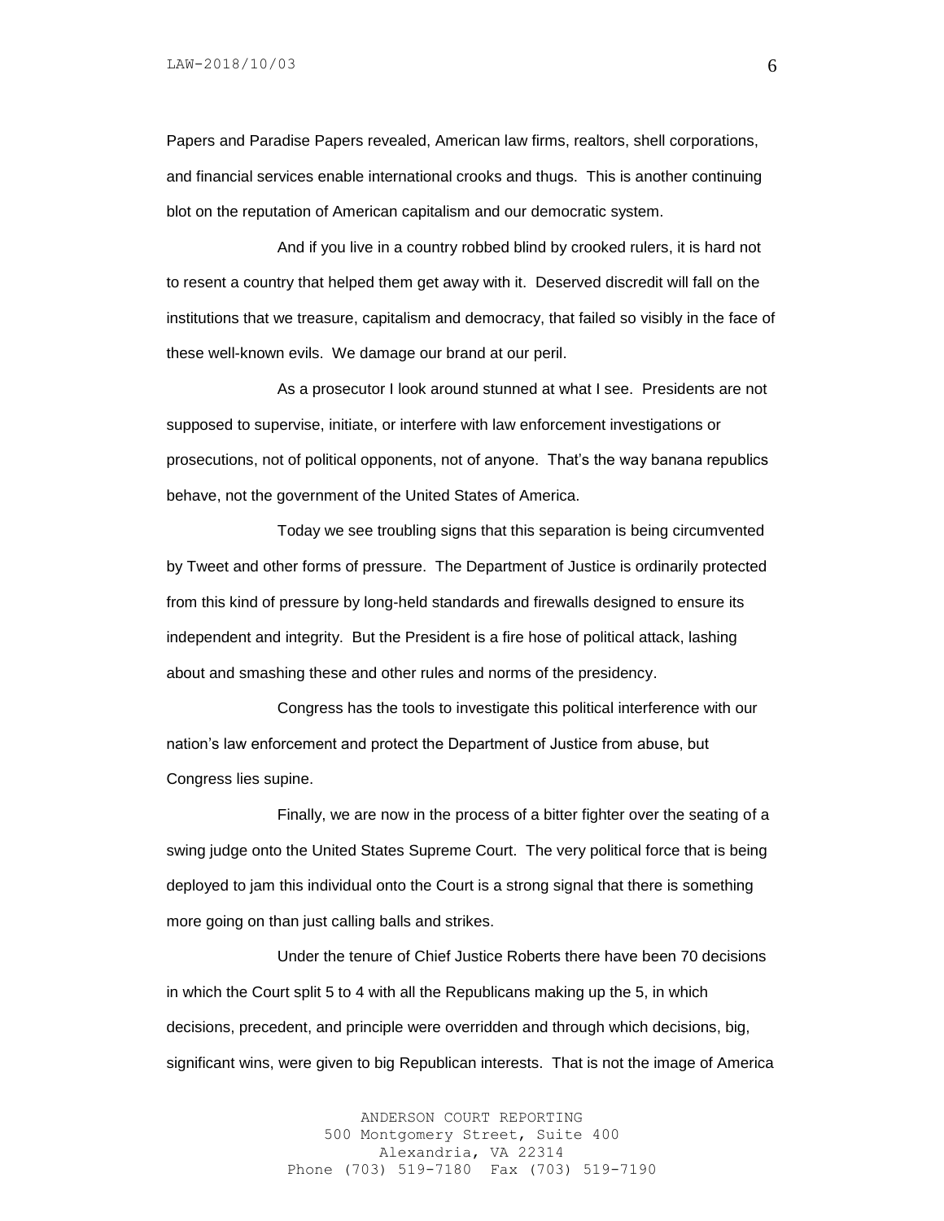Papers and Paradise Papers revealed, American law firms, realtors, shell corporations, and financial services enable international crooks and thugs. This is another continuing blot on the reputation of American capitalism and our democratic system.

And if you live in a country robbed blind by crooked rulers, it is hard not to resent a country that helped them get away with it. Deserved discredit will fall on the institutions that we treasure, capitalism and democracy, that failed so visibly in the face of these well-known evils. We damage our brand at our peril.

As a prosecutor I look around stunned at what I see. Presidents are not supposed to supervise, initiate, or interfere with law enforcement investigations or prosecutions, not of political opponents, not of anyone. That's the way banana republics behave, not the government of the United States of America.

Today we see troubling signs that this separation is being circumvented by Tweet and other forms of pressure. The Department of Justice is ordinarily protected from this kind of pressure by long-held standards and firewalls designed to ensure its independent and integrity. But the President is a fire hose of political attack, lashing about and smashing these and other rules and norms of the presidency.

Congress has the tools to investigate this political interference with our nation's law enforcement and protect the Department of Justice from abuse, but Congress lies supine.

Finally, we are now in the process of a bitter fighter over the seating of a swing judge onto the United States Supreme Court. The very political force that is being deployed to jam this individual onto the Court is a strong signal that there is something more going on than just calling balls and strikes.

Under the tenure of Chief Justice Roberts there have been 70 decisions in which the Court split 5 to 4 with all the Republicans making up the 5, in which decisions, precedent, and principle were overridden and through which decisions, big, significant wins, were given to big Republican interests. That is not the image of America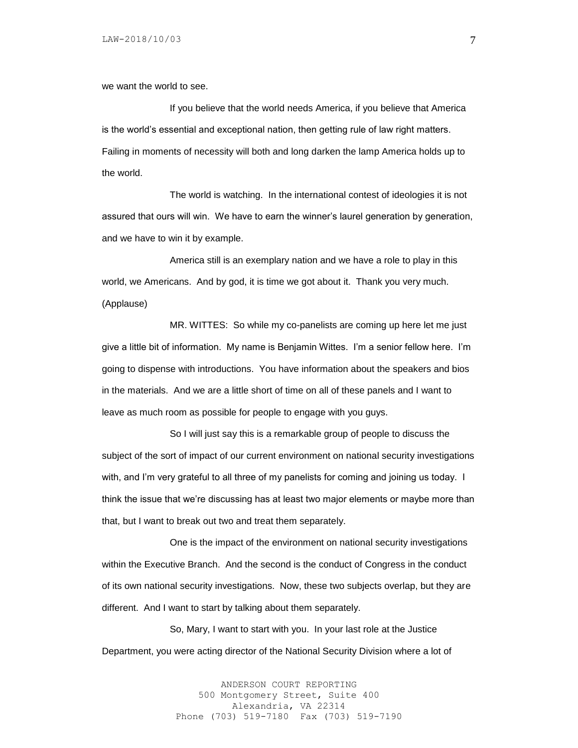we want the world to see.

If you believe that the world needs America, if you believe that America is the world's essential and exceptional nation, then getting rule of law right matters. Failing in moments of necessity will both and long darken the lamp America holds up to the world.

The world is watching. In the international contest of ideologies it is not assured that ours will win. We have to earn the winner's laurel generation by generation, and we have to win it by example.

America still is an exemplary nation and we have a role to play in this world, we Americans. And by god, it is time we got about it. Thank you very much. (Applause)

MR. WITTES: So while my co-panelists are coming up here let me just give a little bit of information. My name is Benjamin Wittes. I'm a senior fellow here. I'm going to dispense with introductions. You have information about the speakers and bios in the materials. And we are a little short of time on all of these panels and I want to leave as much room as possible for people to engage with you guys.

So I will just say this is a remarkable group of people to discuss the subject of the sort of impact of our current environment on national security investigations with, and I'm very grateful to all three of my panelists for coming and joining us today. I think the issue that we're discussing has at least two major elements or maybe more than that, but I want to break out two and treat them separately.

One is the impact of the environment on national security investigations within the Executive Branch. And the second is the conduct of Congress in the conduct of its own national security investigations. Now, these two subjects overlap, but they are different. And I want to start by talking about them separately.

So, Mary, I want to start with you. In your last role at the Justice Department, you were acting director of the National Security Division where a lot of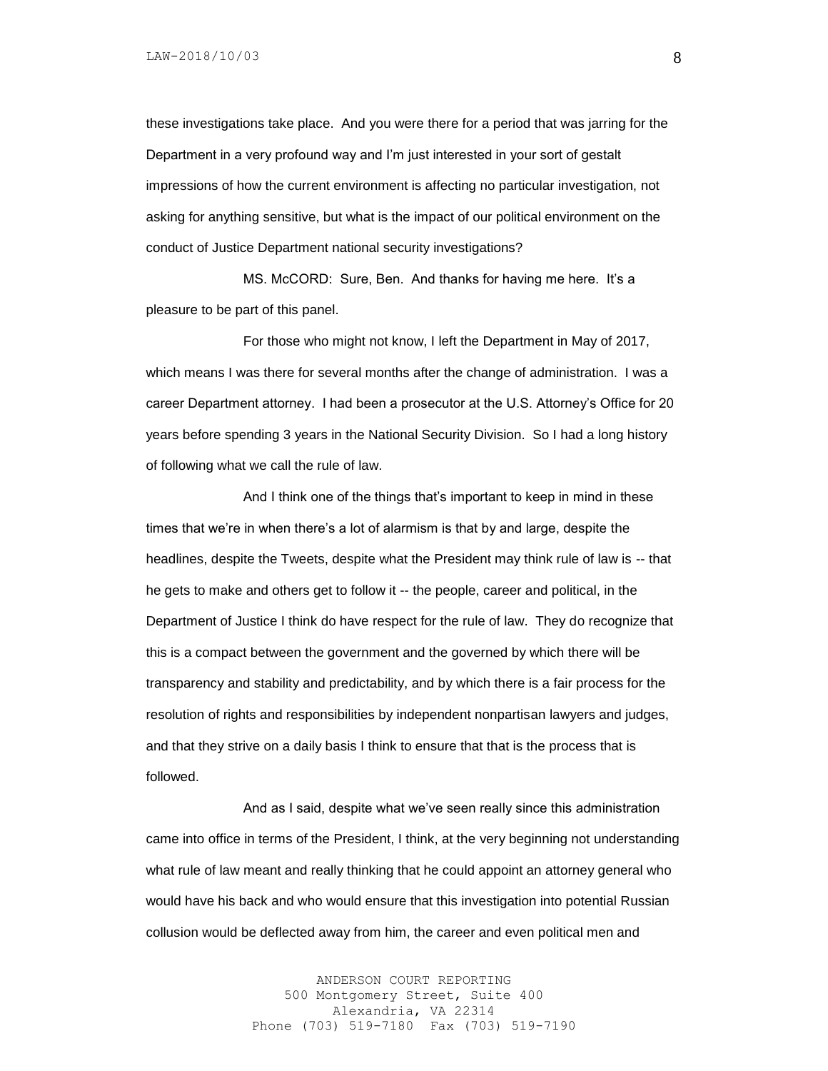these investigations take place. And you were there for a period that was jarring for the Department in a very profound way and I'm just interested in your sort of gestalt impressions of how the current environment is affecting no particular investigation, not asking for anything sensitive, but what is the impact of our political environment on the conduct of Justice Department national security investigations?

MS. McCORD: Sure, Ben. And thanks for having me here. It's a pleasure to be part of this panel.

For those who might not know, I left the Department in May of 2017, which means I was there for several months after the change of administration. I was a career Department attorney. I had been a prosecutor at the U.S. Attorney's Office for 20 years before spending 3 years in the National Security Division. So I had a long history of following what we call the rule of law.

And I think one of the things that's important to keep in mind in these times that we're in when there's a lot of alarmism is that by and large, despite the headlines, despite the Tweets, despite what the President may think rule of law is -- that he gets to make and others get to follow it -- the people, career and political, in the Department of Justice I think do have respect for the rule of law. They do recognize that this is a compact between the government and the governed by which there will be transparency and stability and predictability, and by which there is a fair process for the resolution of rights and responsibilities by independent nonpartisan lawyers and judges, and that they strive on a daily basis I think to ensure that that is the process that is followed.

And as I said, despite what we've seen really since this administration came into office in terms of the President, I think, at the very beginning not understanding what rule of law meant and really thinking that he could appoint an attorney general who would have his back and who would ensure that this investigation into potential Russian collusion would be deflected away from him, the career and even political men and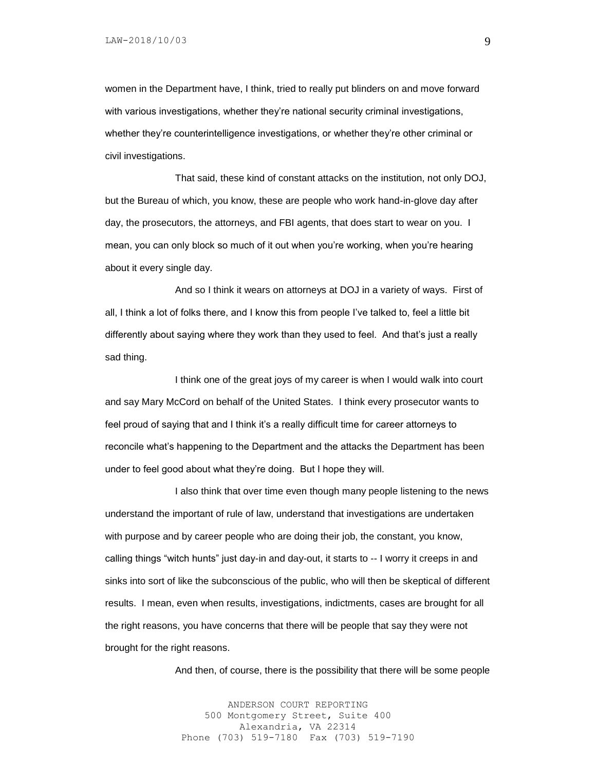women in the Department have, I think, tried to really put blinders on and move forward with various investigations, whether they're national security criminal investigations, whether they're counterintelligence investigations, or whether they're other criminal or civil investigations.

That said, these kind of constant attacks on the institution, not only DOJ, but the Bureau of which, you know, these are people who work hand-in-glove day after day, the prosecutors, the attorneys, and FBI agents, that does start to wear on you. I mean, you can only block so much of it out when you're working, when you're hearing about it every single day.

And so I think it wears on attorneys at DOJ in a variety of ways. First of all, I think a lot of folks there, and I know this from people I've talked to, feel a little bit differently about saying where they work than they used to feel. And that's just a really sad thing.

I think one of the great joys of my career is when I would walk into court and say Mary McCord on behalf of the United States. I think every prosecutor wants to feel proud of saying that and I think it's a really difficult time for career attorneys to reconcile what's happening to the Department and the attacks the Department has been under to feel good about what they're doing. But I hope they will.

I also think that over time even though many people listening to the news understand the important of rule of law, understand that investigations are undertaken with purpose and by career people who are doing their job, the constant, you know, calling things "witch hunts" just day-in and day-out, it starts to -- I worry it creeps in and sinks into sort of like the subconscious of the public, who will then be skeptical of different results. I mean, even when results, investigations, indictments, cases are brought for all the right reasons, you have concerns that there will be people that say they were not brought for the right reasons.

And then, of course, there is the possibility that there will be some people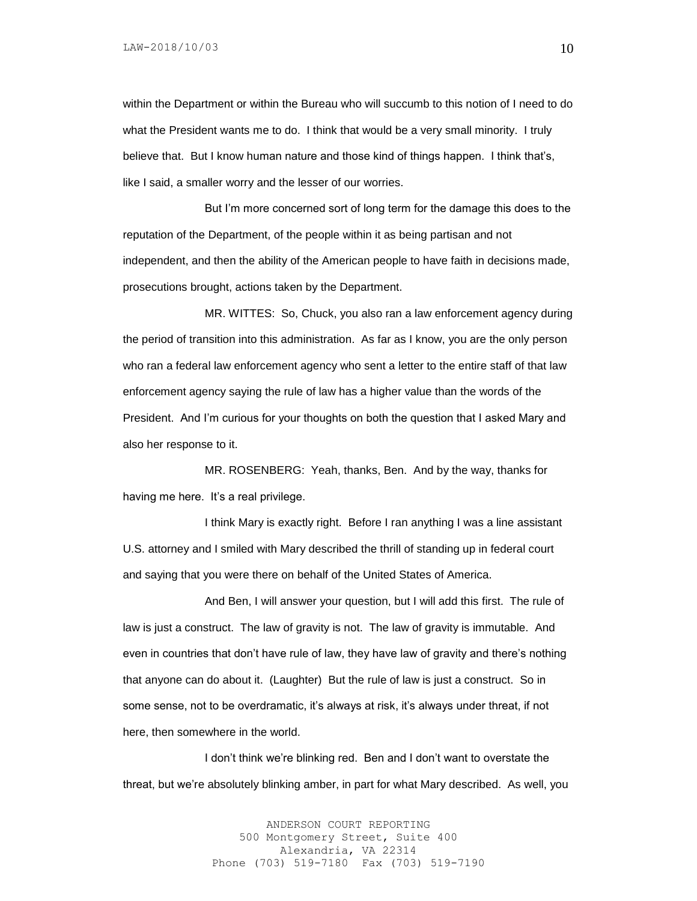within the Department or within the Bureau who will succumb to this notion of I need to do what the President wants me to do. I think that would be a very small minority. I truly believe that. But I know human nature and those kind of things happen. I think that's, like I said, a smaller worry and the lesser of our worries.

But I'm more concerned sort of long term for the damage this does to the reputation of the Department, of the people within it as being partisan and not independent, and then the ability of the American people to have faith in decisions made, prosecutions brought, actions taken by the Department.

MR. WITTES: So, Chuck, you also ran a law enforcement agency during the period of transition into this administration. As far as I know, you are the only person who ran a federal law enforcement agency who sent a letter to the entire staff of that law enforcement agency saying the rule of law has a higher value than the words of the President. And I'm curious for your thoughts on both the question that I asked Mary and also her response to it.

MR. ROSENBERG: Yeah, thanks, Ben. And by the way, thanks for having me here. It's a real privilege.

I think Mary is exactly right. Before I ran anything I was a line assistant U.S. attorney and I smiled with Mary described the thrill of standing up in federal court and saying that you were there on behalf of the United States of America.

And Ben, I will answer your question, but I will add this first. The rule of law is just a construct. The law of gravity is not. The law of gravity is immutable. And even in countries that don't have rule of law, they have law of gravity and there's nothing that anyone can do about it. (Laughter) But the rule of law is just a construct. So in some sense, not to be overdramatic, it's always at risk, it's always under threat, if not here, then somewhere in the world.

I don't think we're blinking red. Ben and I don't want to overstate the threat, but we're absolutely blinking amber, in part for what Mary described. As well, you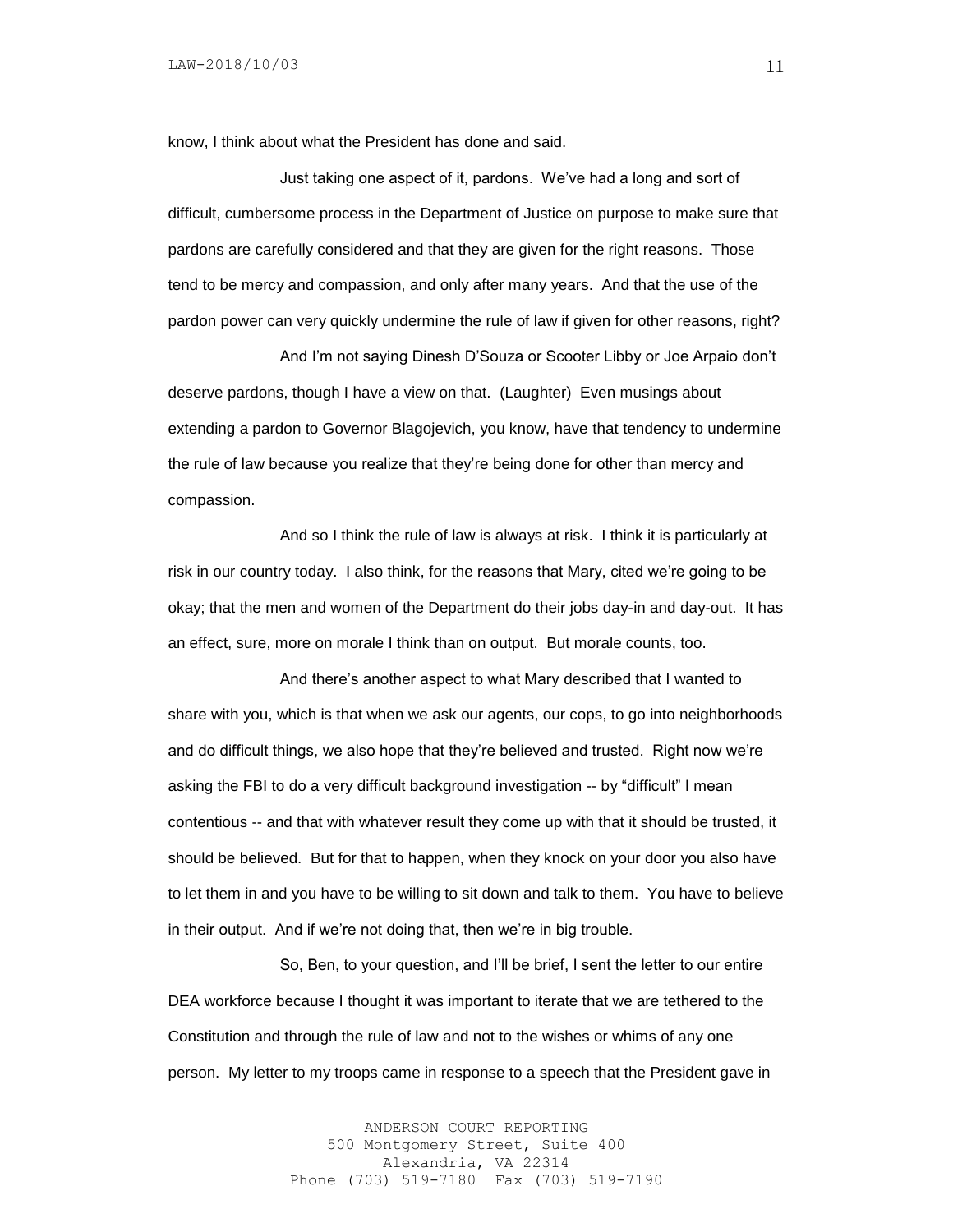know, I think about what the President has done and said.

Just taking one aspect of it, pardons. We've had a long and sort of difficult, cumbersome process in the Department of Justice on purpose to make sure that pardons are carefully considered and that they are given for the right reasons. Those tend to be mercy and compassion, and only after many years. And that the use of the pardon power can very quickly undermine the rule of law if given for other reasons, right?

And I'm not saying Dinesh D'Souza or Scooter Libby or Joe Arpaio don't deserve pardons, though I have a view on that. (Laughter) Even musings about extending a pardon to Governor Blagojevich, you know, have that tendency to undermine the rule of law because you realize that they're being done for other than mercy and compassion.

And so I think the rule of law is always at risk. I think it is particularly at risk in our country today. I also think, for the reasons that Mary, cited we're going to be okay; that the men and women of the Department do their jobs day-in and day-out. It has an effect, sure, more on morale I think than on output. But morale counts, too.

And there's another aspect to what Mary described that I wanted to share with you, which is that when we ask our agents, our cops, to go into neighborhoods and do difficult things, we also hope that they're believed and trusted. Right now we're asking the FBI to do a very difficult background investigation -- by "difficult" I mean contentious -- and that with whatever result they come up with that it should be trusted, it should be believed. But for that to happen, when they knock on your door you also have to let them in and you have to be willing to sit down and talk to them. You have to believe in their output. And if we're not doing that, then we're in big trouble.

So, Ben, to your question, and I'll be brief, I sent the letter to our entire DEA workforce because I thought it was important to iterate that we are tethered to the Constitution and through the rule of law and not to the wishes or whims of any one person. My letter to my troops came in response to a speech that the President gave in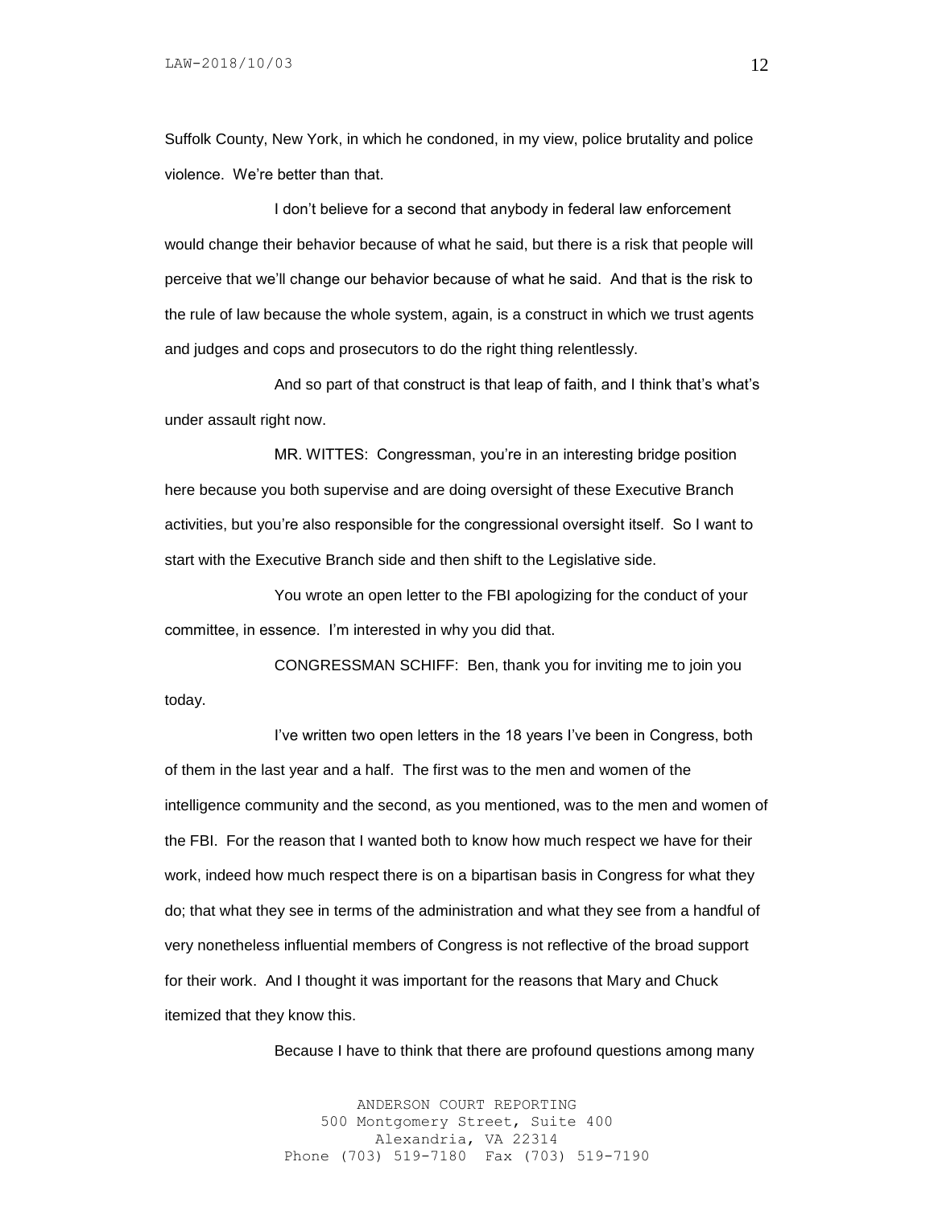Suffolk County, New York, in which he condoned, in my view, police brutality and police violence. We're better than that.

I don't believe for a second that anybody in federal law enforcement would change their behavior because of what he said, but there is a risk that people will perceive that we'll change our behavior because of what he said. And that is the risk to the rule of law because the whole system, again, is a construct in which we trust agents and judges and cops and prosecutors to do the right thing relentlessly.

And so part of that construct is that leap of faith, and I think that's what's under assault right now.

MR. WITTES: Congressman, you're in an interesting bridge position here because you both supervise and are doing oversight of these Executive Branch activities, but you're also responsible for the congressional oversight itself. So I want to start with the Executive Branch side and then shift to the Legislative side.

You wrote an open letter to the FBI apologizing for the conduct of your committee, in essence. I'm interested in why you did that.

CONGRESSMAN SCHIFF: Ben, thank you for inviting me to join you today.

I've written two open letters in the 18 years I've been in Congress, both of them in the last year and a half. The first was to the men and women of the intelligence community and the second, as you mentioned, was to the men and women of the FBI. For the reason that I wanted both to know how much respect we have for their work, indeed how much respect there is on a bipartisan basis in Congress for what they do; that what they see in terms of the administration and what they see from a handful of very nonetheless influential members of Congress is not reflective of the broad support for their work. And I thought it was important for the reasons that Mary and Chuck itemized that they know this.

Because I have to think that there are profound questions among many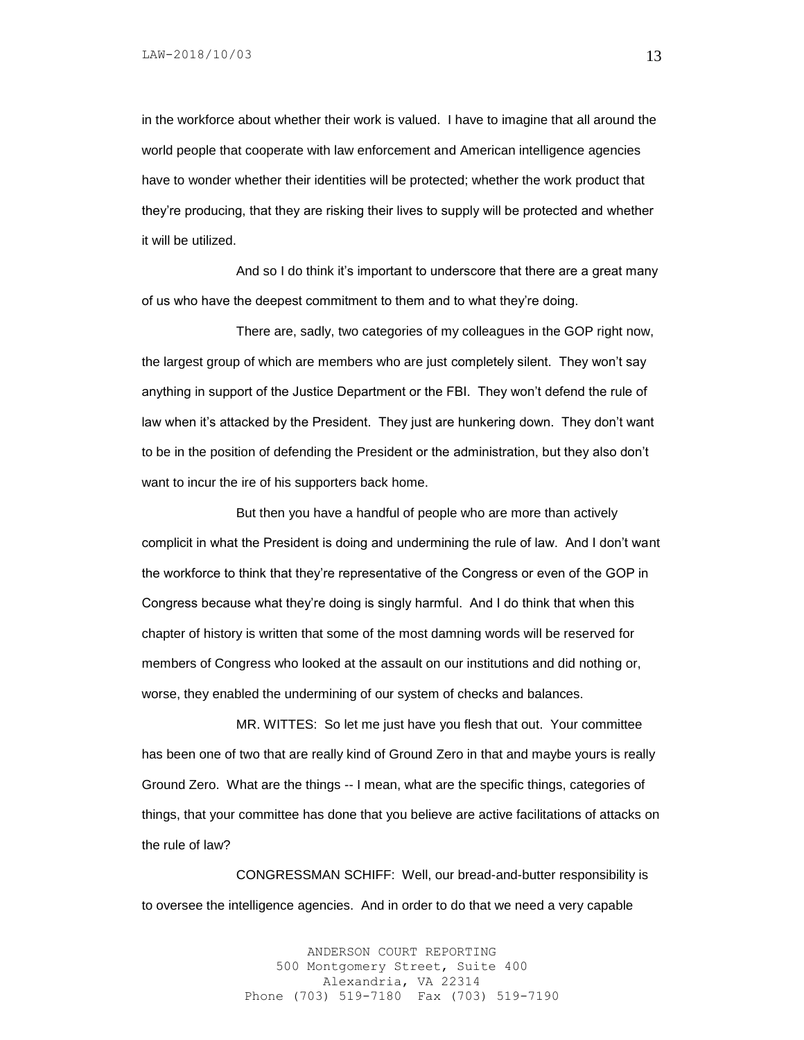in the workforce about whether their work is valued. I have to imagine that all around the world people that cooperate with law enforcement and American intelligence agencies have to wonder whether their identities will be protected; whether the work product that they're producing, that they are risking their lives to supply will be protected and whether it will be utilized.

And so I do think it's important to underscore that there are a great many of us who have the deepest commitment to them and to what they're doing.

There are, sadly, two categories of my colleagues in the GOP right now, the largest group of which are members who are just completely silent. They won't say anything in support of the Justice Department or the FBI. They won't defend the rule of law when it's attacked by the President. They just are hunkering down. They don't want to be in the position of defending the President or the administration, but they also don't want to incur the ire of his supporters back home.

But then you have a handful of people who are more than actively complicit in what the President is doing and undermining the rule of law. And I don't want the workforce to think that they're representative of the Congress or even of the GOP in Congress because what they're doing is singly harmful. And I do think that when this chapter of history is written that some of the most damning words will be reserved for members of Congress who looked at the assault on our institutions and did nothing or, worse, they enabled the undermining of our system of checks and balances.

MR. WITTES: So let me just have you flesh that out. Your committee has been one of two that are really kind of Ground Zero in that and maybe yours is really Ground Zero. What are the things -- I mean, what are the specific things, categories of things, that your committee has done that you believe are active facilitations of attacks on the rule of law?

CONGRESSMAN SCHIFF: Well, our bread-and-butter responsibility is to oversee the intelligence agencies. And in order to do that we need a very capable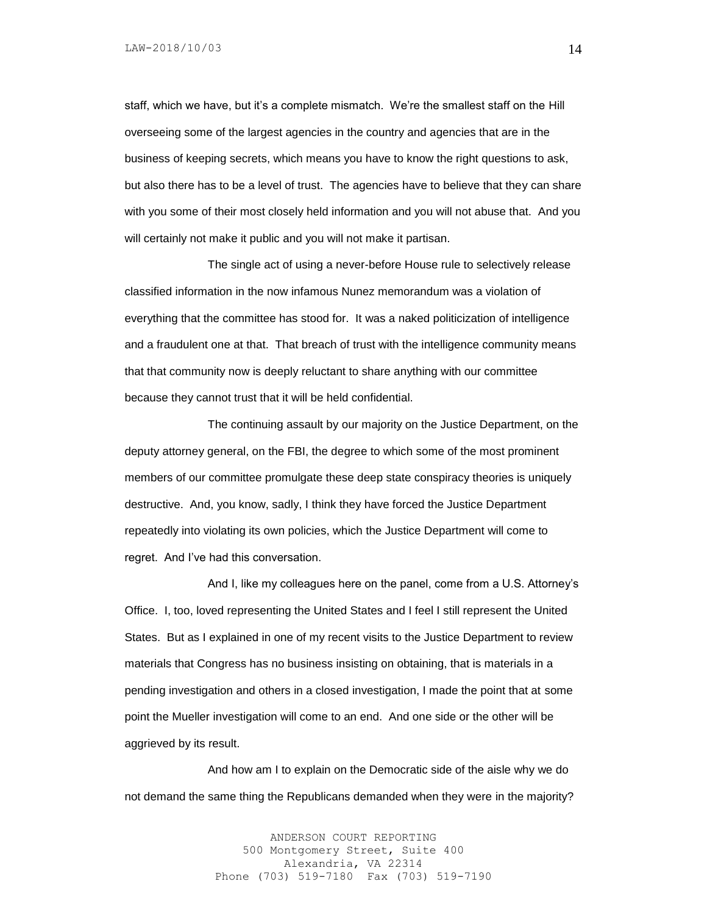staff, which we have, but it's a complete mismatch. We're the smallest staff on the Hill overseeing some of the largest agencies in the country and agencies that are in the business of keeping secrets, which means you have to know the right questions to ask, but also there has to be a level of trust. The agencies have to believe that they can share with you some of their most closely held information and you will not abuse that. And you will certainly not make it public and you will not make it partisan.

The single act of using a never-before House rule to selectively release classified information in the now infamous Nunez memorandum was a violation of everything that the committee has stood for. It was a naked politicization of intelligence and a fraudulent one at that. That breach of trust with the intelligence community means that that community now is deeply reluctant to share anything with our committee because they cannot trust that it will be held confidential.

The continuing assault by our majority on the Justice Department, on the deputy attorney general, on the FBI, the degree to which some of the most prominent members of our committee promulgate these deep state conspiracy theories is uniquely destructive. And, you know, sadly, I think they have forced the Justice Department repeatedly into violating its own policies, which the Justice Department will come to regret. And I've had this conversation.

And I, like my colleagues here on the panel, come from a U.S. Attorney's Office. I, too, loved representing the United States and I feel I still represent the United States. But as I explained in one of my recent visits to the Justice Department to review materials that Congress has no business insisting on obtaining, that is materials in a pending investigation and others in a closed investigation, I made the point that at some point the Mueller investigation will come to an end. And one side or the other will be aggrieved by its result.

And how am I to explain on the Democratic side of the aisle why we do not demand the same thing the Republicans demanded when they were in the majority?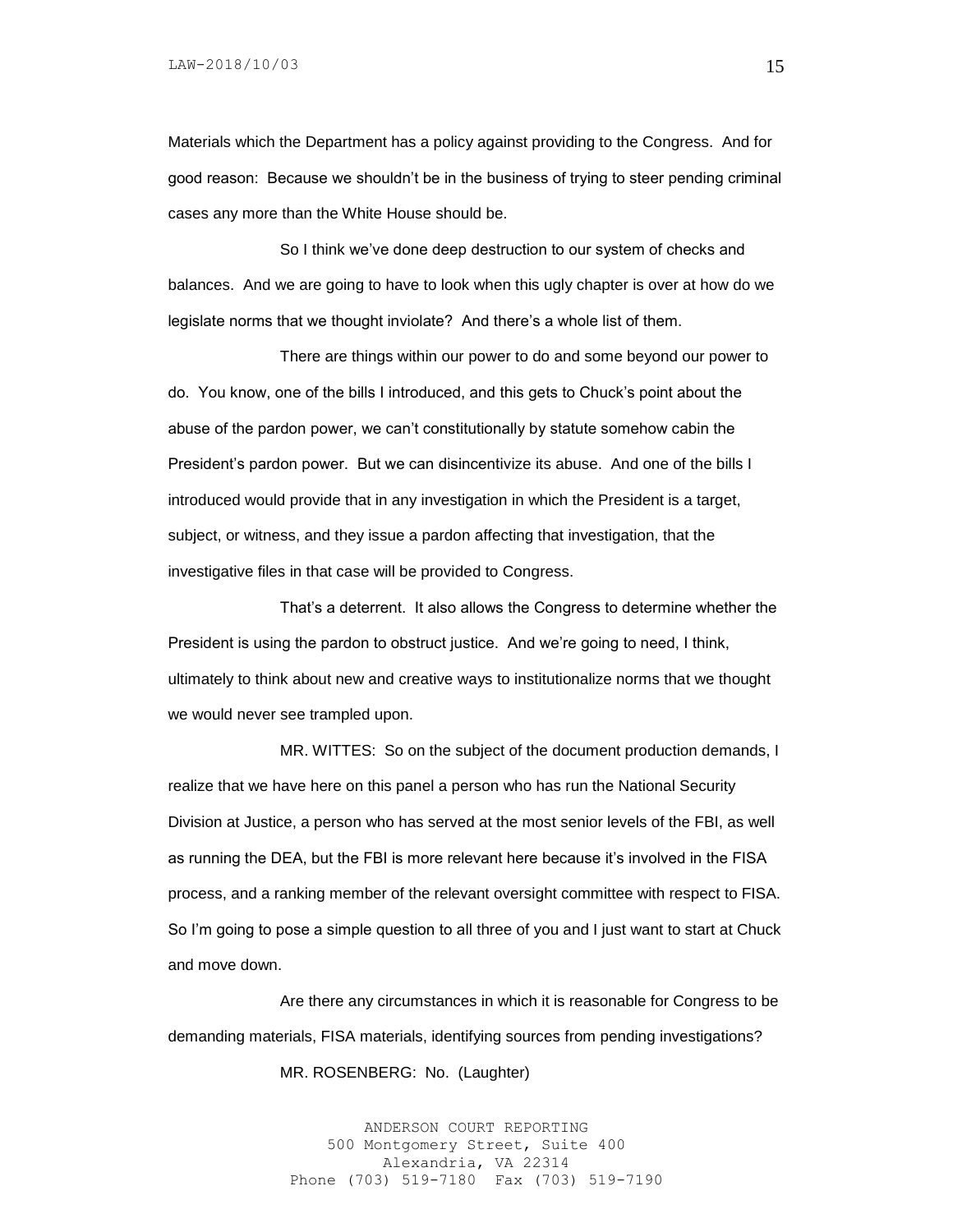Materials which the Department has a policy against providing to the Congress. And for good reason: Because we shouldn't be in the business of trying to steer pending criminal cases any more than the White House should be.

So I think we've done deep destruction to our system of checks and balances. And we are going to have to look when this ugly chapter is over at how do we legislate norms that we thought inviolate? And there's a whole list of them.

There are things within our power to do and some beyond our power to do. You know, one of the bills I introduced, and this gets to Chuck's point about the abuse of the pardon power, we can't constitutionally by statute somehow cabin the President's pardon power. But we can disincentivize its abuse. And one of the bills I introduced would provide that in any investigation in which the President is a target, subject, or witness, and they issue a pardon affecting that investigation, that the investigative files in that case will be provided to Congress.

That's a deterrent. It also allows the Congress to determine whether the President is using the pardon to obstruct justice. And we're going to need, I think, ultimately to think about new and creative ways to institutionalize norms that we thought we would never see trampled upon.

MR. WITTES: So on the subject of the document production demands, I realize that we have here on this panel a person who has run the National Security Division at Justice, a person who has served at the most senior levels of the FBI, as well as running the DEA, but the FBI is more relevant here because it's involved in the FISA process, and a ranking member of the relevant oversight committee with respect to FISA. So I'm going to pose a simple question to all three of you and I just want to start at Chuck and move down.

Are there any circumstances in which it is reasonable for Congress to be demanding materials, FISA materials, identifying sources from pending investigations?

MR. ROSENBERG: No. (Laughter)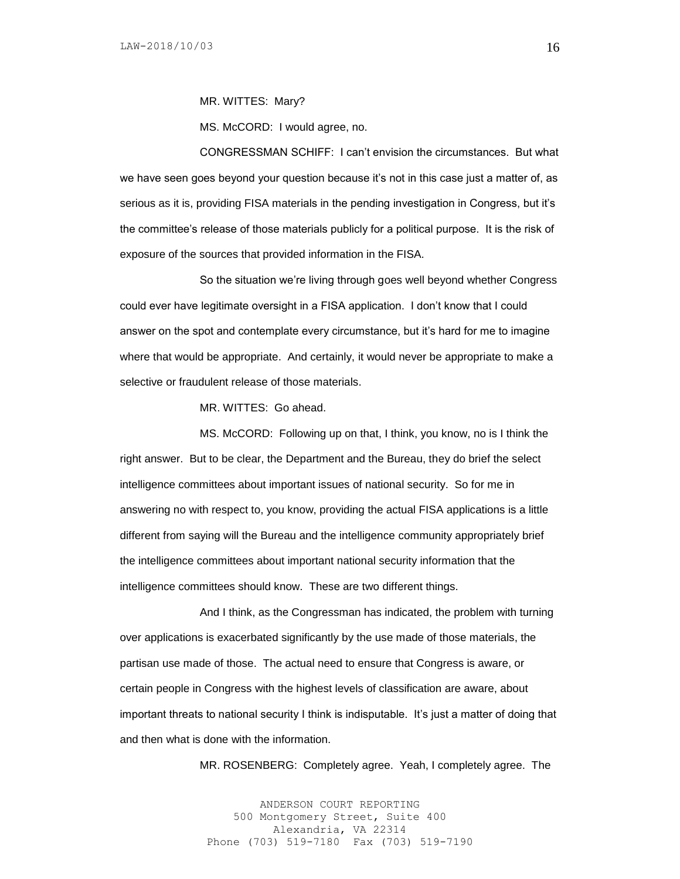MR. WITTES: Mary?

MS. McCORD: I would agree, no.

CONGRESSMAN SCHIFF: I can't envision the circumstances. But what we have seen goes beyond your question because it's not in this case just a matter of, as serious as it is, providing FISA materials in the pending investigation in Congress, but it's the committee's release of those materials publicly for a political purpose. It is the risk of exposure of the sources that provided information in the FISA.

So the situation we're living through goes well beyond whether Congress could ever have legitimate oversight in a FISA application. I don't know that I could answer on the spot and contemplate every circumstance, but it's hard for me to imagine where that would be appropriate. And certainly, it would never be appropriate to make a selective or fraudulent release of those materials.

MR. WITTES: Go ahead.

MS. McCORD: Following up on that, I think, you know, no is I think the right answer. But to be clear, the Department and the Bureau, they do brief the select intelligence committees about important issues of national security. So for me in answering no with respect to, you know, providing the actual FISA applications is a little different from saying will the Bureau and the intelligence community appropriately brief the intelligence committees about important national security information that the intelligence committees should know. These are two different things.

And I think, as the Congressman has indicated, the problem with turning over applications is exacerbated significantly by the use made of those materials, the partisan use made of those. The actual need to ensure that Congress is aware, or certain people in Congress with the highest levels of classification are aware, about important threats to national security I think is indisputable. It's just a matter of doing that and then what is done with the information.

MR. ROSENBERG: Completely agree. Yeah, I completely agree. The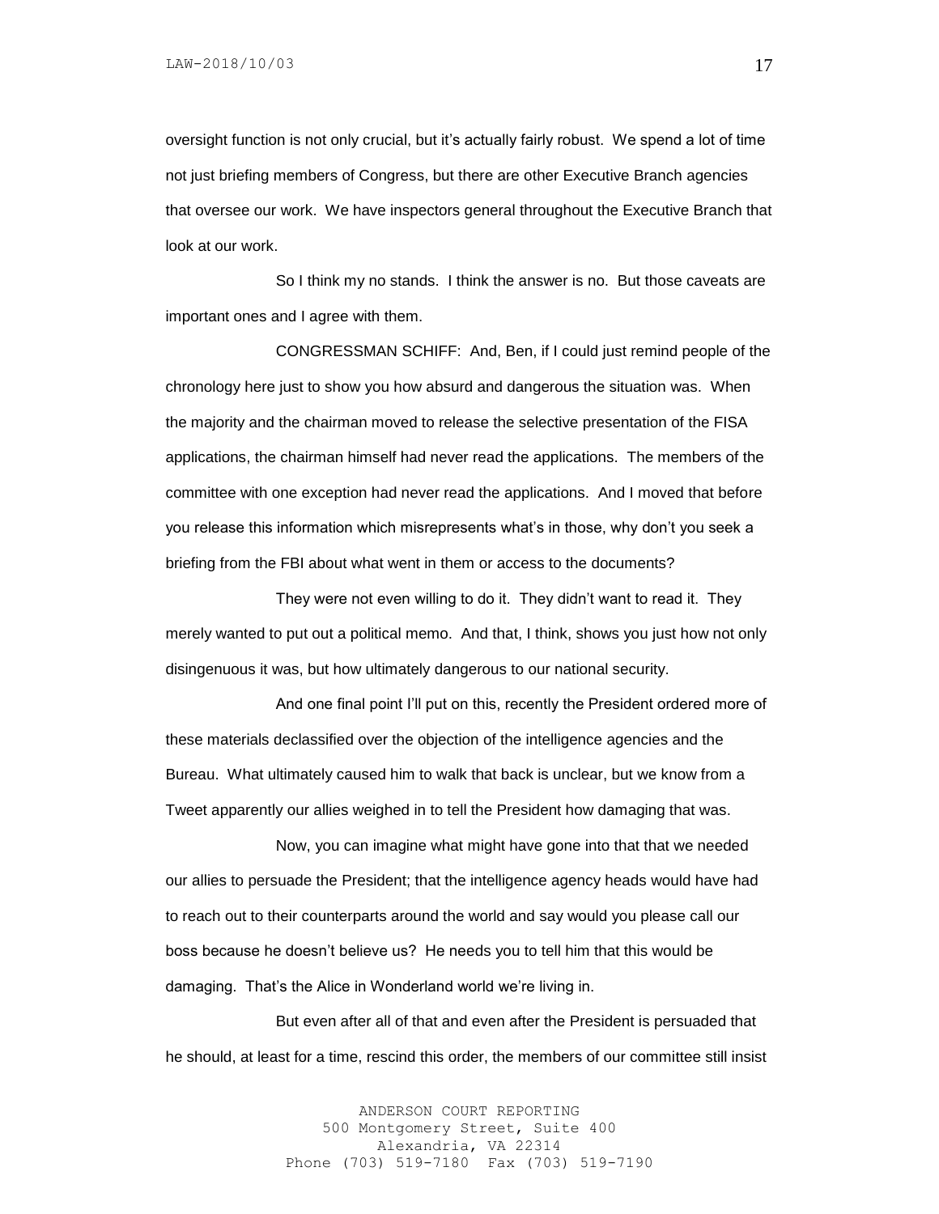oversight function is not only crucial, but it's actually fairly robust. We spend a lot of time not just briefing members of Congress, but there are other Executive Branch agencies that oversee our work. We have inspectors general throughout the Executive Branch that look at our work.

So I think my no stands. I think the answer is no. But those caveats are important ones and I agree with them.

CONGRESSMAN SCHIFF: And, Ben, if I could just remind people of the chronology here just to show you how absurd and dangerous the situation was. When the majority and the chairman moved to release the selective presentation of the FISA applications, the chairman himself had never read the applications. The members of the committee with one exception had never read the applications. And I moved that before you release this information which misrepresents what's in those, why don't you seek a briefing from the FBI about what went in them or access to the documents?

They were not even willing to do it. They didn't want to read it. They merely wanted to put out a political memo. And that, I think, shows you just how not only disingenuous it was, but how ultimately dangerous to our national security.

And one final point I'll put on this, recently the President ordered more of these materials declassified over the objection of the intelligence agencies and the Bureau. What ultimately caused him to walk that back is unclear, but we know from a Tweet apparently our allies weighed in to tell the President how damaging that was.

Now, you can imagine what might have gone into that that we needed our allies to persuade the President; that the intelligence agency heads would have had to reach out to their counterparts around the world and say would you please call our boss because he doesn't believe us? He needs you to tell him that this would be damaging. That's the Alice in Wonderland world we're living in.

But even after all of that and even after the President is persuaded that he should, at least for a time, rescind this order, the members of our committee still insist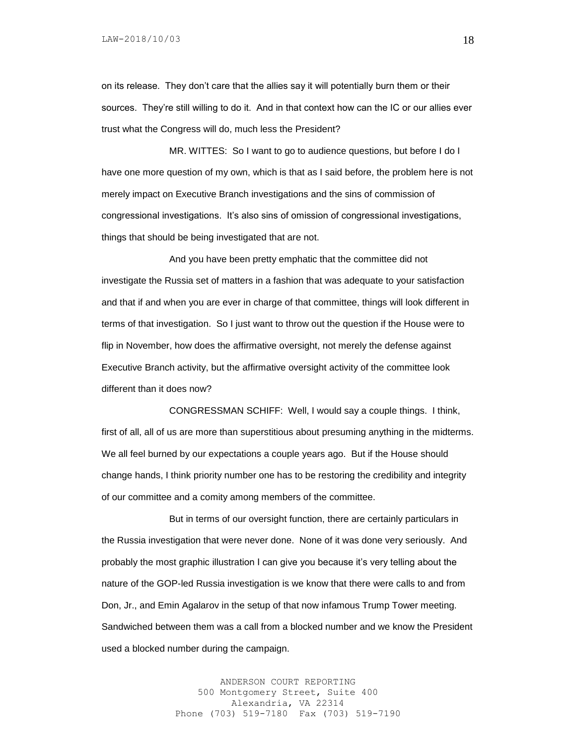on its release. They don't care that the allies say it will potentially burn them or their sources. They're still willing to do it. And in that context how can the IC or our allies ever trust what the Congress will do, much less the President?

MR. WITTES: So I want to go to audience questions, but before I do I have one more question of my own, which is that as I said before, the problem here is not merely impact on Executive Branch investigations and the sins of commission of congressional investigations. It's also sins of omission of congressional investigations, things that should be being investigated that are not.

And you have been pretty emphatic that the committee did not investigate the Russia set of matters in a fashion that was adequate to your satisfaction and that if and when you are ever in charge of that committee, things will look different in terms of that investigation. So I just want to throw out the question if the House were to flip in November, how does the affirmative oversight, not merely the defense against Executive Branch activity, but the affirmative oversight activity of the committee look different than it does now?

CONGRESSMAN SCHIFF: Well, I would say a couple things. I think, first of all, all of us are more than superstitious about presuming anything in the midterms. We all feel burned by our expectations a couple years ago. But if the House should change hands, I think priority number one has to be restoring the credibility and integrity of our committee and a comity among members of the committee.

But in terms of our oversight function, there are certainly particulars in the Russia investigation that were never done. None of it was done very seriously. And probably the most graphic illustration I can give you because it's very telling about the nature of the GOP-led Russia investigation is we know that there were calls to and from Don, Jr., and Emin Agalarov in the setup of that now infamous Trump Tower meeting. Sandwiched between them was a call from a blocked number and we know the President used a blocked number during the campaign.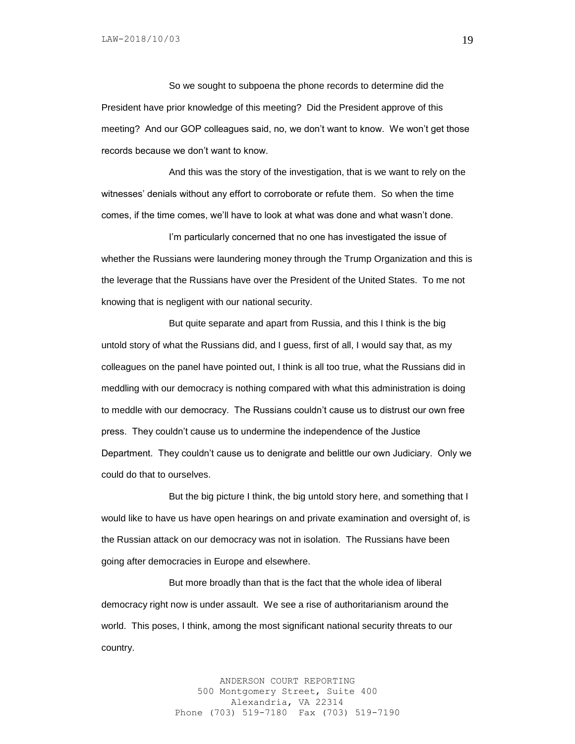So we sought to subpoena the phone records to determine did the President have prior knowledge of this meeting? Did the President approve of this meeting? And our GOP colleagues said, no, we don't want to know. We won't get those records because we don't want to know.

And this was the story of the investigation, that is we want to rely on the witnesses' denials without any effort to corroborate or refute them. So when the time comes, if the time comes, we'll have to look at what was done and what wasn't done.

I'm particularly concerned that no one has investigated the issue of whether the Russians were laundering money through the Trump Organization and this is the leverage that the Russians have over the President of the United States. To me not knowing that is negligent with our national security.

But quite separate and apart from Russia, and this I think is the big untold story of what the Russians did, and I guess, first of all, I would say that, as my colleagues on the panel have pointed out, I think is all too true, what the Russians did in meddling with our democracy is nothing compared with what this administration is doing to meddle with our democracy. The Russians couldn't cause us to distrust our own free press. They couldn't cause us to undermine the independence of the Justice Department. They couldn't cause us to denigrate and belittle our own Judiciary. Only we could do that to ourselves.

But the big picture I think, the big untold story here, and something that I would like to have us have open hearings on and private examination and oversight of, is the Russian attack on our democracy was not in isolation. The Russians have been going after democracies in Europe and elsewhere.

But more broadly than that is the fact that the whole idea of liberal democracy right now is under assault. We see a rise of authoritarianism around the world. This poses, I think, among the most significant national security threats to our country.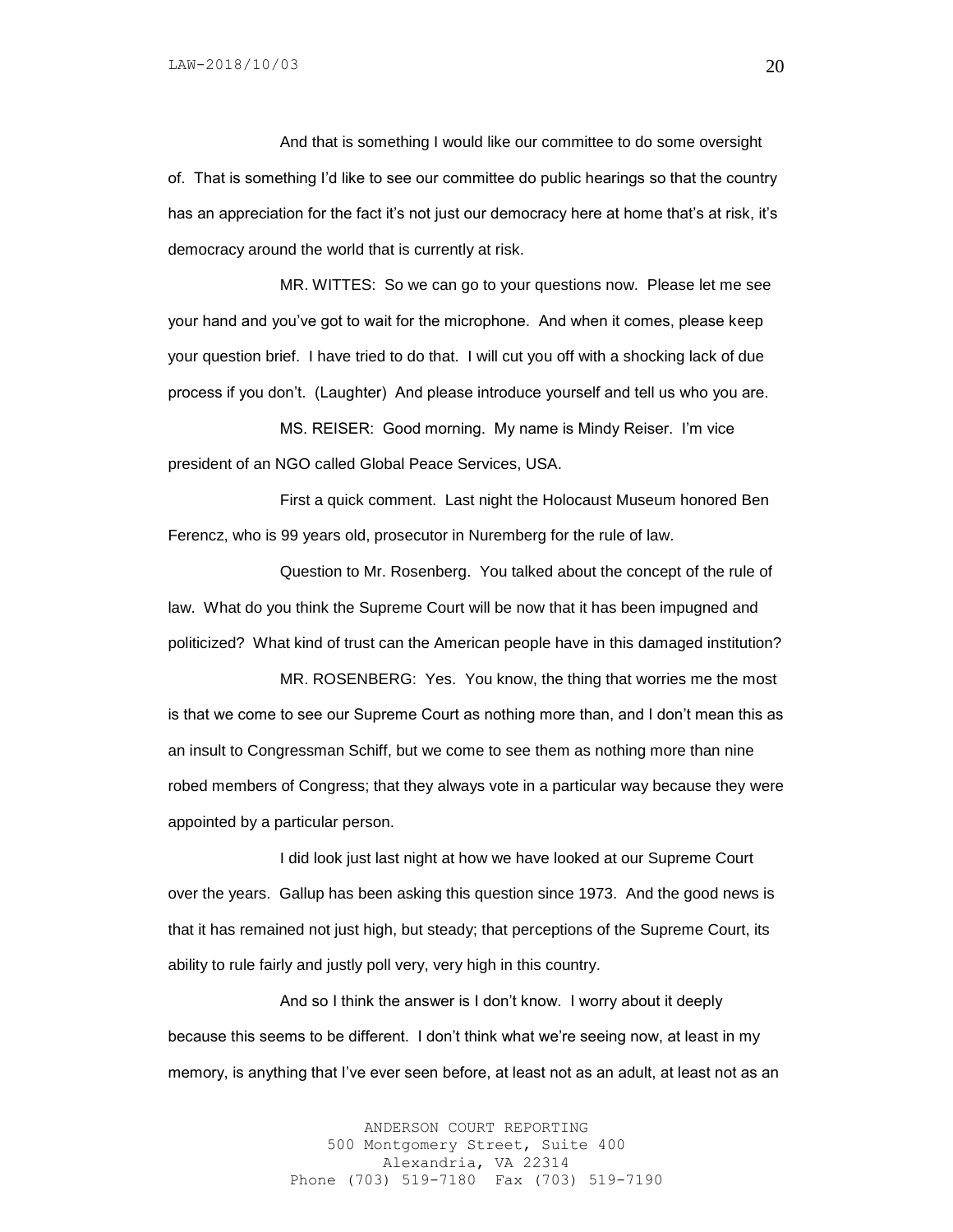And that is something I would like our committee to do some oversight of. That is something I'd like to see our committee do public hearings so that the country has an appreciation for the fact it's not just our democracy here at home that's at risk, it's democracy around the world that is currently at risk.

MR. WITTES: So we can go to your questions now. Please let me see your hand and you've got to wait for the microphone. And when it comes, please keep your question brief. I have tried to do that. I will cut you off with a shocking lack of due process if you don't. (Laughter) And please introduce yourself and tell us who you are.

MS. REISER: Good morning. My name is Mindy Reiser. I'm vice president of an NGO called Global Peace Services, USA.

First a quick comment. Last night the Holocaust Museum honored Ben Ferencz, who is 99 years old, prosecutor in Nuremberg for the rule of law.

Question to Mr. Rosenberg. You talked about the concept of the rule of law. What do you think the Supreme Court will be now that it has been impugned and politicized? What kind of trust can the American people have in this damaged institution?

MR. ROSENBERG: Yes. You know, the thing that worries me the most is that we come to see our Supreme Court as nothing more than, and I don't mean this as an insult to Congressman Schiff, but we come to see them as nothing more than nine robed members of Congress; that they always vote in a particular way because they were appointed by a particular person.

I did look just last night at how we have looked at our Supreme Court over the years. Gallup has been asking this question since 1973. And the good news is that it has remained not just high, but steady; that perceptions of the Supreme Court, its ability to rule fairly and justly poll very, very high in this country.

And so I think the answer is I don't know. I worry about it deeply because this seems to be different. I don't think what we're seeing now, at least in my memory, is anything that I've ever seen before, at least not as an adult, at least not as an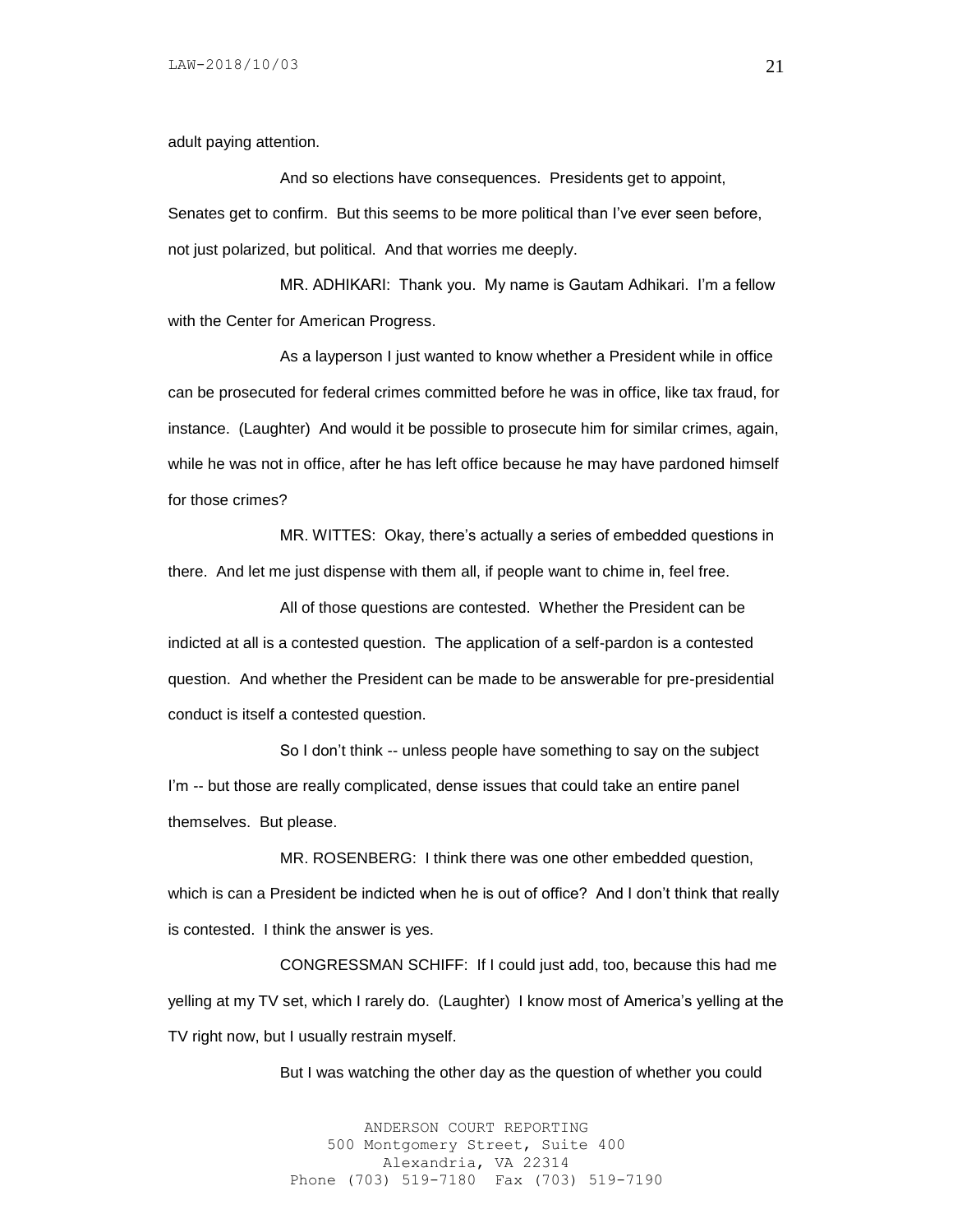adult paying attention.

And so elections have consequences. Presidents get to appoint, Senates get to confirm. But this seems to be more political than I've ever seen before, not just polarized, but political. And that worries me deeply.

MR. ADHIKARI: Thank you. My name is Gautam Adhikari. I'm a fellow with the Center for American Progress.

As a layperson I just wanted to know whether a President while in office can be prosecuted for federal crimes committed before he was in office, like tax fraud, for instance. (Laughter) And would it be possible to prosecute him for similar crimes, again, while he was not in office, after he has left office because he may have pardoned himself for those crimes?

MR. WITTES: Okay, there's actually a series of embedded questions in there. And let me just dispense with them all, if people want to chime in, feel free.

All of those questions are contested. Whether the President can be indicted at all is a contested question. The application of a self-pardon is a contested question. And whether the President can be made to be answerable for pre-presidential conduct is itself a contested question.

So I don't think -- unless people have something to say on the subject I'm -- but those are really complicated, dense issues that could take an entire panel themselves. But please.

MR. ROSENBERG: I think there was one other embedded question, which is can a President be indicted when he is out of office? And I don't think that really is contested. I think the answer is yes.

CONGRESSMAN SCHIFF: If I could just add, too, because this had me yelling at my TV set, which I rarely do. (Laughter) I know most of America's yelling at the TV right now, but I usually restrain myself.

But I was watching the other day as the question of whether you could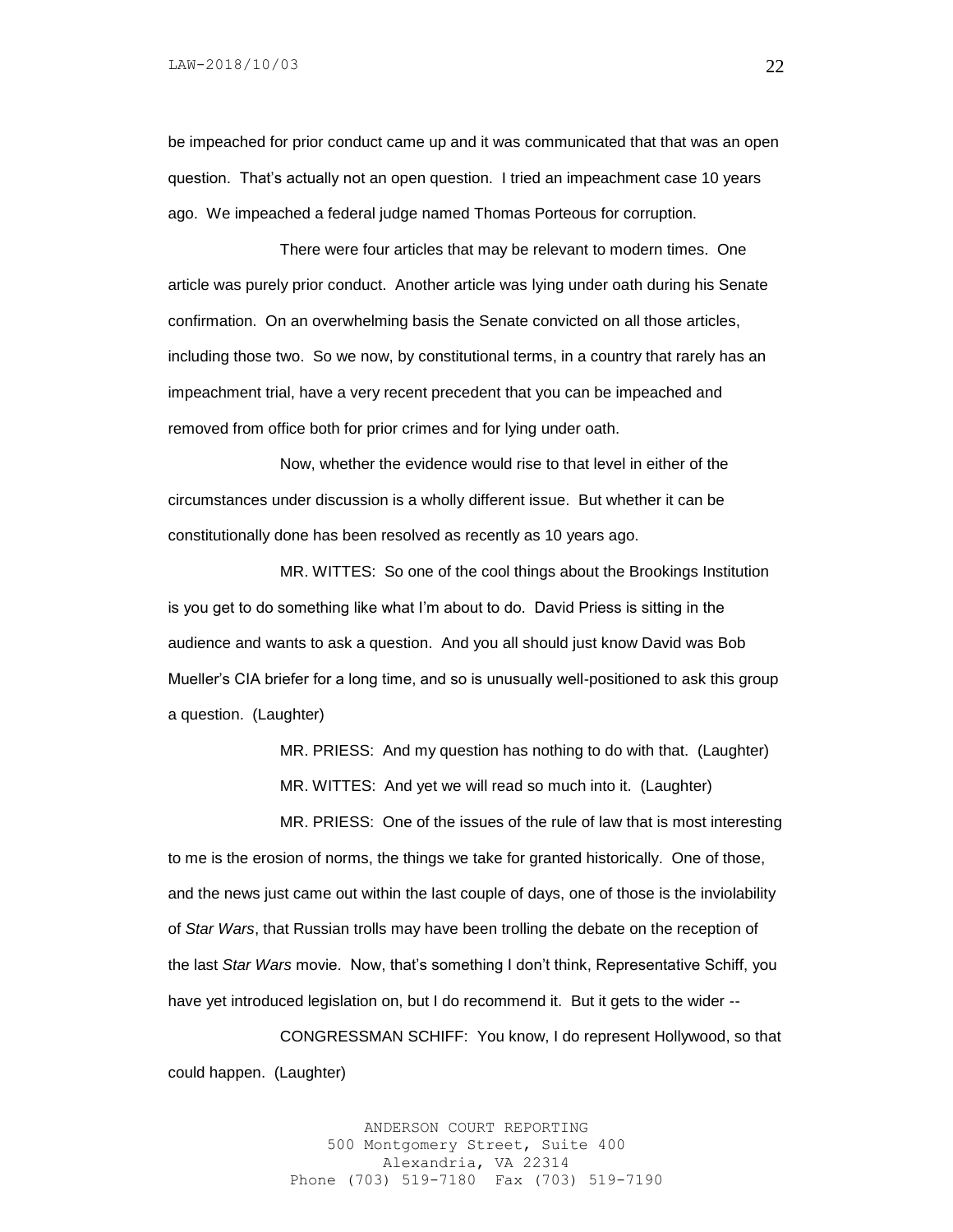be impeached for prior conduct came up and it was communicated that that was an open question. That's actually not an open question. I tried an impeachment case 10 years ago. We impeached a federal judge named Thomas Porteous for corruption.

There were four articles that may be relevant to modern times. One article was purely prior conduct. Another article was lying under oath during his Senate confirmation. On an overwhelming basis the Senate convicted on all those articles, including those two. So we now, by constitutional terms, in a country that rarely has an impeachment trial, have a very recent precedent that you can be impeached and removed from office both for prior crimes and for lying under oath.

Now, whether the evidence would rise to that level in either of the circumstances under discussion is a wholly different issue. But whether it can be constitutionally done has been resolved as recently as 10 years ago.

MR. WITTES: So one of the cool things about the Brookings Institution is you get to do something like what I'm about to do. David Priess is sitting in the audience and wants to ask a question. And you all should just know David was Bob Mueller's CIA briefer for a long time, and so is unusually well-positioned to ask this group a question. (Laughter)

MR. PRIESS: And my question has nothing to do with that. (Laughter)

MR. WITTES: And yet we will read so much into it. (Laughter)

MR. PRIESS: One of the issues of the rule of law that is most interesting to me is the erosion of norms, the things we take for granted historically. One of those, and the news just came out within the last couple of days, one of those is the inviolability of *Star Wars*, that Russian trolls may have been trolling the debate on the reception of the last *Star Wars* movie. Now, that's something I don't think, Representative Schiff, you have yet introduced legislation on, but I do recommend it. But it gets to the wider --

CONGRESSMAN SCHIFF: You know, I do represent Hollywood, so that could happen. (Laughter)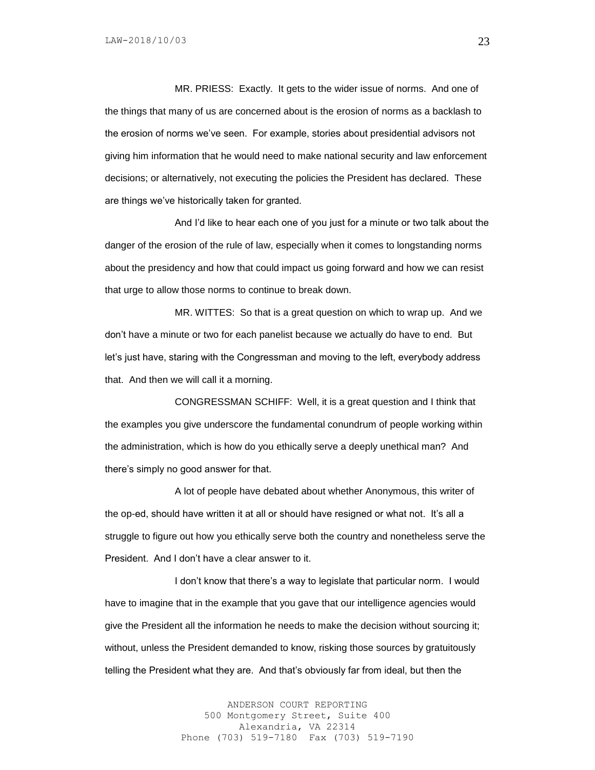MR. PRIESS: Exactly. It gets to the wider issue of norms. And one of the things that many of us are concerned about is the erosion of norms as a backlash to the erosion of norms we've seen. For example, stories about presidential advisors not giving him information that he would need to make national security and law enforcement decisions; or alternatively, not executing the policies the President has declared. These are things we've historically taken for granted.

And I'd like to hear each one of you just for a minute or two talk about the danger of the erosion of the rule of law, especially when it comes to longstanding norms about the presidency and how that could impact us going forward and how we can resist that urge to allow those norms to continue to break down.

MR. WITTES: So that is a great question on which to wrap up. And we don't have a minute or two for each panelist because we actually do have to end. But let's just have, staring with the Congressman and moving to the left, everybody address that. And then we will call it a morning.

CONGRESSMAN SCHIFF: Well, it is a great question and I think that the examples you give underscore the fundamental conundrum of people working within the administration, which is how do you ethically serve a deeply unethical man? And there's simply no good answer for that.

A lot of people have debated about whether Anonymous, this writer of the op-ed, should have written it at all or should have resigned or what not. It's all a struggle to figure out how you ethically serve both the country and nonetheless serve the President. And I don't have a clear answer to it.

I don't know that there's a way to legislate that particular norm. I would have to imagine that in the example that you gave that our intelligence agencies would give the President all the information he needs to make the decision without sourcing it; without, unless the President demanded to know, risking those sources by gratuitously telling the President what they are. And that's obviously far from ideal, but then the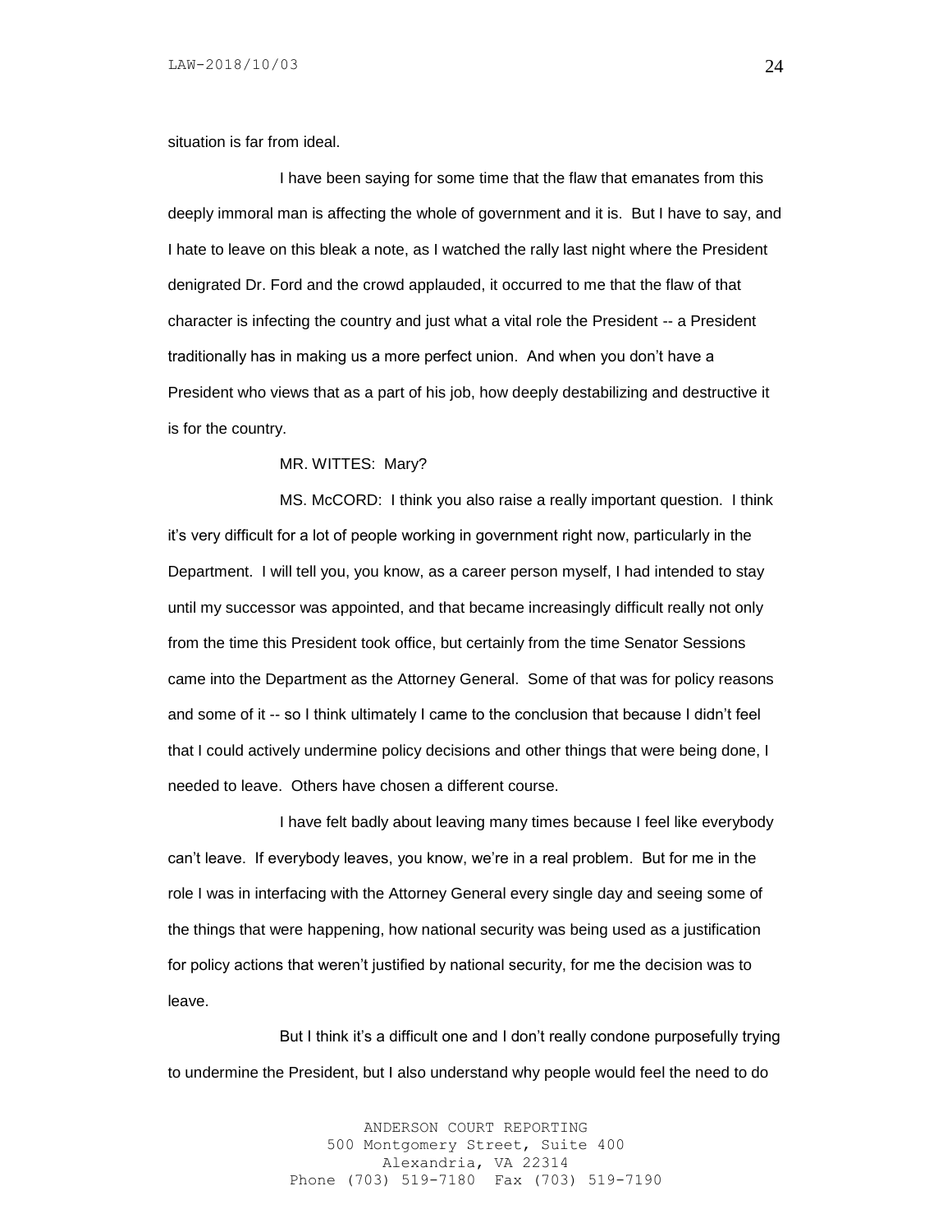situation is far from ideal.

I have been saying for some time that the flaw that emanates from this deeply immoral man is affecting the whole of government and it is. But I have to say, and I hate to leave on this bleak a note, as I watched the rally last night where the President denigrated Dr. Ford and the crowd applauded, it occurred to me that the flaw of that character is infecting the country and just what a vital role the President -- a President traditionally has in making us a more perfect union. And when you don't have a President who views that as a part of his job, how deeply destabilizing and destructive it is for the country.

MR. WITTES: Mary?

MS. McCORD: I think you also raise a really important question. I think it's very difficult for a lot of people working in government right now, particularly in the Department. I will tell you, you know, as a career person myself, I had intended to stay until my successor was appointed, and that became increasingly difficult really not only from the time this President took office, but certainly from the time Senator Sessions came into the Department as the Attorney General. Some of that was for policy reasons and some of it -- so I think ultimately I came to the conclusion that because I didn't feel that I could actively undermine policy decisions and other things that were being done, I needed to leave. Others have chosen a different course.

I have felt badly about leaving many times because I feel like everybody can't leave. If everybody leaves, you know, we're in a real problem. But for me in the role I was in interfacing with the Attorney General every single day and seeing some of the things that were happening, how national security was being used as a justification for policy actions that weren't justified by national security, for me the decision was to leave.

But I think it's a difficult one and I don't really condone purposefully trying to undermine the President, but I also understand why people would feel the need to do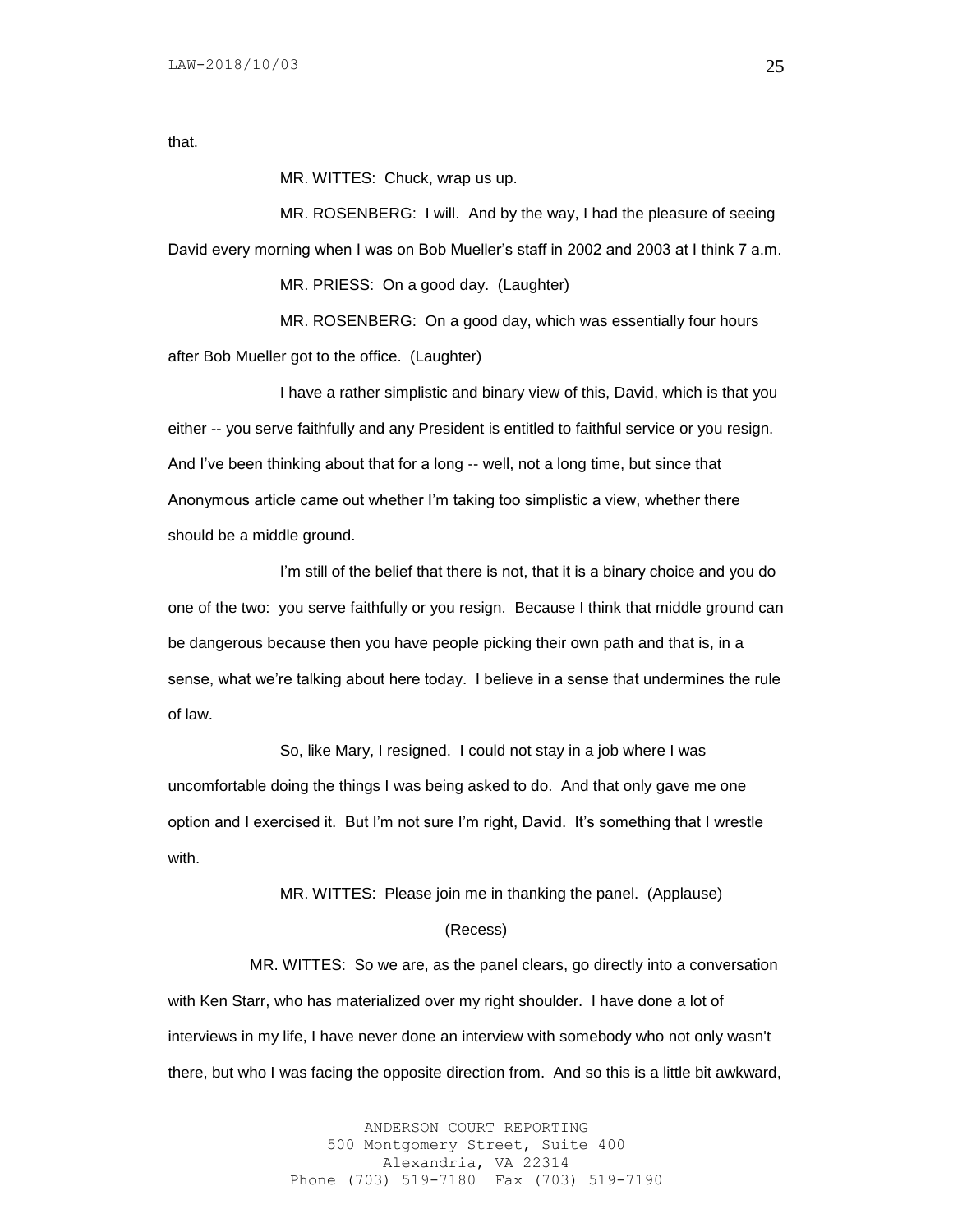that.

MR. WITTES: Chuck, wrap us up.

MR. ROSENBERG: I will. And by the way, I had the pleasure of seeing David every morning when I was on Bob Mueller's staff in 2002 and 2003 at I think 7 a.m.

MR. PRIESS: On a good day. (Laughter)

MR. ROSENBERG: On a good day, which was essentially four hours after Bob Mueller got to the office. (Laughter)

I have a rather simplistic and binary view of this, David, which is that you either -- you serve faithfully and any President is entitled to faithful service or you resign. And I've been thinking about that for a long -- well, not a long time, but since that Anonymous article came out whether I'm taking too simplistic a view, whether there should be a middle ground.

I'm still of the belief that there is not, that it is a binary choice and you do one of the two: you serve faithfully or you resign. Because I think that middle ground can be dangerous because then you have people picking their own path and that is, in a sense, what we're talking about here today. I believe in a sense that undermines the rule of law.

So, like Mary, I resigned. I could not stay in a job where I was uncomfortable doing the things I was being asked to do. And that only gave me one option and I exercised it. But I'm not sure I'm right, David. It's something that I wrestle with.

MR. WITTES: Please join me in thanking the panel. (Applause)

(Recess)

MR. WITTES: So we are, as the panel clears, go directly into a conversation with Ken Starr, who has materialized over my right shoulder. I have done a lot of interviews in my life, I have never done an interview with somebody who not only wasn't there, but who I was facing the opposite direction from. And so this is a little bit awkward,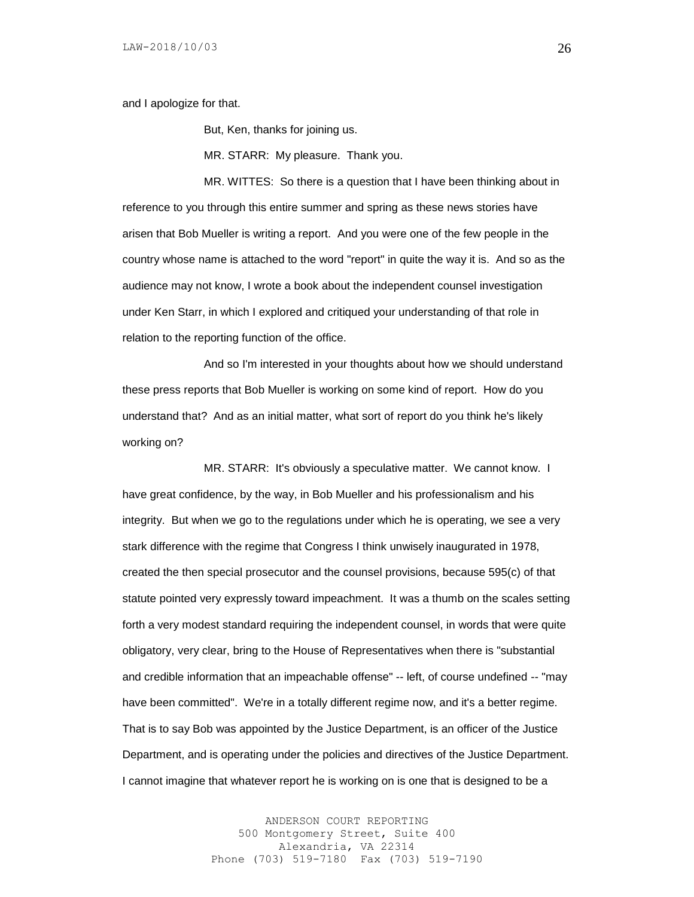and I apologize for that.

But, Ken, thanks for joining us.

MR. STARR: My pleasure. Thank you.

MR. WITTES: So there is a question that I have been thinking about in reference to you through this entire summer and spring as these news stories have arisen that Bob Mueller is writing a report. And you were one of the few people in the country whose name is attached to the word "report" in quite the way it is. And so as the audience may not know, I wrote a book about the independent counsel investigation under Ken Starr, in which I explored and critiqued your understanding of that role in relation to the reporting function of the office.

And so I'm interested in your thoughts about how we should understand these press reports that Bob Mueller is working on some kind of report. How do you understand that? And as an initial matter, what sort of report do you think he's likely working on?

MR. STARR: It's obviously a speculative matter. We cannot know. I have great confidence, by the way, in Bob Mueller and his professionalism and his integrity. But when we go to the regulations under which he is operating, we see a very stark difference with the regime that Congress I think unwisely inaugurated in 1978, created the then special prosecutor and the counsel provisions, because 595(c) of that statute pointed very expressly toward impeachment. It was a thumb on the scales setting forth a very modest standard requiring the independent counsel, in words that were quite obligatory, very clear, bring to the House of Representatives when there is "substantial and credible information that an impeachable offense" -- left, of course undefined -- "may have been committed". We're in a totally different regime now, and it's a better regime. That is to say Bob was appointed by the Justice Department, is an officer of the Justice Department, and is operating under the policies and directives of the Justice Department. I cannot imagine that whatever report he is working on is one that is designed to be a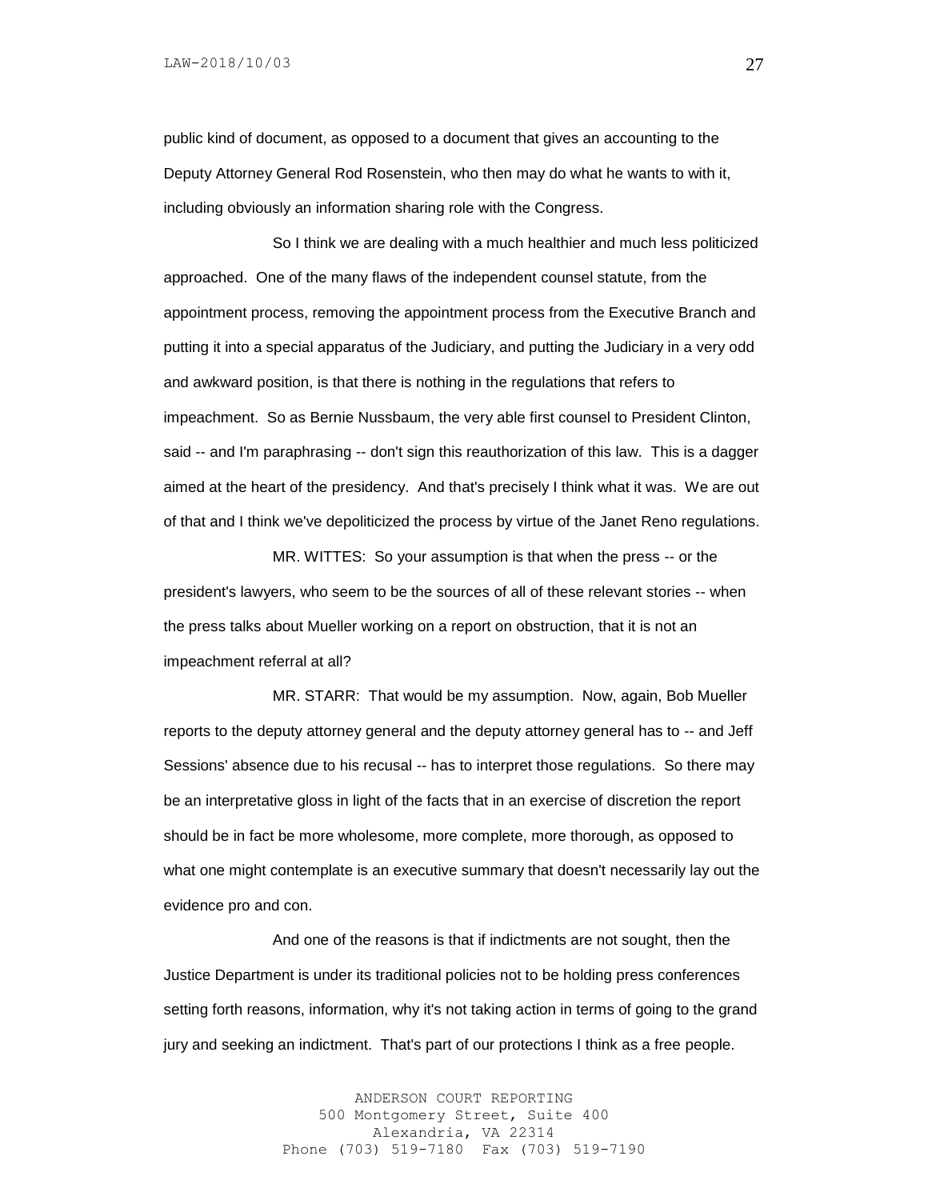public kind of document, as opposed to a document that gives an accounting to the Deputy Attorney General Rod Rosenstein, who then may do what he wants to with it, including obviously an information sharing role with the Congress.

So I think we are dealing with a much healthier and much less politicized approached. One of the many flaws of the independent counsel statute, from the appointment process, removing the appointment process from the Executive Branch and putting it into a special apparatus of the Judiciary, and putting the Judiciary in a very odd and awkward position, is that there is nothing in the regulations that refers to impeachment. So as Bernie Nussbaum, the very able first counsel to President Clinton, said -- and I'm paraphrasing -- don't sign this reauthorization of this law. This is a dagger aimed at the heart of the presidency. And that's precisely I think what it was. We are out of that and I think we've depoliticized the process by virtue of the Janet Reno regulations.

MR. WITTES: So your assumption is that when the press -- or the president's lawyers, who seem to be the sources of all of these relevant stories -- when the press talks about Mueller working on a report on obstruction, that it is not an impeachment referral at all?

MR. STARR: That would be my assumption. Now, again, Bob Mueller reports to the deputy attorney general and the deputy attorney general has to -- and Jeff Sessions' absence due to his recusal -- has to interpret those regulations. So there may be an interpretative gloss in light of the facts that in an exercise of discretion the report should be in fact be more wholesome, more complete, more thorough, as opposed to what one might contemplate is an executive summary that doesn't necessarily lay out the evidence pro and con.

And one of the reasons is that if indictments are not sought, then the Justice Department is under its traditional policies not to be holding press conferences setting forth reasons, information, why it's not taking action in terms of going to the grand jury and seeking an indictment. That's part of our protections I think as a free people.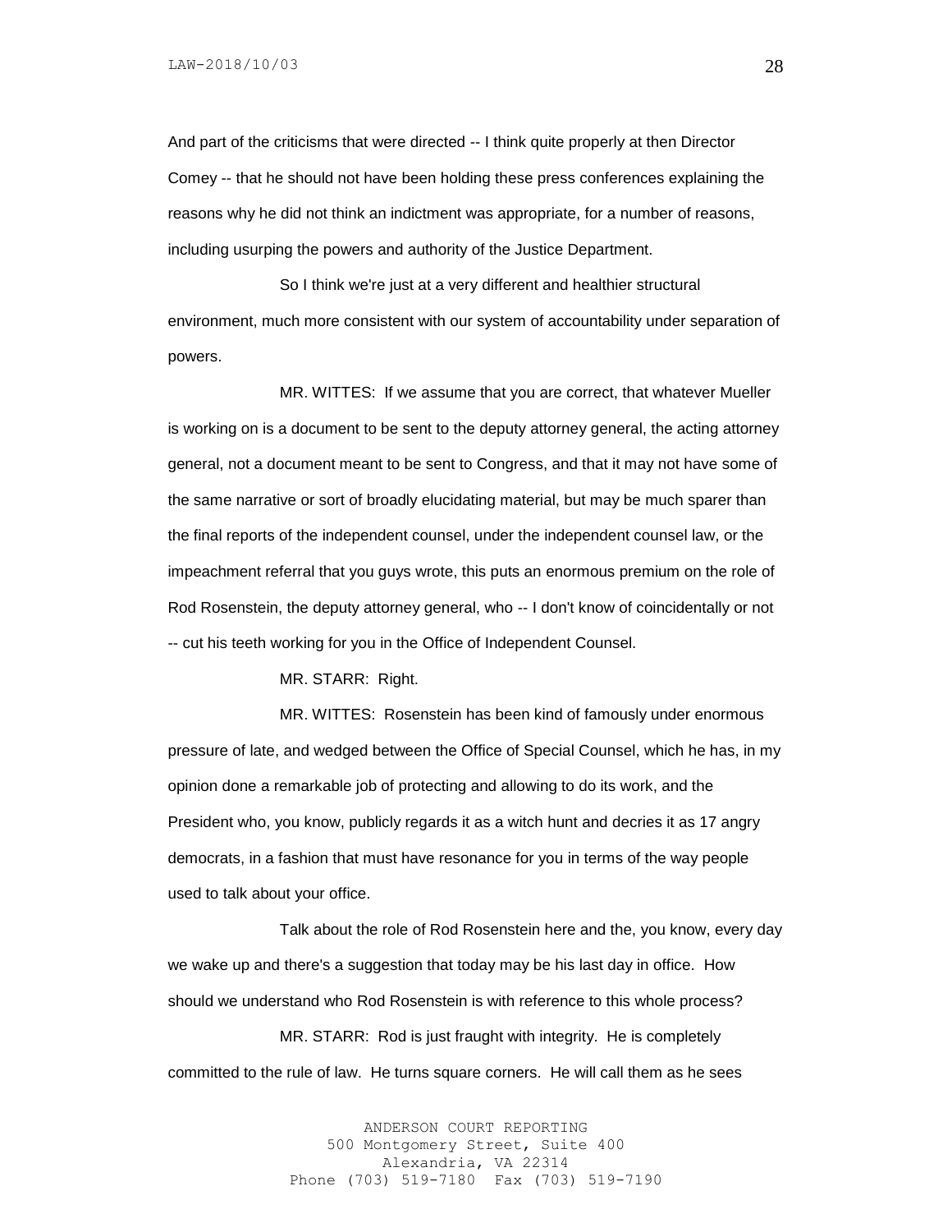And part of the criticisms that were directed -- I think quite properly at then Director Comey -- that he should not have been holding these press conferences explaining the reasons why he did not think an indictment was appropriate, for a number of reasons, including usurping the powers and authority of the Justice Department.

So I think we're just at a very different and healthier structural environment, much more consistent with our system of accountability under separation of powers.

MR. WITTES: If we assume that you are correct, that whatever Mueller is working on is a document to be sent to the deputy attorney general, the acting attorney general, not a document meant to be sent to Congress, and that it may not have some of the same narrative or sort of broadly elucidating material, but may be much sparer than the final reports of the independent counsel, under the independent counsel law, or the impeachment referral that you guys wrote, this puts an enormous premium on the role of Rod Rosenstein, the deputy attorney general, who -- I don't know of coincidentally or not -- cut his teeth working for you in the Office of Independent Counsel.

MR. STARR: Right.

MR. WITTES: Rosenstein has been kind of famously under enormous pressure of late, and wedged between the Office of Special Counsel, which he has, in my opinion done a remarkable job of protecting and allowing to do its work, and the President who, you know, publicly regards it as a witch hunt and decries it as 17 angry democrats, in a fashion that must have resonance for you in terms of the way people used to talk about your office.

Talk about the role of Rod Rosenstein here and the, you know, every day we wake up and there's a suggestion that today may be his last day in office. How should we understand who Rod Rosenstein is with reference to this whole process?

MR. STARR: Rod is just fraught with integrity. He is completely committed to the rule of law. He turns square corners. He will call them as he sees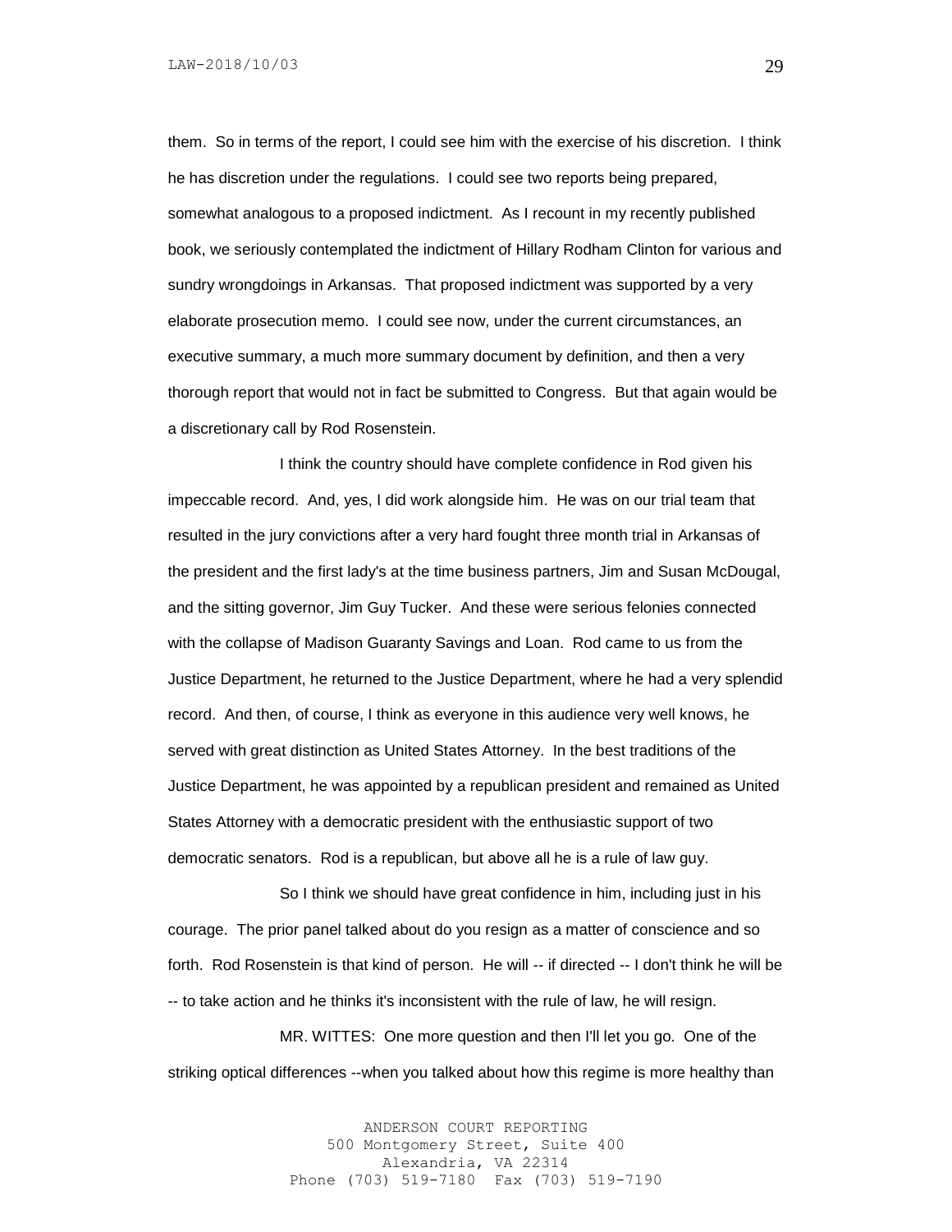them. So in terms of the report, I could see him with the exercise of his discretion. I think he has discretion under the regulations. I could see two reports being prepared, somewhat analogous to a proposed indictment. As I recount in my recently published book, we seriously contemplated the indictment of Hillary Rodham Clinton for various and sundry wrongdoings in Arkansas. That proposed indictment was supported by a very elaborate prosecution memo. I could see now, under the current circumstances, an executive summary, a much more summary document by definition, and then a very thorough report that would not in fact be submitted to Congress. But that again would be a discretionary call by Rod Rosenstein.

I think the country should have complete confidence in Rod given his impeccable record. And, yes, I did work alongside him. He was on our trial team that resulted in the jury convictions after a very hard fought three month trial in Arkansas of the president and the first lady's at the time business partners, Jim and Susan McDougal, and the sitting governor, Jim Guy Tucker. And these were serious felonies connected with the collapse of Madison Guaranty Savings and Loan. Rod came to us from the Justice Department, he returned to the Justice Department, where he had a very splendid record. And then, of course, I think as everyone in this audience very well knows, he served with great distinction as United States Attorney. In the best traditions of the Justice Department, he was appointed by a republican president and remained as United States Attorney with a democratic president with the enthusiastic support of two democratic senators. Rod is a republican, but above all he is a rule of law guy.

So I think we should have great confidence in him, including just in his courage. The prior panel talked about do you resign as a matter of conscience and so forth. Rod Rosenstein is that kind of person. He will -- if directed -- I don't think he will be -- to take action and he thinks it's inconsistent with the rule of law, he will resign.

MR. WITTES: One more question and then I'll let you go. One of the striking optical differences --when you talked about how this regime is more healthy than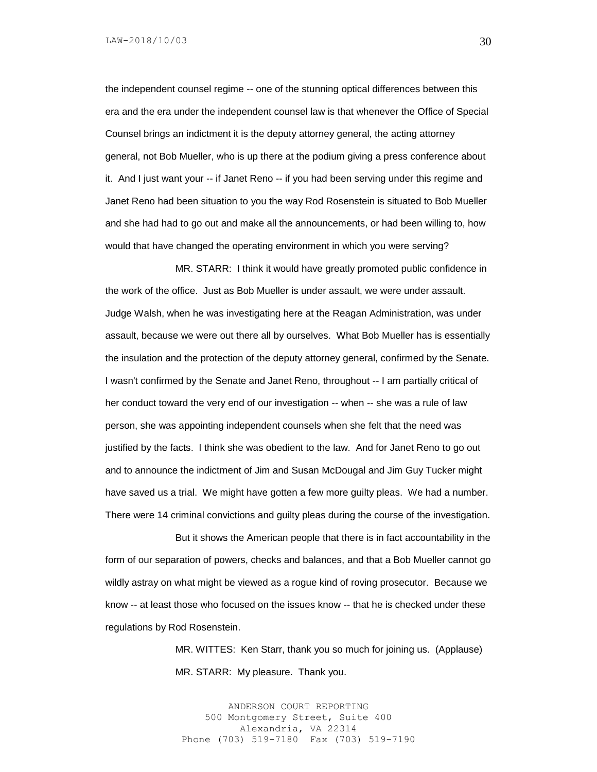the independent counsel regime -- one of the stunning optical differences between this era and the era under the independent counsel law is that whenever the Office of Special Counsel brings an indictment it is the deputy attorney general, the acting attorney general, not Bob Mueller, who is up there at the podium giving a press conference about it. And I just want your -- if Janet Reno -- if you had been serving under this regime and Janet Reno had been situation to you the way Rod Rosenstein is situated to Bob Mueller and she had had to go out and make all the announcements, or had been willing to, how would that have changed the operating environment in which you were serving?

MR. STARR: I think it would have greatly promoted public confidence in the work of the office. Just as Bob Mueller is under assault, we were under assault. Judge Walsh, when he was investigating here at the Reagan Administration, was under assault, because we were out there all by ourselves. What Bob Mueller has is essentially the insulation and the protection of the deputy attorney general, confirmed by the Senate. I wasn't confirmed by the Senate and Janet Reno, throughout -- I am partially critical of her conduct toward the very end of our investigation -- when -- she was a rule of law person, she was appointing independent counsels when she felt that the need was justified by the facts. I think she was obedient to the law. And for Janet Reno to go out and to announce the indictment of Jim and Susan McDougal and Jim Guy Tucker might have saved us a trial. We might have gotten a few more guilty pleas. We had a number. There were 14 criminal convictions and guilty pleas during the course of the investigation.

But it shows the American people that there is in fact accountability in the form of our separation of powers, checks and balances, and that a Bob Mueller cannot go wildly astray on what might be viewed as a rogue kind of roving prosecutor. Because we know -- at least those who focused on the issues know -- that he is checked under these regulations by Rod Rosenstein.

MR. WITTES: Ken Starr, thank you so much for joining us. (Applause)

MR. STARR: My pleasure. Thank you.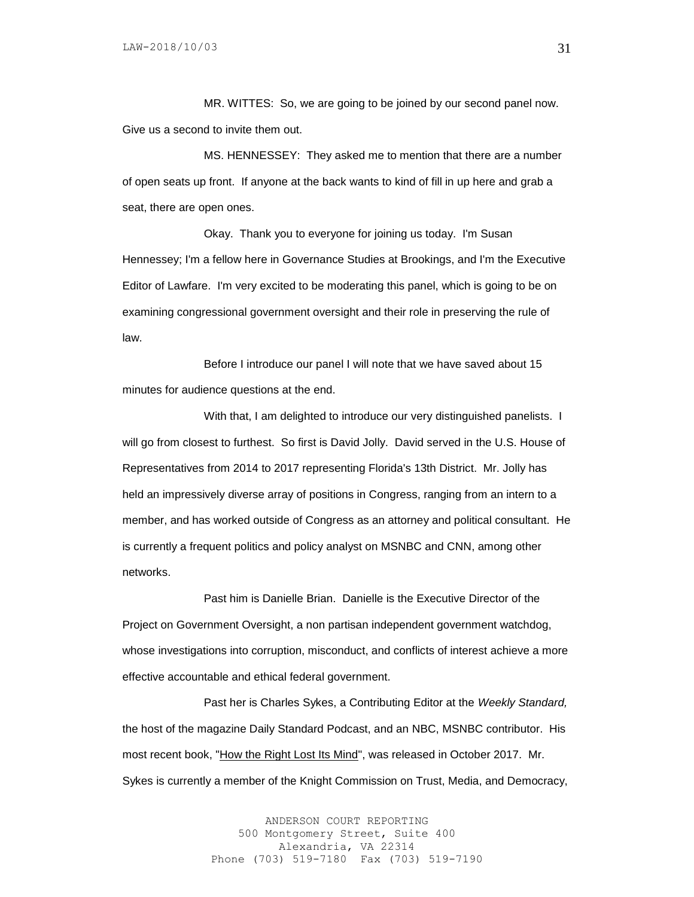MR. WITTES: So, we are going to be joined by our second panel now. Give us a second to invite them out.

MS. HENNESSEY: They asked me to mention that there are a number of open seats up front. If anyone at the back wants to kind of fill in up here and grab a seat, there are open ones.

Okay. Thank you to everyone for joining us today. I'm Susan Hennessey; I'm a fellow here in Governance Studies at Brookings, and I'm the Executive Editor of Lawfare. I'm very excited to be moderating this panel, which is going to be on examining congressional government oversight and their role in preserving the rule of law.

Before I introduce our panel I will note that we have saved about 15 minutes for audience questions at the end.

With that, I am delighted to introduce our very distinguished panelists. I will go from closest to furthest. So first is David Jolly. David served in the U.S. House of Representatives from 2014 to 2017 representing Florida's 13th District. Mr. Jolly has held an impressively diverse array of positions in Congress, ranging from an intern to a member, and has worked outside of Congress as an attorney and political consultant. He is currently a frequent politics and policy analyst on MSNBC and CNN, among other networks.

Past him is Danielle Brian. Danielle is the Executive Director of the Project on Government Oversight, a non partisan independent government watchdog, whose investigations into corruption, misconduct, and conflicts of interest achieve a more effective accountable and ethical federal government.

Past her is Charles Sykes, a Contributing Editor at the *Weekly Standard,* the host of the magazine Daily Standard Podcast, and an NBC, MSNBC contributor. His most recent book, "How the Right Lost Its Mind", was released in October 2017. Mr. Sykes is currently a member of the Knight Commission on Trust, Media, and Democracy,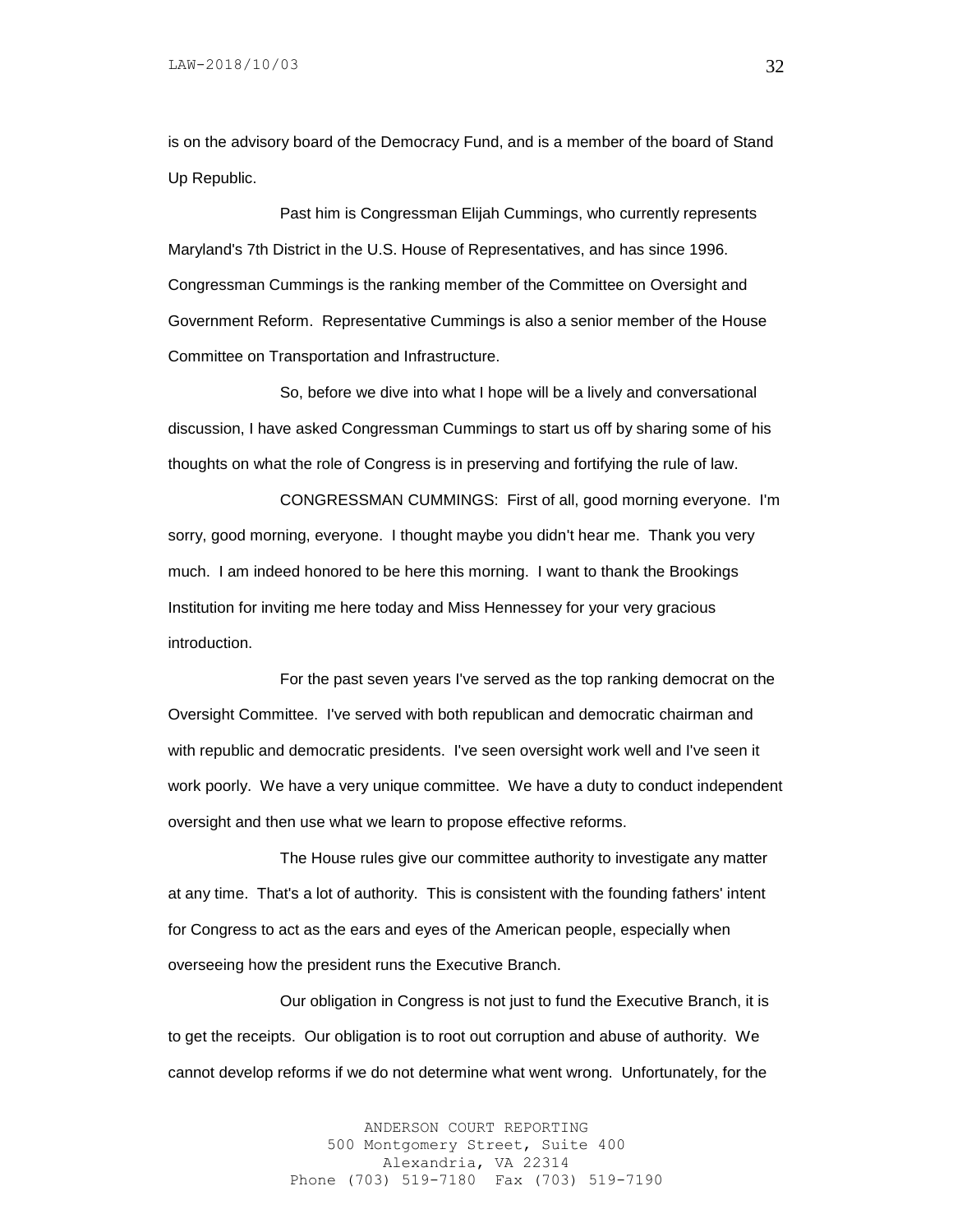is on the advisory board of the Democracy Fund, and is a member of the board of Stand Up Republic.

Past him is Congressman Elijah Cummings, who currently represents Maryland's 7th District in the U.S. House of Representatives, and has since 1996. Congressman Cummings is the ranking member of the Committee on Oversight and Government Reform. Representative Cummings is also a senior member of the House Committee on Transportation and Infrastructure.

So, before we dive into what I hope will be a lively and conversational discussion, I have asked Congressman Cummings to start us off by sharing some of his thoughts on what the role of Congress is in preserving and fortifying the rule of law.

CONGRESSMAN CUMMINGS: First of all, good morning everyone. I'm sorry, good morning, everyone. I thought maybe you didn't hear me. Thank you very much. I am indeed honored to be here this morning. I want to thank the Brookings Institution for inviting me here today and Miss Hennessey for your very gracious introduction.

For the past seven years I've served as the top ranking democrat on the Oversight Committee. I've served with both republican and democratic chairman and with republic and democratic presidents. I've seen oversight work well and I've seen it work poorly. We have a very unique committee. We have a duty to conduct independent oversight and then use what we learn to propose effective reforms.

The House rules give our committee authority to investigate any matter at any time. That's a lot of authority. This is consistent with the founding fathers' intent for Congress to act as the ears and eyes of the American people, especially when overseeing how the president runs the Executive Branch.

Our obligation in Congress is not just to fund the Executive Branch, it is to get the receipts. Our obligation is to root out corruption and abuse of authority. We cannot develop reforms if we do not determine what went wrong. Unfortunately, for the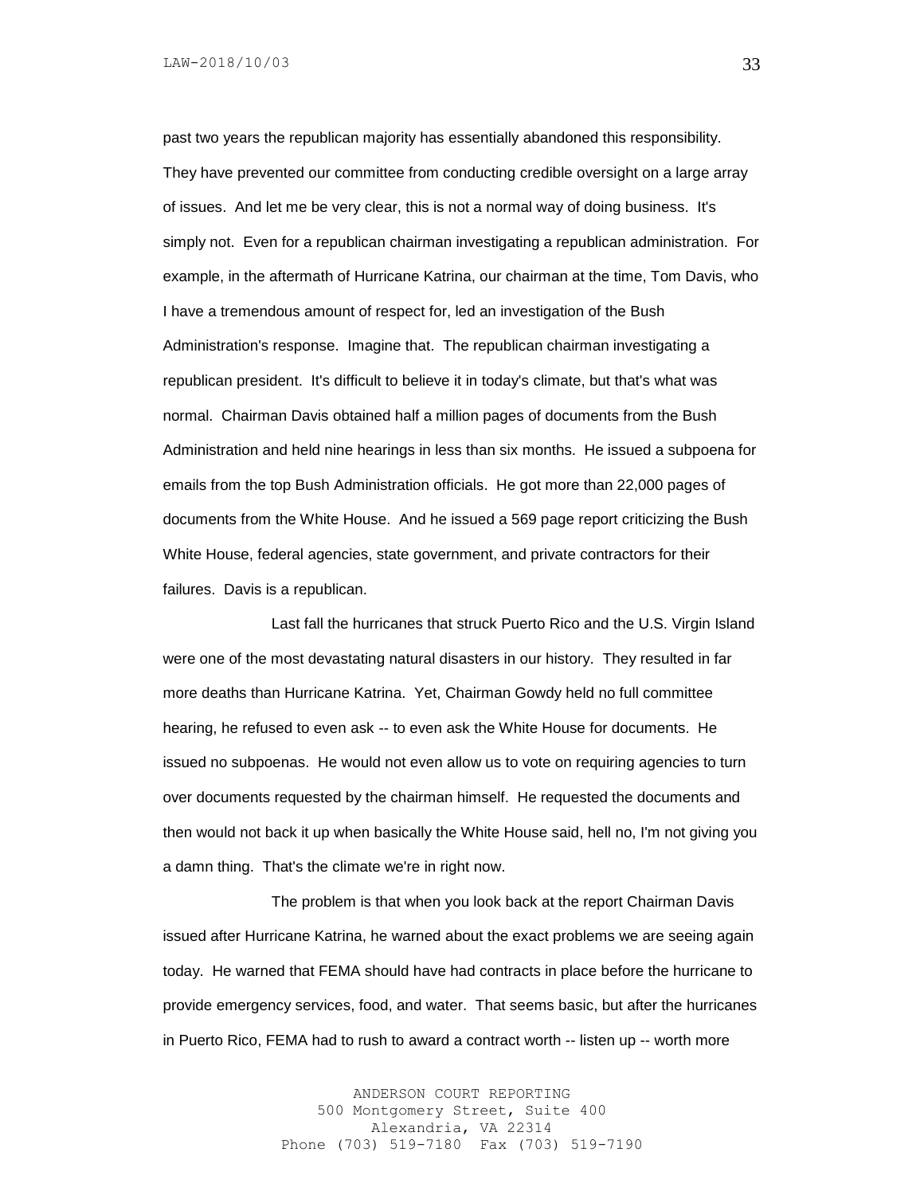past two years the republican majority has essentially abandoned this responsibility. They have prevented our committee from conducting credible oversight on a large array of issues. And let me be very clear, this is not a normal way of doing business. It's simply not. Even for a republican chairman investigating a republican administration. For example, in the aftermath of Hurricane Katrina, our chairman at the time, Tom Davis, who I have a tremendous amount of respect for, led an investigation of the Bush Administration's response. Imagine that. The republican chairman investigating a republican president. It's difficult to believe it in today's climate, but that's what was normal. Chairman Davis obtained half a million pages of documents from the Bush Administration and held nine hearings in less than six months. He issued a subpoena for emails from the top Bush Administration officials. He got more than 22,000 pages of documents from the White House. And he issued a 569 page report criticizing the Bush White House, federal agencies, state government, and private contractors for their failures. Davis is a republican.

Last fall the hurricanes that struck Puerto Rico and the U.S. Virgin Island were one of the most devastating natural disasters in our history. They resulted in far more deaths than Hurricane Katrina. Yet, Chairman Gowdy held no full committee hearing, he refused to even ask -- to even ask the White House for documents. He issued no subpoenas. He would not even allow us to vote on requiring agencies to turn over documents requested by the chairman himself. He requested the documents and then would not back it up when basically the White House said, hell no, I'm not giving you a damn thing. That's the climate we're in right now.

The problem is that when you look back at the report Chairman Davis issued after Hurricane Katrina, he warned about the exact problems we are seeing again today. He warned that FEMA should have had contracts in place before the hurricane to provide emergency services, food, and water. That seems basic, but after the hurricanes in Puerto Rico, FEMA had to rush to award a contract worth -- listen up -- worth more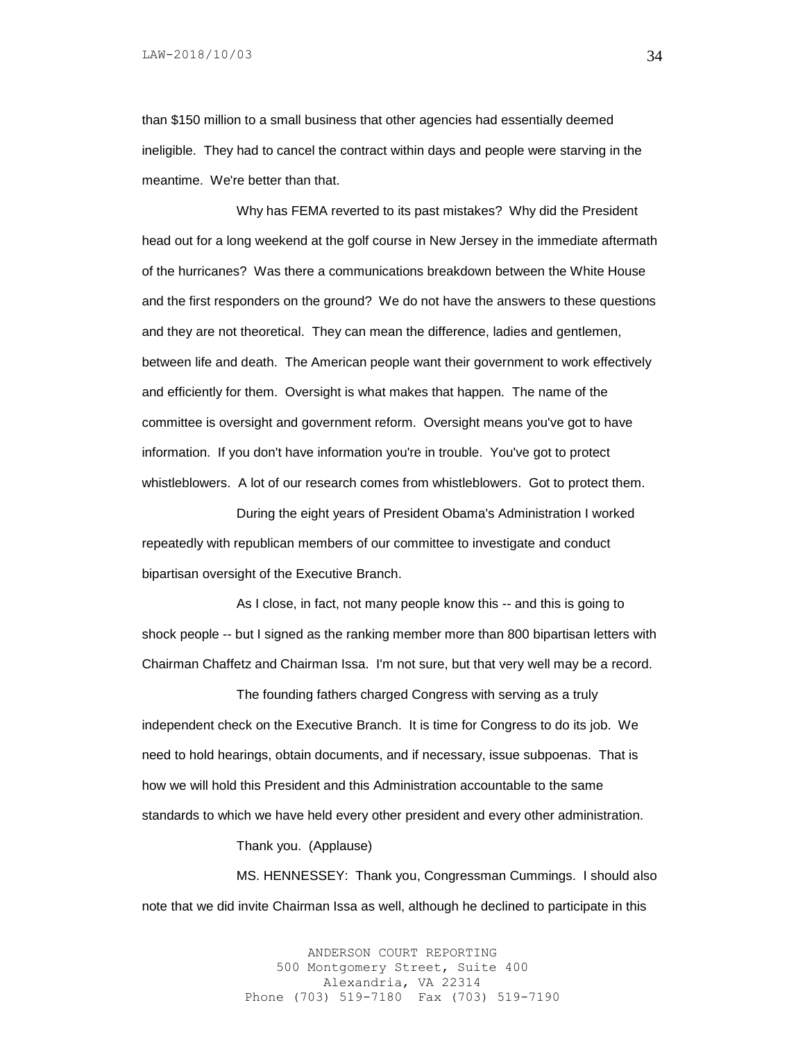than $150 million to a small business that other agencies had essentially deemed ineligible. They had to cancel the contract within days and people were starving in the meantime. We're better than that.

Why has FEMA reverted to its past mistakes? Why did the President head out for a long weekend at the golf course in New Jersey in the immediate aftermath of the hurricanes? Was there a communications breakdown between the White House and the first responders on the ground? We do not have the answers to these questions and they are not theoretical. They can mean the difference, ladies and gentlemen, between life and death. The American people want their government to work effectively and efficiently for them. Oversight is what makes that happen. The name of the committee is oversight and government reform. Oversight means you've got to have information. If you don't have information you're in trouble. You've got to protect whistleblowers. A lot of our research comes from whistleblowers. Got to protect them.

During the eight years of President Obama's Administration I worked repeatedly with republican members of our committee to investigate and conduct bipartisan oversight of the Executive Branch.

As I close, in fact, not many people know this -- and this is going to shock people -- but I signed as the ranking member more than 800 bipartisan letters with Chairman Chaffetz and Chairman Issa. I'm not sure, but that very well may be a record.

The founding fathers charged Congress with serving as a truly independent check on the Executive Branch. It is time for Congress to do its job. We need to hold hearings, obtain documents, and if necessary, issue subpoenas. That is how we will hold this President and this Administration accountable to the same standards to which we have held every other president and every other administration.

Thank you. (Applause)

MS. HENNESSEY: Thank you, Congressman Cummings. I should also note that we did invite Chairman Issa as well, although he declined to participate in this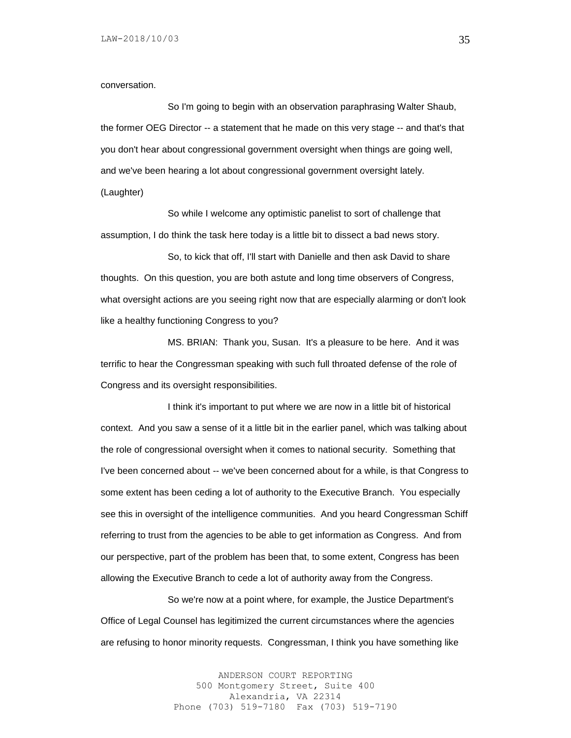conversation.

So I'm going to begin with an observation paraphrasing Walter Shaub, the former OEG Director -- a statement that he made on this very stage -- and that's that you don't hear about congressional government oversight when things are going well, and we've been hearing a lot about congressional government oversight lately. (Laughter)

So while I welcome any optimistic panelist to sort of challenge that assumption, I do think the task here today is a little bit to dissect a bad news story.

So, to kick that off, I'll start with Danielle and then ask David to share thoughts. On this question, you are both astute and long time observers of Congress, what oversight actions are you seeing right now that are especially alarming or don't look like a healthy functioning Congress to you?

MS. BRIAN: Thank you, Susan. It's a pleasure to be here. And it was terrific to hear the Congressman speaking with such full throated defense of the role of Congress and its oversight responsibilities.

I think it's important to put where we are now in a little bit of historical context. And you saw a sense of it a little bit in the earlier panel, which was talking about the role of congressional oversight when it comes to national security. Something that I've been concerned about -- we've been concerned about for a while, is that Congress to some extent has been ceding a lot of authority to the Executive Branch. You especially see this in oversight of the intelligence communities. And you heard Congressman Schiff referring to trust from the agencies to be able to get information as Congress. And from our perspective, part of the problem has been that, to some extent, Congress has been allowing the Executive Branch to cede a lot of authority away from the Congress.

So we're now at a point where, for example, the Justice Department's Office of Legal Counsel has legitimized the current circumstances where the agencies are refusing to honor minority requests. Congressman, I think you have something like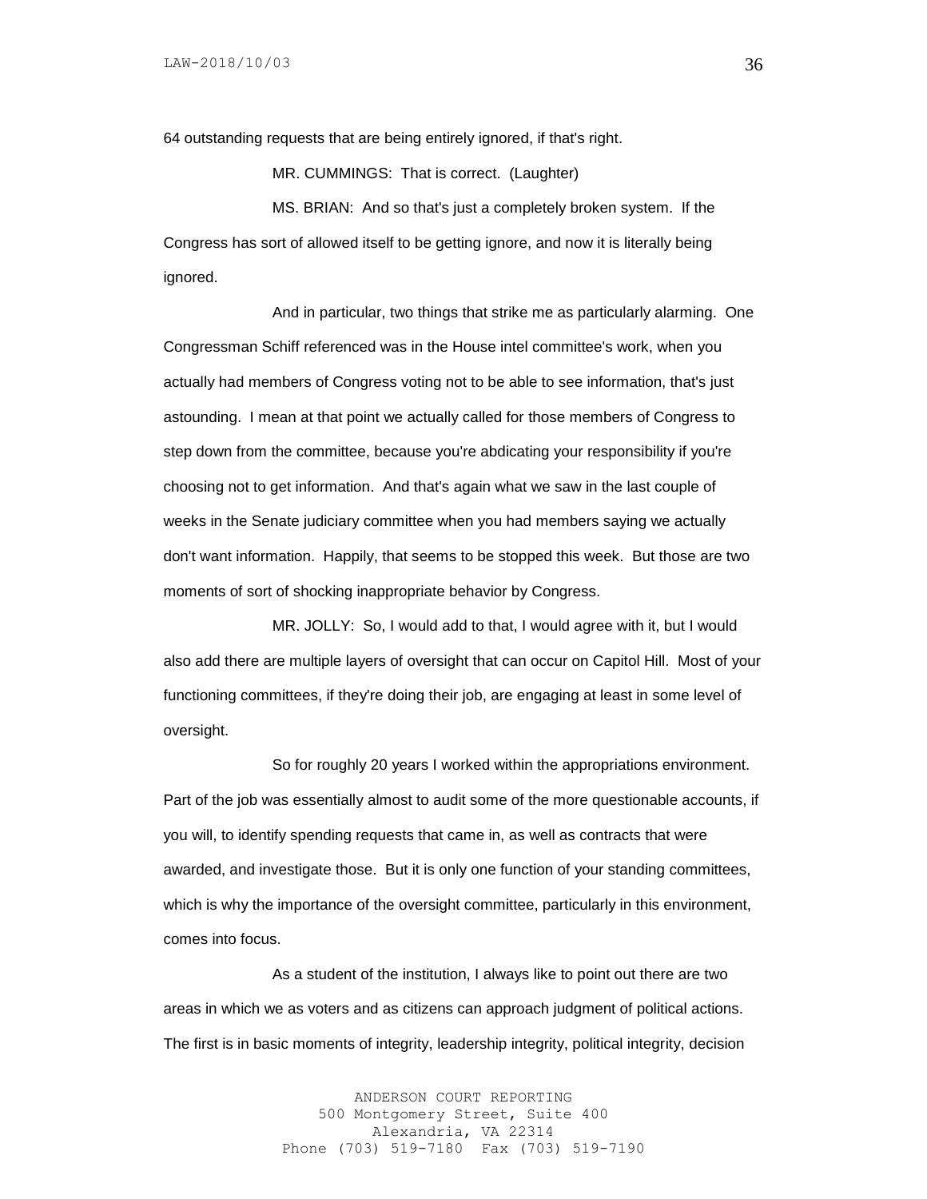64 outstanding requests that are being entirely ignored, if that's right.

MR. CUMMINGS: That is correct. (Laughter)

MS. BRIAN: And so that's just a completely broken system. If the Congress has sort of allowed itself to be getting ignore, and now it is literally being ignored.

And in particular, two things that strike me as particularly alarming. One Congressman Schiff referenced was in the House intel committee's work, when you actually had members of Congress voting not to be able to see information, that's just astounding. I mean at that point we actually called for those members of Congress to step down from the committee, because you're abdicating your responsibility if you're choosing not to get information. And that's again what we saw in the last couple of weeks in the Senate judiciary committee when you had members saying we actually don't want information. Happily, that seems to be stopped this week. But those are two moments of sort of shocking inappropriate behavior by Congress.

MR. JOLLY: So, I would add to that, I would agree with it, but I would also add there are multiple layers of oversight that can occur on Capitol Hill. Most of your functioning committees, if they're doing their job, are engaging at least in some level of oversight.

So for roughly 20 years I worked within the appropriations environment. Part of the job was essentially almost to audit some of the more questionable accounts, if you will, to identify spending requests that came in, as well as contracts that were awarded, and investigate those. But it is only one function of your standing committees, which is why the importance of the oversight committee, particularly in this environment, comes into focus.

As a student of the institution, I always like to point out there are two areas in which we as voters and as citizens can approach judgment of political actions. The first is in basic moments of integrity, leadership integrity, political integrity, decision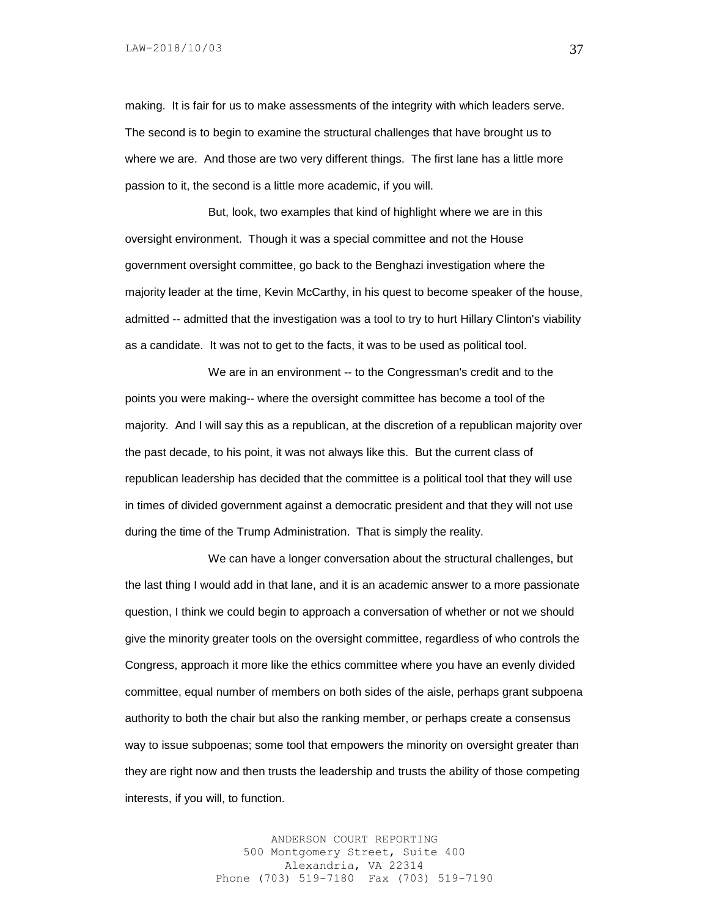making. It is fair for us to make assessments of the integrity with which leaders serve. The second is to begin to examine the structural challenges that have brought us to where we are. And those are two very different things. The first lane has a little more passion to it, the second is a little more academic, if you will.

But, look, two examples that kind of highlight where we are in this oversight environment. Though it was a special committee and not the House government oversight committee, go back to the Benghazi investigation where the majority leader at the time, Kevin McCarthy, in his quest to become speaker of the house, admitted -- admitted that the investigation was a tool to try to hurt Hillary Clinton's viability as a candidate. It was not to get to the facts, it was to be used as political tool.

We are in an environment -- to the Congressman's credit and to the points you were making-- where the oversight committee has become a tool of the majority. And I will say this as a republican, at the discretion of a republican majority over the past decade, to his point, it was not always like this. But the current class of republican leadership has decided that the committee is a political tool that they will use in times of divided government against a democratic president and that they will not use during the time of the Trump Administration. That is simply the reality.

We can have a longer conversation about the structural challenges, but the last thing I would add in that lane, and it is an academic answer to a more passionate question, I think we could begin to approach a conversation of whether or not we should give the minority greater tools on the oversight committee, regardless of who controls the Congress, approach it more like the ethics committee where you have an evenly divided committee, equal number of members on both sides of the aisle, perhaps grant subpoena authority to both the chair but also the ranking member, or perhaps create a consensus way to issue subpoenas; some tool that empowers the minority on oversight greater than they are right now and then trusts the leadership and trusts the ability of those competing interests, if you will, to function.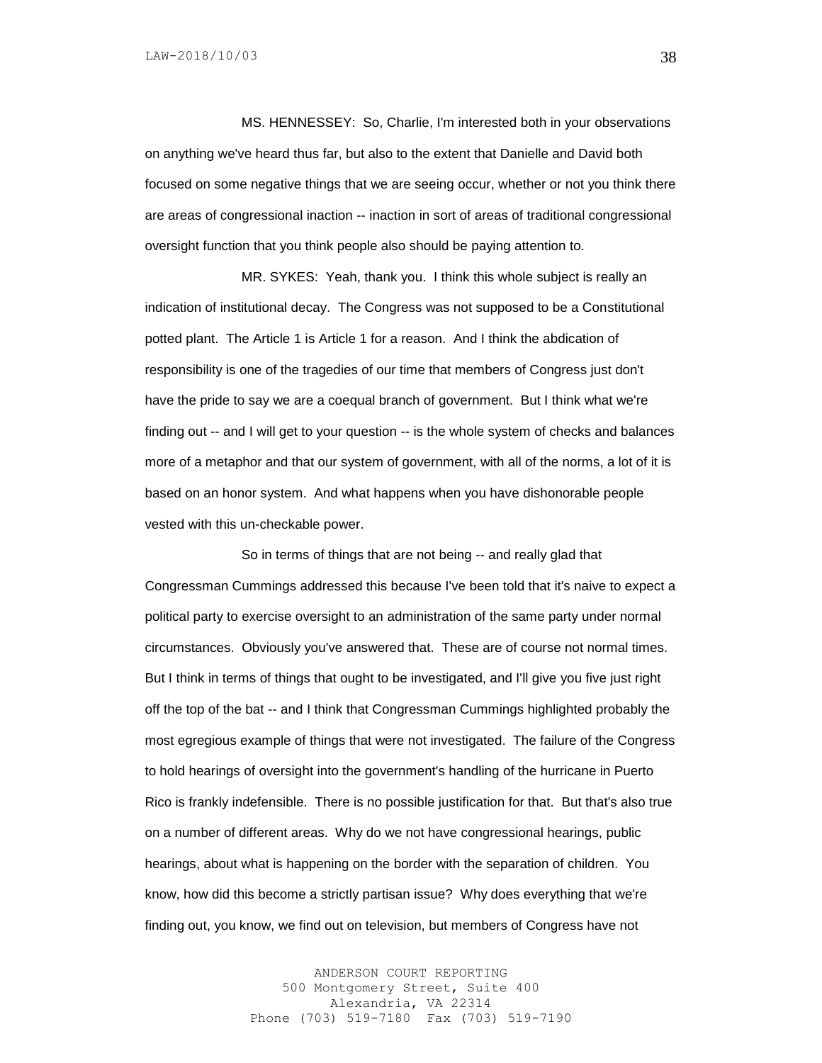MS. HENNESSEY: So, Charlie, I'm interested both in your observations on anything we've heard thus far, but also to the extent that Danielle and David both focused on some negative things that we are seeing occur, whether or not you think there are areas of congressional inaction -- inaction in sort of areas of traditional congressional oversight function that you think people also should be paying attention to.

MR. SYKES: Yeah, thank you. I think this whole subject is really an indication of institutional decay. The Congress was not supposed to be a Constitutional potted plant. The Article 1 is Article 1 for a reason. And I think the abdication of responsibility is one of the tragedies of our time that members of Congress just don't have the pride to say we are a coequal branch of government. But I think what we're finding out -- and I will get to your question -- is the whole system of checks and balances more of a metaphor and that our system of government, with all of the norms, a lot of it is based on an honor system. And what happens when you have dishonorable people vested with this un-checkable power.

So in terms of things that are not being -- and really glad that Congressman Cummings addressed this because I've been told that it's naive to expect a political party to exercise oversight to an administration of the same party under normal circumstances. Obviously you've answered that. These are of course not normal times. But I think in terms of things that ought to be investigated, and I'll give you five just right off the top of the bat -- and I think that Congressman Cummings highlighted probably the most egregious example of things that were not investigated. The failure of the Congress to hold hearings of oversight into the government's handling of the hurricane in Puerto Rico is frankly indefensible. There is no possible justification for that. But that's also true on a number of different areas. Why do we not have congressional hearings, public hearings, about what is happening on the border with the separation of children. You know, how did this become a strictly partisan issue? Why does everything that we're finding out, you know, we find out on television, but members of Congress have not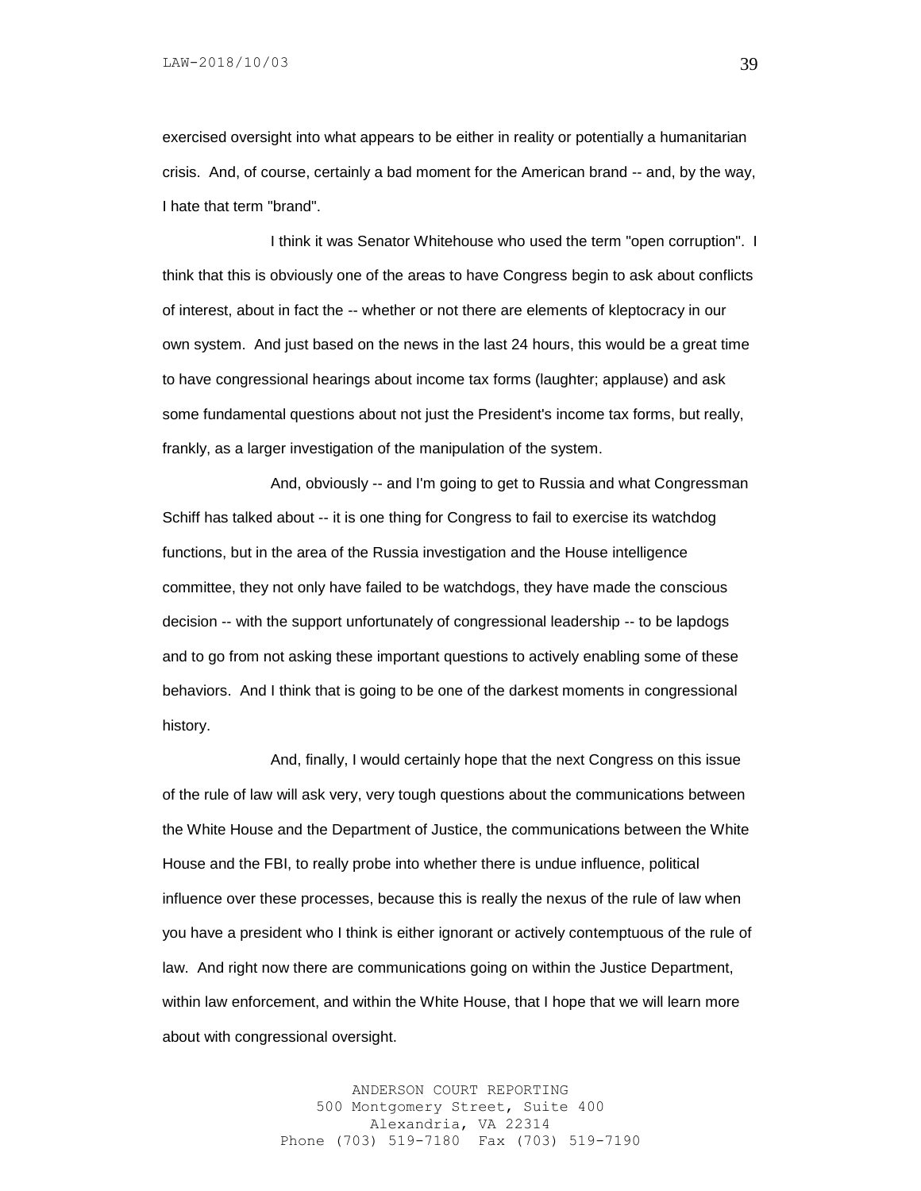exercised oversight into what appears to be either in reality or potentially a humanitarian crisis. And, of course, certainly a bad moment for the American brand -- and, by the way, I hate that term "brand".

I think it was Senator Whitehouse who used the term "open corruption". I think that this is obviously one of the areas to have Congress begin to ask about conflicts of interest, about in fact the -- whether or not there are elements of kleptocracy in our own system. And just based on the news in the last 24 hours, this would be a great time to have congressional hearings about income tax forms (laughter; applause) and ask some fundamental questions about not just the President's income tax forms, but really, frankly, as a larger investigation of the manipulation of the system.

And, obviously -- and I'm going to get to Russia and what Congressman Schiff has talked about -- it is one thing for Congress to fail to exercise its watchdog functions, but in the area of the Russia investigation and the House intelligence committee, they not only have failed to be watchdogs, they have made the conscious decision -- with the support unfortunately of congressional leadership -- to be lapdogs and to go from not asking these important questions to actively enabling some of these behaviors. And I think that is going to be one of the darkest moments in congressional history.

And, finally, I would certainly hope that the next Congress on this issue of the rule of law will ask very, very tough questions about the communications between the White House and the Department of Justice, the communications between the White House and the FBI, to really probe into whether there is undue influence, political influence over these processes, because this is really the nexus of the rule of law when you have a president who I think is either ignorant or actively contemptuous of the rule of law. And right now there are communications going on within the Justice Department, within law enforcement, and within the White House, that I hope that we will learn more about with congressional oversight.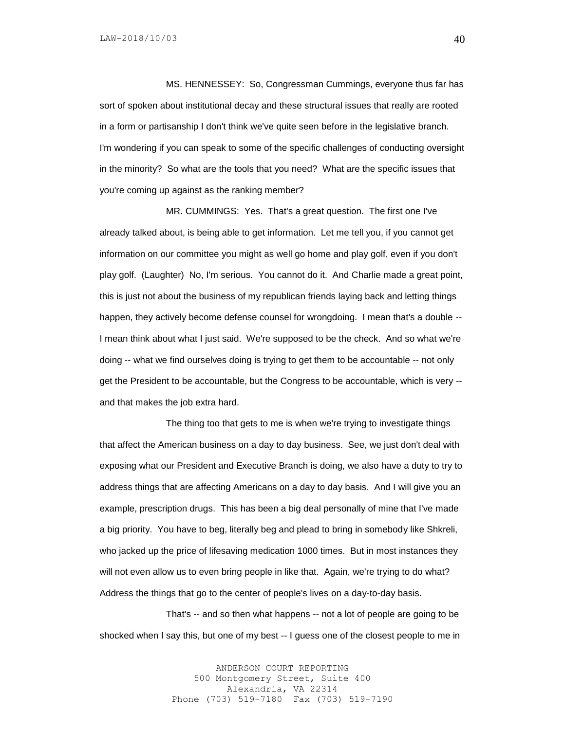MS. HENNESSEY: So, Congressman Cummings, everyone thus far has sort of spoken about institutional decay and these structural issues that really are rooted in a form or partisanship I don't think we've quite seen before in the legislative branch. I'm wondering if you can speak to some of the specific challenges of conducting oversight in the minority? So what are the tools that you need? What are the specific issues that you're coming up against as the ranking member?

MR. CUMMINGS: Yes. That's a great question. The first one I've already talked about, is being able to get information. Let me tell you, if you cannot get information on our committee you might as well go home and play golf, even if you don't play golf. (Laughter) No, I'm serious. You cannot do it. And Charlie made a great point, this is just not about the business of my republican friends laying back and letting things happen, they actively become defense counsel for wrongdoing. I mean that's a double -- I mean think about what I just said. We're supposed to be the check. And so what we're doing -- what we find ourselves doing is trying to get them to be accountable -- not only get the President to be accountable, but the Congress to be accountable, which is very -- and that makes the job extra hard.

The thing too that gets to me is when we're trying to investigate things that affect the American business on a day to day business. See, we just don't deal with exposing what our President and Executive Branch is doing, we also have a duty to try to address things that are affecting Americans on a day to day basis. And I will give you an example, prescription drugs. This has been a big deal personally of mine that I've made a big priority. You have to beg, literally beg and plead to bring in somebody like Shkreli, who jacked up the price of lifesaving medication 1000 times. But in most instances they will not even allow us to even bring people in like that. Again, we're trying to do what? Address the things that go to the center of people's lives on a day-to-day basis.

That's -- and so then what happens -- not a lot of people are going to be shocked when I say this, but one of my best -- I guess one of the closest people to me in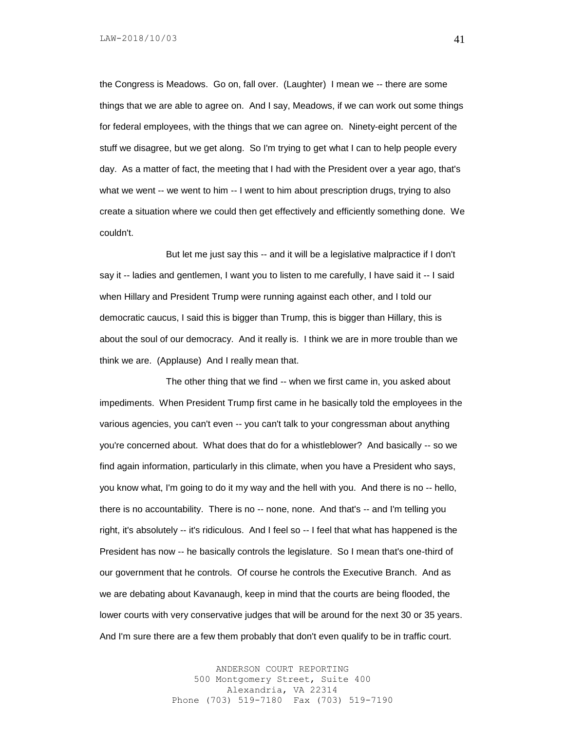the Congress is Meadows. Go on, fall over. (Laughter) I mean we -- there are some things that we are able to agree on. And I say, Meadows, if we can work out some things for federal employees, with the things that we can agree on. Ninety-eight percent of the stuff we disagree, but we get along. So I'm trying to get what I can to help people every day. As a matter of fact, the meeting that I had with the President over a year ago, that's what we went -- we went to him -- I went to him about prescription drugs, trying to also create a situation where we could then get effectively and efficiently something done. We couldn't.

But let me just say this -- and it will be a legislative malpractice if I don't say it -- ladies and gentlemen, I want you to listen to me carefully, I have said it -- I said when Hillary and President Trump were running against each other, and I told our democratic caucus, I said this is bigger than Trump, this is bigger than Hillary, this is about the soul of our democracy. And it really is. I think we are in more trouble than we think we are. (Applause) And I really mean that.

The other thing that we find -- when we first came in, you asked about impediments. When President Trump first came in he basically told the employees in the various agencies, you can't even -- you can't talk to your congressman about anything you're concerned about. What does that do for a whistleblower? And basically -- so we find again information, particularly in this climate, when you have a President who says, you know what, I'm going to do it my way and the hell with you. And there is no -- hello, there is no accountability. There is no -- none, none. And that's -- and I'm telling you right, it's absolutely -- it's ridiculous. And I feel so -- I feel that what has happened is the President has now -- he basically controls the legislature. So I mean that's one-third of our government that he controls. Of course he controls the Executive Branch. And as we are debating about Kavanaugh, keep in mind that the courts are being flooded, the lower courts with very conservative judges that will be around for the next 30 or 35 years. And I'm sure there are a few them probably that don't even qualify to be in traffic court.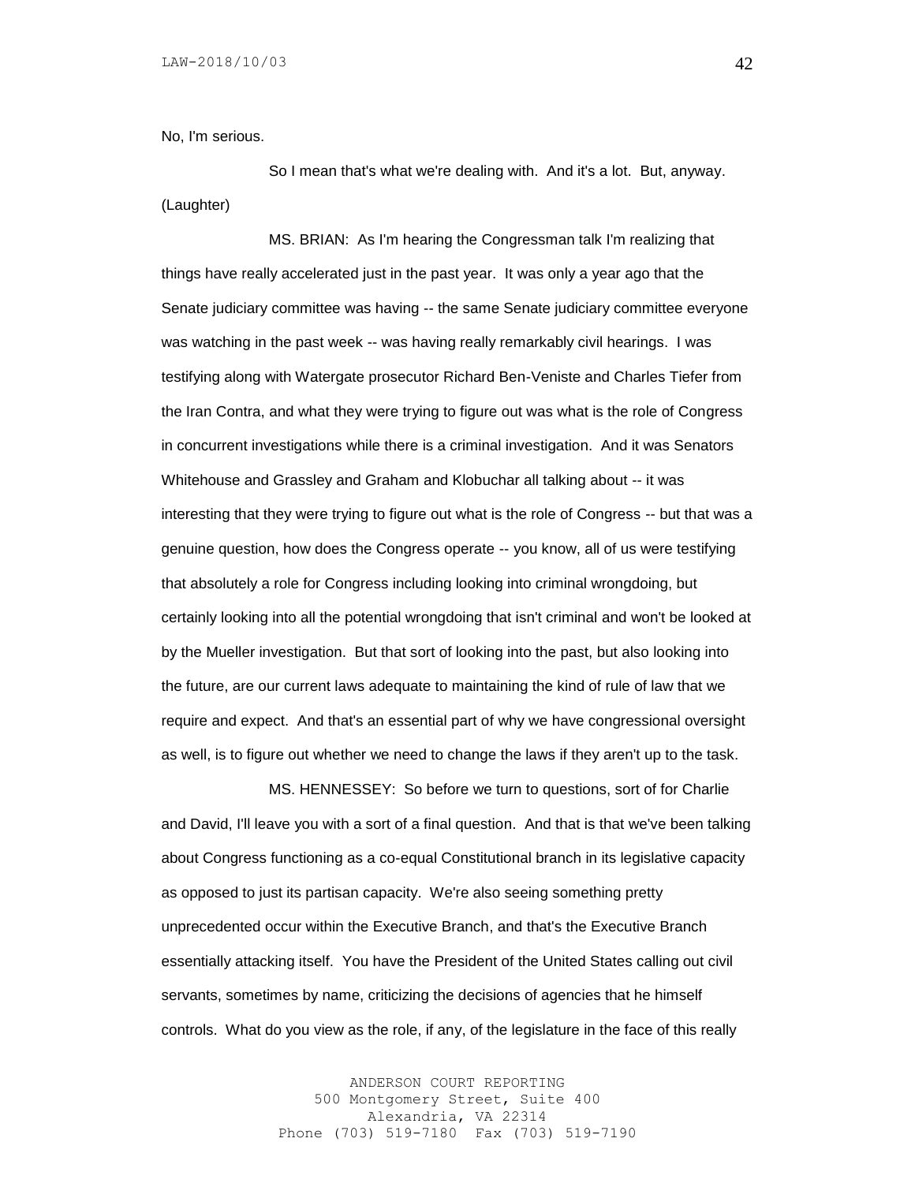No, I'm serious.

So I mean that's what we're dealing with. And it's a lot. But, anyway. (Laughter)

MS. BRIAN: As I'm hearing the Congressman talk I'm realizing that things have really accelerated just in the past year. It was only a year ago that the Senate judiciary committee was having -- the same Senate judiciary committee everyone was watching in the past week -- was having really remarkably civil hearings. I was testifying along with Watergate prosecutor Richard Ben-Veniste and Charles Tiefer from the Iran Contra, and what they were trying to figure out was what is the role of Congress in concurrent investigations while there is a criminal investigation. And it was Senators Whitehouse and Grassley and Graham and Klobuchar all talking about -- it was interesting that they were trying to figure out what is the role of Congress -- but that was a genuine question, how does the Congress operate -- you know, all of us were testifying that absolutely a role for Congress including looking into criminal wrongdoing, but certainly looking into all the potential wrongdoing that isn't criminal and won't be looked at by the Mueller investigation. But that sort of looking into the past, but also looking into the future, are our current laws adequate to maintaining the kind of rule of law that we require and expect. And that's an essential part of why we have congressional oversight as well, is to figure out whether we need to change the laws if they aren't up to the task.

MS. HENNESSEY: So before we turn to questions, sort of for Charlie and David, I'll leave you with a sort of a final question. And that is that we've been talking about Congress functioning as a co-equal Constitutional branch in its legislative capacity as opposed to just its partisan capacity. We're also seeing something pretty unprecedented occur within the Executive Branch, and that's the Executive Branch essentially attacking itself. You have the President of the United States calling out civil servants, sometimes by name, criticizing the decisions of agencies that he himself controls. What do you view as the role, if any, of the legislature in the face of this really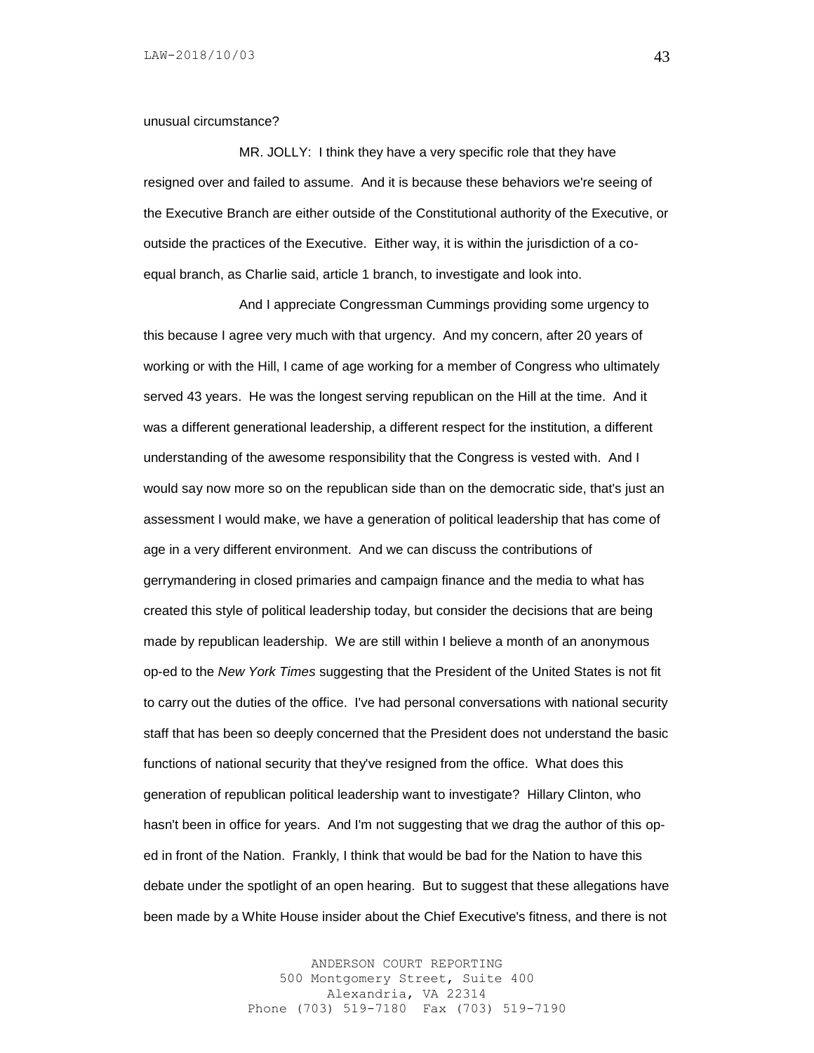unusual circumstance?

MR. JOLLY: I think they have a very specific role that they have resigned over and failed to assume. And it is because these behaviors we're seeing of the Executive Branch are either outside of the Constitutional authority of the Executive, or outside the practices of the Executive. Either way, it is within the jurisdiction of a co-equal branch, as Charlie said, article 1 branch, to investigate and look into.

And I appreciate Congressman Cummings providing some urgency to this because I agree very much with that urgency. And my concern, after 20 years of working or with the Hill, I came of age working for a member of Congress who ultimately served 43 years. He was the longest serving republican on the Hill at the time. And it was a different generational leadership, a different respect for the institution, a different understanding of the awesome responsibility that the Congress is vested with. And I would say now more so on the republican side than on the democratic side, that's just an assessment I would make, we have a generation of political leadership that has come of age in a very different environment. And we can discuss the contributions of gerrymandering in closed primaries and campaign finance and the media to what has created this style of political leadership today, but consider the decisions that are being made by republican leadership. We are still within I believe a month of an anonymous op-ed to the *New York Times* suggesting that the President of the United States is not fit to carry out the duties of the office. I've had personal conversations with national security staff that has been so deeply concerned that the President does not understand the basic functions of national security that they've resigned from the office. What does this generation of republican political leadership want to investigate? Hillary Clinton, who hasn't been in office for years. And I'm not suggesting that we drag the author of this op-ed in front of the Nation. Frankly, I think that would be bad for the Nation to have this debate under the spotlight of an open hearing. But to suggest that these allegations have been made by a White House insider about the Chief Executive's fitness, and there is not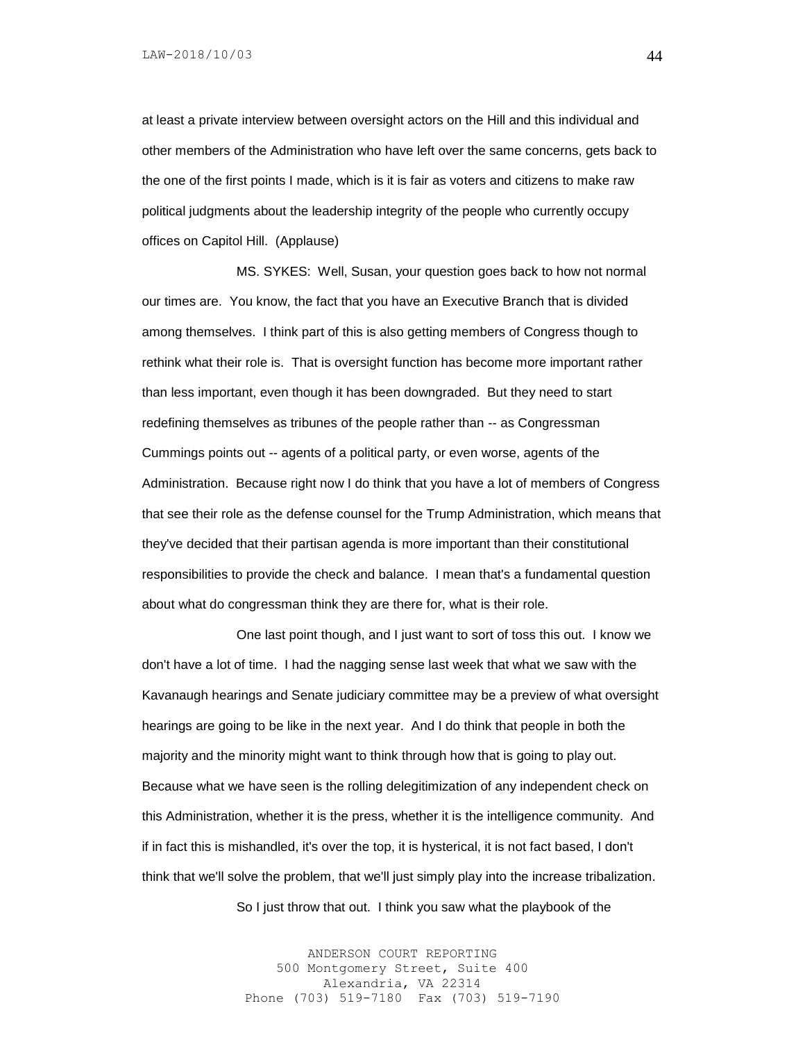at least a private interview between oversight actors on the Hill and this individual and other members of the Administration who have left over the same concerns, gets back to the one of the first points I made, which is it is fair as voters and citizens to make raw political judgments about the leadership integrity of the people who currently occupy offices on Capitol Hill. (Applause)

MS. SYKES: Well, Susan, your question goes back to how not normal our times are. You know, the fact that you have an Executive Branch that is divided among themselves. I think part of this is also getting members of Congress though to rethink what their role is. That is oversight function has become more important rather than less important, even though it has been downgraded. But they need to start redefining themselves as tribunes of the people rather than -- as Congressman Cummings points out -- agents of a political party, or even worse, agents of the Administration. Because right now I do think that you have a lot of members of Congress that see their role as the defense counsel for the Trump Administration, which means that they've decided that their partisan agenda is more important than their constitutional responsibilities to provide the check and balance. I mean that's a fundamental question about what do congressman think they are there for, what is their role.

One last point though, and I just want to sort of toss this out. I know we don't have a lot of time. I had the nagging sense last week that what we saw with the Kavanaugh hearings and Senate judiciary committee may be a preview of what oversight hearings are going to be like in the next year. And I do think that people in both the majority and the minority might want to think through how that is going to play out. Because what we have seen is the rolling delegitimization of any independent check on this Administration, whether it is the press, whether it is the intelligence community. And if in fact this is mishandled, it's over the top, it is hysterical, it is not fact based, I don't think that we'll solve the problem, that we'll just simply play into the increase tribalization.

So I just throw that out. I think you saw what the playbook of the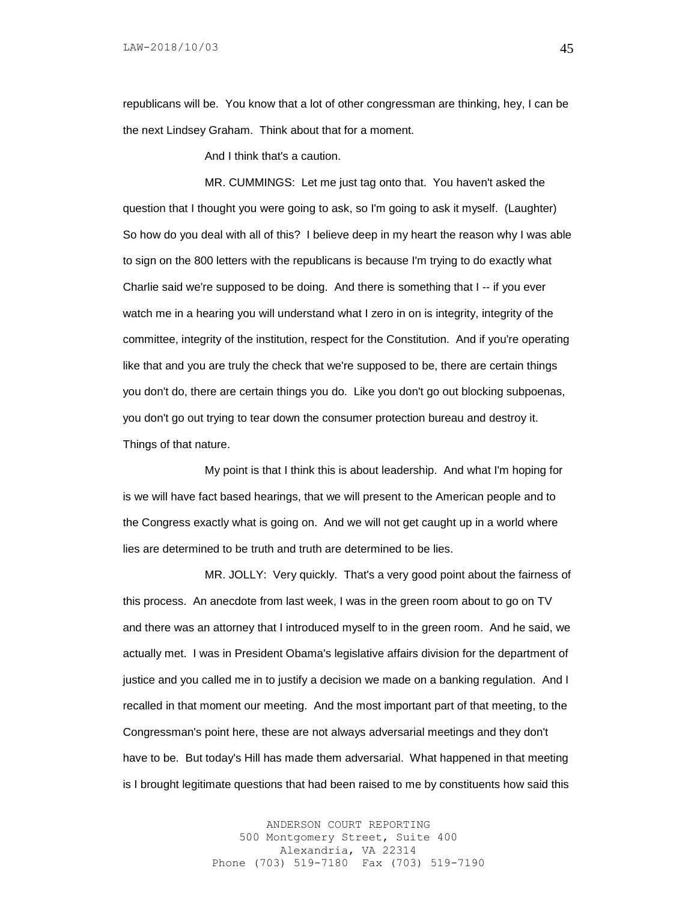republicans will be. You know that a lot of other congressman are thinking, hey, I can be the next Lindsey Graham. Think about that for a moment.

And I think that's a caution.

MR. CUMMINGS: Let me just tag onto that. You haven't asked the question that I thought you were going to ask, so I'm going to ask it myself. (Laughter) So how do you deal with all of this? I believe deep in my heart the reason why I was able to sign on the 800 letters with the republicans is because I'm trying to do exactly what Charlie said we're supposed to be doing. And there is something that I -- if you ever watch me in a hearing you will understand what I zero in on is integrity, integrity of the committee, integrity of the institution, respect for the Constitution. And if you're operating like that and you are truly the check that we're supposed to be, there are certain things you don't do, there are certain things you do. Like you don't go out blocking subpoenas, you don't go out trying to tear down the consumer protection bureau and destroy it. Things of that nature.

My point is that I think this is about leadership. And what I'm hoping for is we will have fact based hearings, that we will present to the American people and to the Congress exactly what is going on. And we will not get caught up in a world where lies are determined to be truth and truth are determined to be lies.

MR. JOLLY: Very quickly. That's a very good point about the fairness of this process. An anecdote from last week, I was in the green room about to go on TV and there was an attorney that I introduced myself to in the green room. And he said, we actually met. I was in President Obama's legislative affairs division for the department of justice and you called me in to justify a decision we made on a banking regulation. And I recalled in that moment our meeting. And the most important part of that meeting, to the Congressman's point here, these are not always adversarial meetings and they don't have to be. But today's Hill has made them adversarial. What happened in that meeting is I brought legitimate questions that had been raised to me by constituents how said this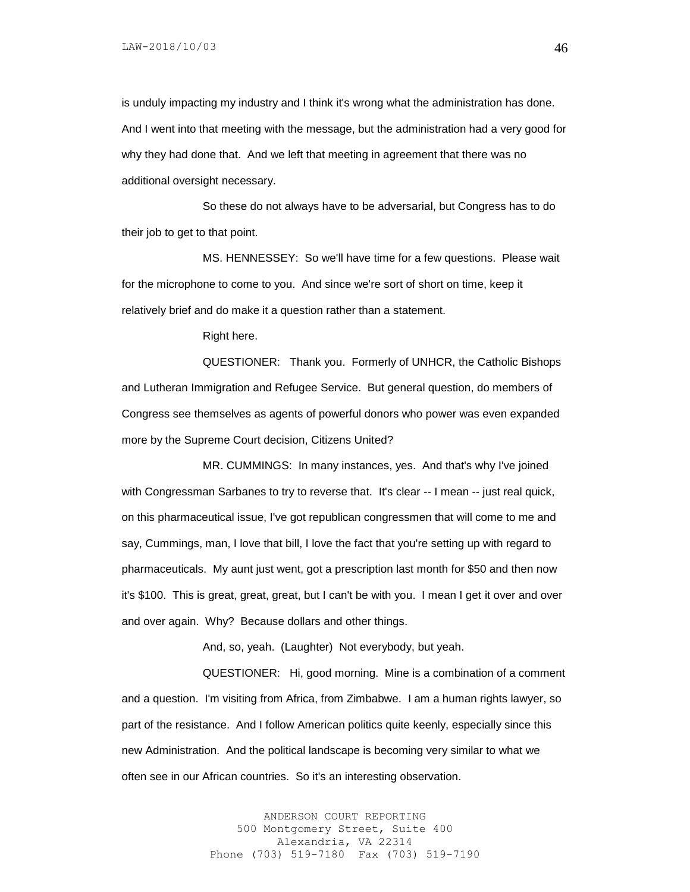is unduly impacting my industry and I think it's wrong what the administration has done. And I went into that meeting with the message, but the administration had a very good for why they had done that. And we left that meeting in agreement that there was no additional oversight necessary.

So these do not always have to be adversarial, but Congress has to do their job to get to that point.

MS. HENNESSEY: So we'll have time for a few questions. Please wait for the microphone to come to you. And since we're sort of short on time, keep it relatively brief and do make it a question rather than a statement.

Right here.

QUESTIONER: Thank you. Formerly of UNHCR, the Catholic Bishops and Lutheran Immigration and Refugee Service. But general question, do members of Congress see themselves as agents of powerful donors who power was even expanded more by the Supreme Court decision, Citizens United?

MR. CUMMINGS: In many instances, yes. And that's why I've joined with Congressman Sarbanes to try to reverse that. It's clear -- I mean -- just real quick, on this pharmaceutical issue, I've got republican congressmen that will come to me and say, Cummings, man, I love that bill, I love the fact that you're setting up with regard to pharmaceuticals. My aunt just went, got a prescription last month for $50 and then now it's $100. This is great, great, great, but I can't be with you. I mean I get it over and over and over again. Why? Because dollars and other things.

And, so, yeah. (Laughter) Not everybody, but yeah.

QUESTIONER: Hi, good morning. Mine is a combination of a comment and a question. I'm visiting from Africa, from Zimbabwe. I am a human rights lawyer, so part of the resistance. And I follow American politics quite keenly, especially since this new Administration. And the political landscape is becoming very similar to what we often see in our African countries. So it's an interesting observation.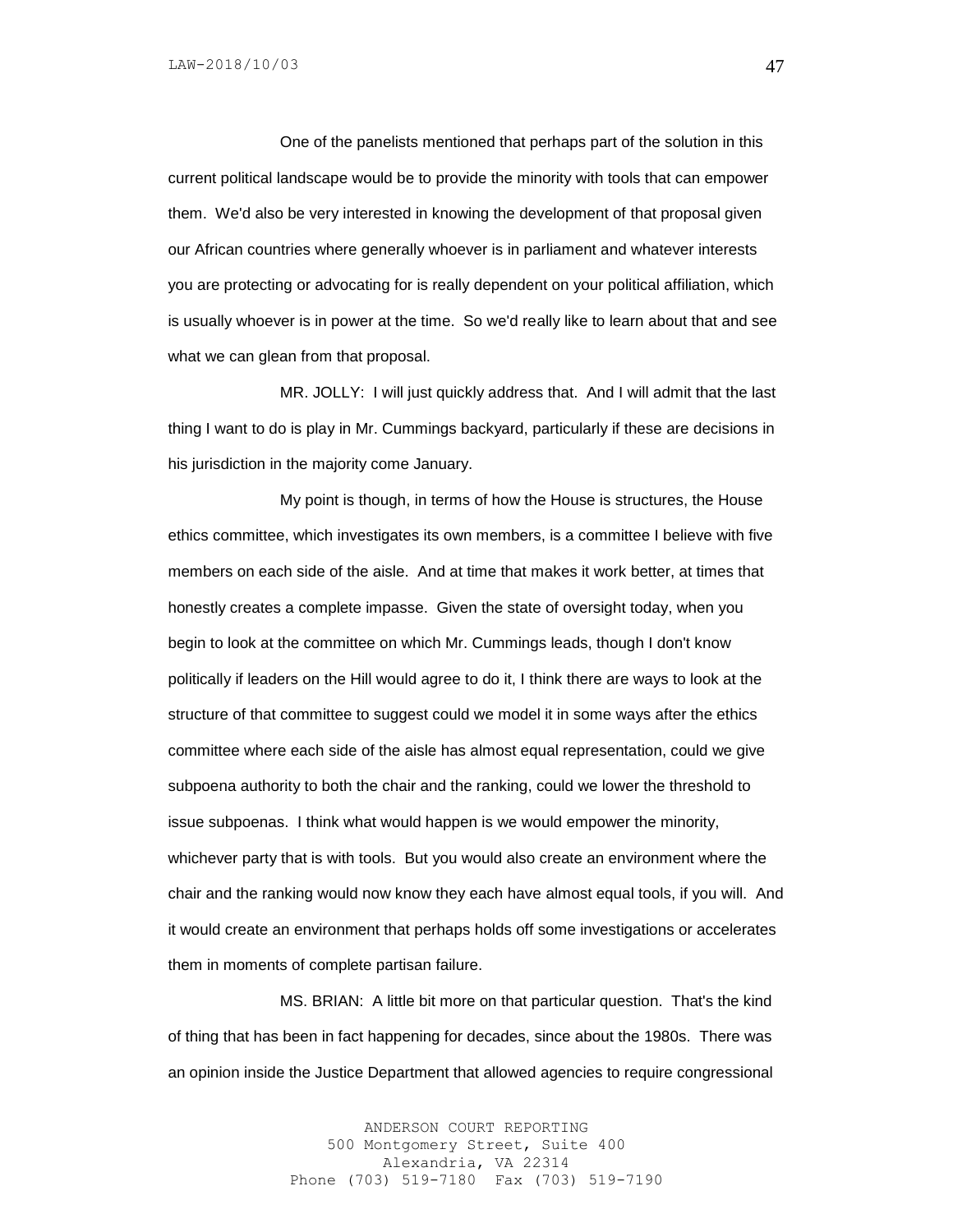One of the panelists mentioned that perhaps part of the solution in this current political landscape would be to provide the minority with tools that can empower them. We'd also be very interested in knowing the development of that proposal given our African countries where generally whoever is in parliament and whatever interests you are protecting or advocating for is really dependent on your political affiliation, which is usually whoever is in power at the time. So we'd really like to learn about that and see what we can glean from that proposal.

MR. JOLLY: I will just quickly address that. And I will admit that the last thing I want to do is play in Mr. Cummings backyard, particularly if these are decisions in his jurisdiction in the majority come January.

My point is though, in terms of how the House is structures, the House ethics committee, which investigates its own members, is a committee I believe with five members on each side of the aisle. And at time that makes it work better, at times that honestly creates a complete impasse. Given the state of oversight today, when you begin to look at the committee on which Mr. Cummings leads, though I don't know politically if leaders on the Hill would agree to do it, I think there are ways to look at the structure of that committee to suggest could we model it in some ways after the ethics committee where each side of the aisle has almost equal representation, could we give subpoena authority to both the chair and the ranking, could we lower the threshold to issue subpoenas. I think what would happen is we would empower the minority, whichever party that is with tools. But you would also create an environment where the chair and the ranking would now know they each have almost equal tools, if you will. And it would create an environment that perhaps holds off some investigations or accelerates them in moments of complete partisan failure.

MS. BRIAN: A little bit more on that particular question. That's the kind of thing that has been in fact happening for decades, since about the 1980s. There was an opinion inside the Justice Department that allowed agencies to require congressional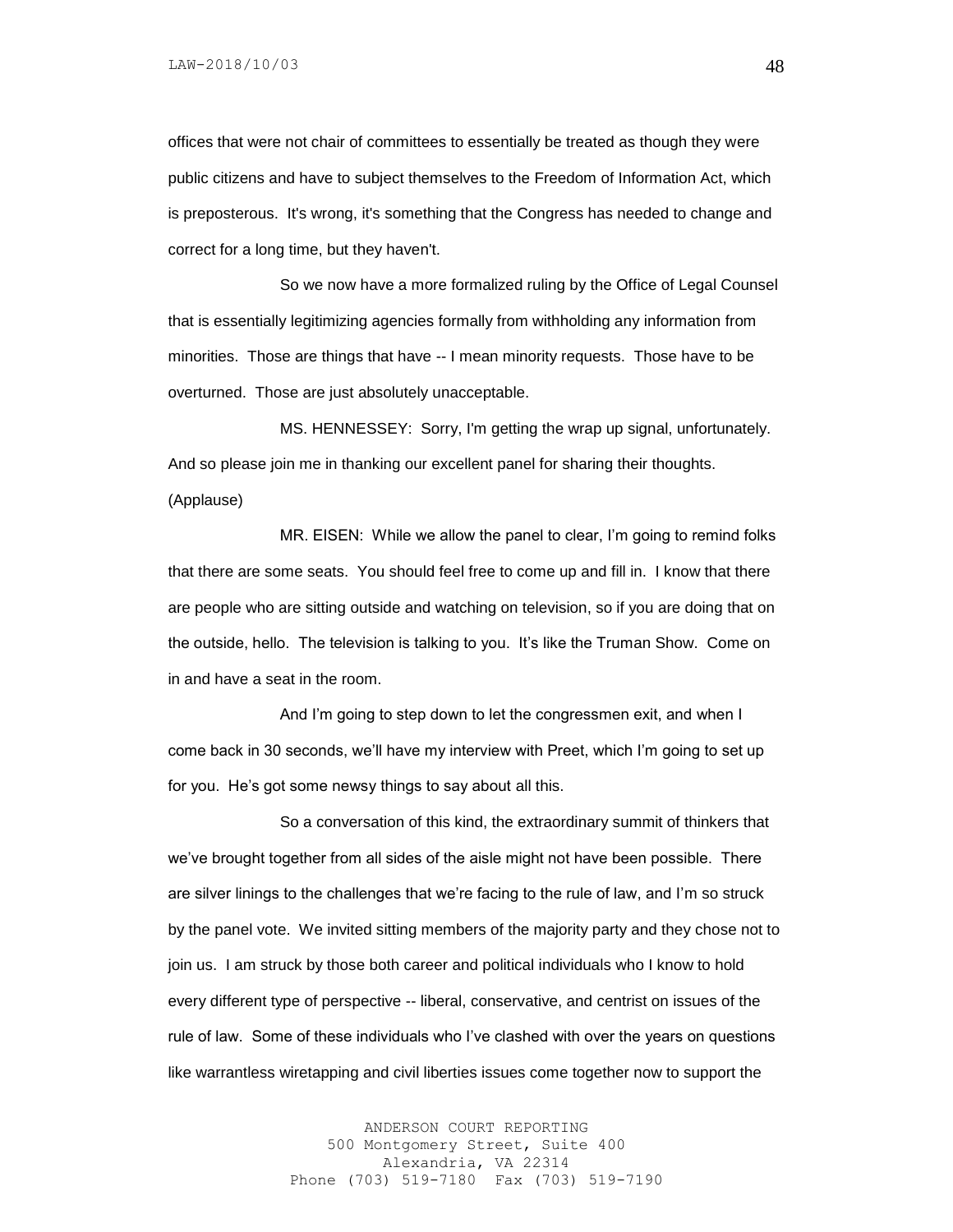offices that were not chair of committees to essentially be treated as though they were public citizens and have to subject themselves to the Freedom of Information Act, which is preposterous. It's wrong, it's something that the Congress has needed to change and correct for a long time, but they haven't.

So we now have a more formalized ruling by the Office of Legal Counsel that is essentially legitimizing agencies formally from withholding any information from minorities. Those are things that have -- I mean minority requests. Those have to be overturned. Those are just absolutely unacceptable.

MS. HENNESSEY: Sorry, I'm getting the wrap up signal, unfortunately. And so please join me in thanking our excellent panel for sharing their thoughts.

(Applause)

MR. EISEN: While we allow the panel to clear, I'm going to remind folks that there are some seats. You should feel free to come up and fill in. I know that there are people who are sitting outside and watching on television, so if you are doing that on the outside, hello. The television is talking to you. It's like the Truman Show. Come on in and have a seat in the room.

And I'm going to step down to let the congressmen exit, and when I come back in 30 seconds, we'll have my interview with Preet, which I'm going to set up for you. He's got some newsy things to say about all this.

So a conversation of this kind, the extraordinary summit of thinkers that we've brought together from all sides of the aisle might not have been possible. There are silver linings to the challenges that we're facing to the rule of law, and I'm so struck by the panel vote. We invited sitting members of the majority party and they chose not to join us. I am struck by those both career and political individuals who I know to hold every different type of perspective -- liberal, conservative, and centrist on issues of the rule of law. Some of these individuals who I've clashed with over the years on questions like warrantless wiretapping and civil liberties issues come together now to support the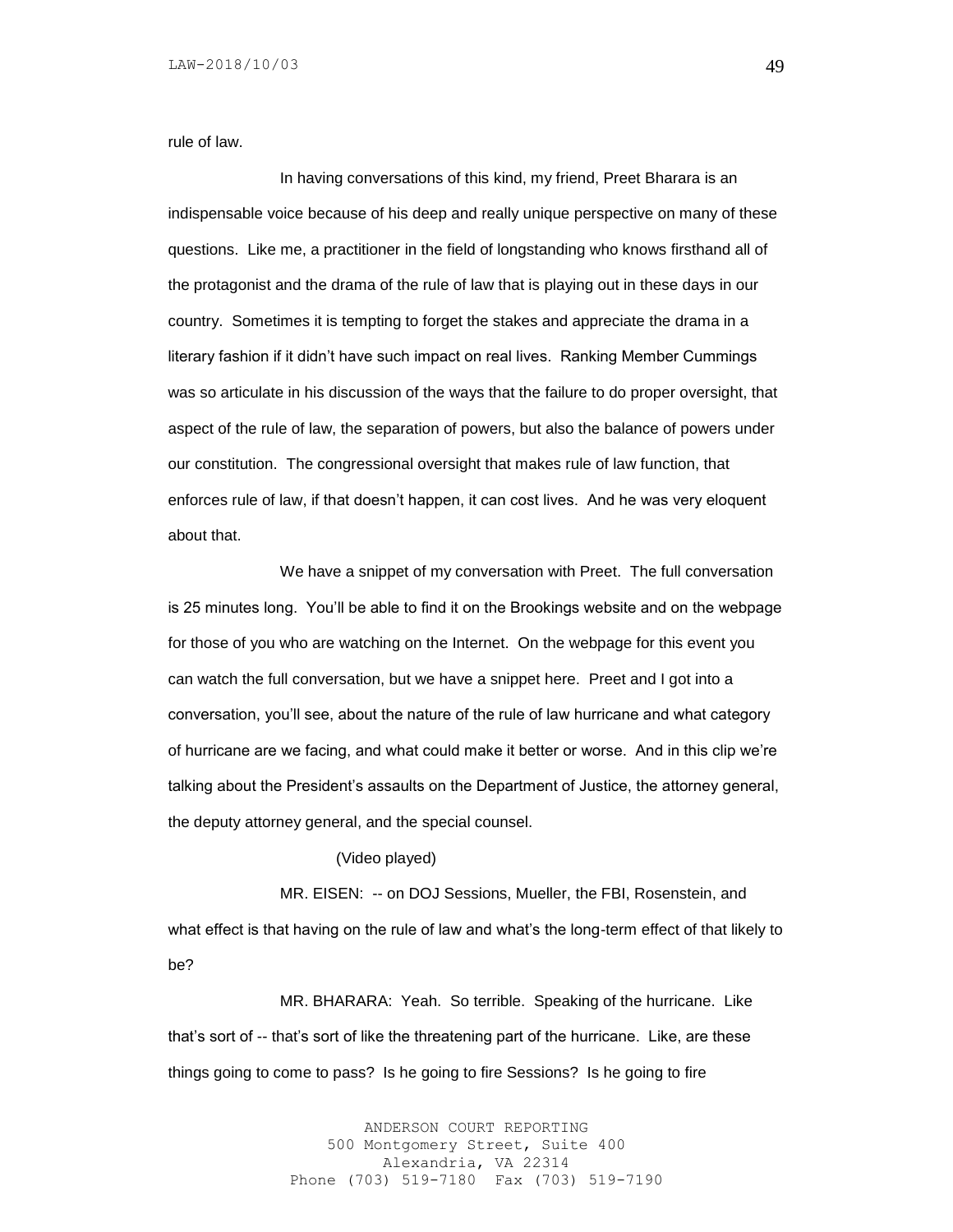rule of law.

In having conversations of this kind, my friend, Preet Bharara is an indispensable voice because of his deep and really unique perspective on many of these questions. Like me, a practitioner in the field of longstanding who knows firsthand all of the protagonist and the drama of the rule of law that is playing out in these days in our country. Sometimes it is tempting to forget the stakes and appreciate the drama in a literary fashion if it didn't have such impact on real lives. Ranking Member Cummings was so articulate in his discussion of the ways that the failure to do proper oversight, that aspect of the rule of law, the separation of powers, but also the balance of powers under our constitution. The congressional oversight that makes rule of law function, that enforces rule of law, if that doesn't happen, it can cost lives. And he was very eloquent about that.

We have a snippet of my conversation with Preet. The full conversation is 25 minutes long. You'll be able to find it on the Brookings website and on the webpage for those of you who are watching on the Internet. On the webpage for this event you can watch the full conversation, but we have a snippet here. Preet and I got into a conversation, you'll see, about the nature of the rule of law hurricane and what category of hurricane are we facing, and what could make it better or worse. And in this clip we're talking about the President's assaults on the Department of Justice, the attorney general, the deputy attorney general, and the special counsel.

(Video played)

MR. EISEN: -- on DOJ Sessions, Mueller, the FBI, Rosenstein, and what effect is that having on the rule of law and what's the long-term effect of that likely to be?

MR. BHARARA: Yeah. So terrible. Speaking of the hurricane. Like that's sort of -- that's sort of like the threatening part of the hurricane. Like, are these things going to come to pass? Is he going to fire Sessions? Is he going to fire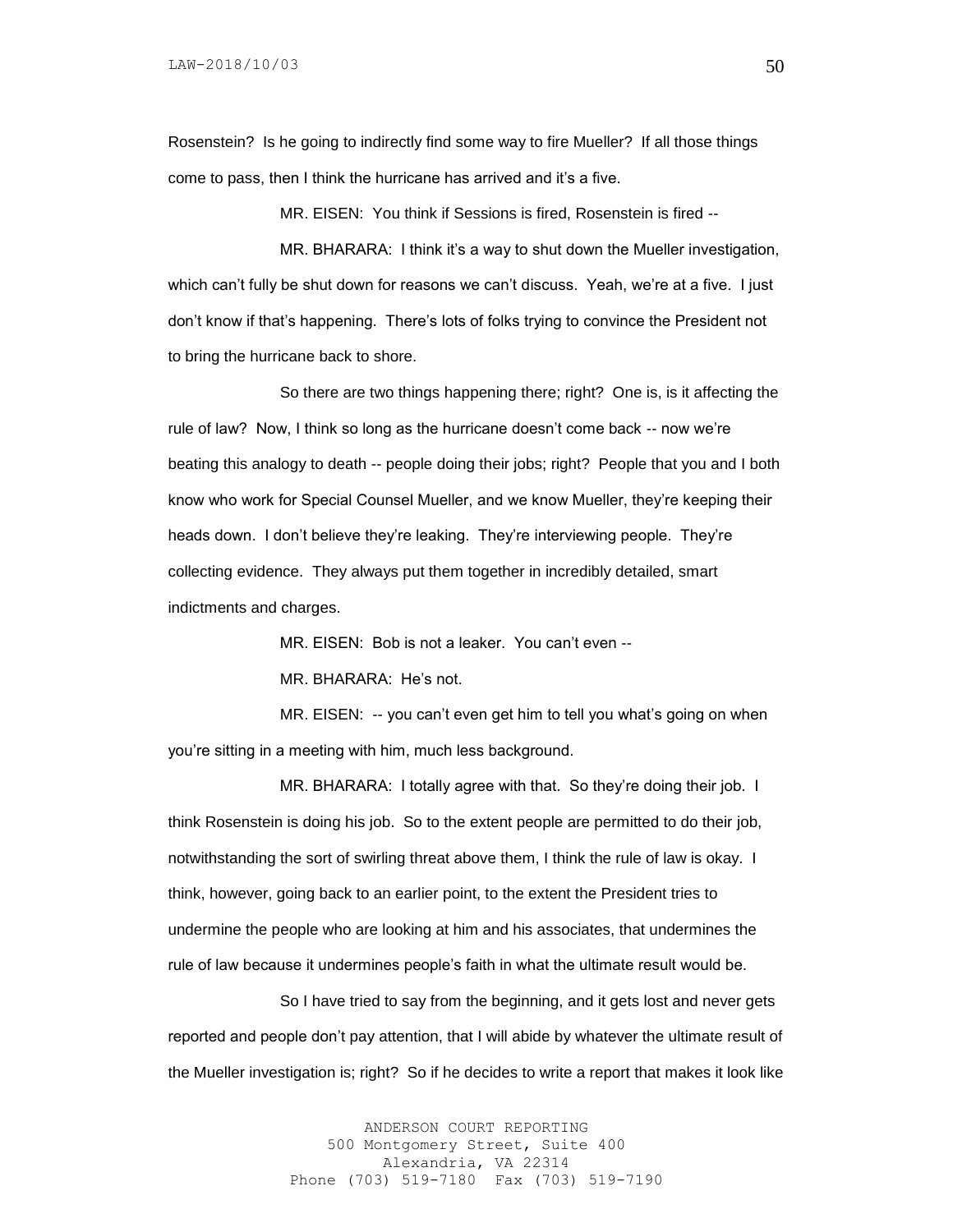Rosenstein? Is he going to indirectly find some way to fire Mueller? If all those things come to pass, then I think the hurricane has arrived and it's a five.

MR. EISEN: You think if Sessions is fired, Rosenstein is fired --

MR. BHARARA: I think it's a way to shut down the Mueller investigation, which can't fully be shut down for reasons we can't discuss. Yeah, we're at a five. I just don't know if that's happening. There's lots of folks trying to convince the President not to bring the hurricane back to shore.

So there are two things happening there; right? One is, is it affecting the rule of law? Now, I think so long as the hurricane doesn't come back -- now we're beating this analogy to death -- people doing their jobs; right? People that you and I both know who work for Special Counsel Mueller, and we know Mueller, they're keeping their heads down. I don't believe they're leaking. They're interviewing people. They're collecting evidence. They always put them together in incredibly detailed, smart indictments and charges.

MR. EISEN: Bob is not a leaker. You can't even --

MR. BHARARA: He's not.

MR. EISEN: -- you can't even get him to tell you what's going on when you're sitting in a meeting with him, much less background.

MR. BHARARA: I totally agree with that. So they're doing their job. I think Rosenstein is doing his job. So to the extent people are permitted to do their job, notwithstanding the sort of swirling threat above them, I think the rule of law is okay. I think, however, going back to an earlier point, to the extent the President tries to undermine the people who are looking at him and his associates, that undermines the rule of law because it undermines people's faith in what the ultimate result would be.

So I have tried to say from the beginning, and it gets lost and never gets reported and people don't pay attention, that I will abide by whatever the ultimate result of the Mueller investigation is; right? So if he decides to write a report that makes it look like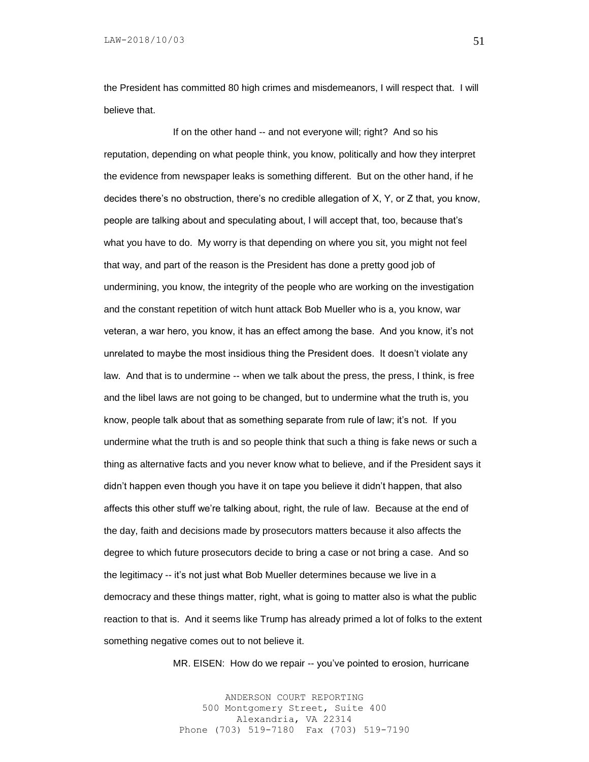the President has committed 80 high crimes and misdemeanors, I will respect that. I will believe that.

If on the other hand -- and not everyone will; right? And so his reputation, depending on what people think, you know, politically and how they interpret the evidence from newspaper leaks is something different. But on the other hand, if he decides there's no obstruction, there's no credible allegation of X, Y, or Z that, you know, people are talking about and speculating about, I will accept that, too, because that's what you have to do. My worry is that depending on where you sit, you might not feel that way, and part of the reason is the President has done a pretty good job of undermining, you know, the integrity of the people who are working on the investigation and the constant repetition of witch hunt attack Bob Mueller who is a, you know, war veteran, a war hero, you know, it has an effect among the base. And you know, it's not unrelated to maybe the most insidious thing the President does. It doesn't violate any law. And that is to undermine -- when we talk about the press, the press, I think, is free and the libel laws are not going to be changed, but to undermine what the truth is, you know, people talk about that as something separate from rule of law; it's not. If you undermine what the truth is and so people think that such a thing is fake news or such a thing as alternative facts and you never know what to believe, and if the President says it didn't happen even though you have it on tape you believe it didn't happen, that also affects this other stuff we're talking about, right, the rule of law. Because at the end of the day, faith and decisions made by prosecutors matters because it also affects the degree to which future prosecutors decide to bring a case or not bring a case. And so the legitimacy -- it's not just what Bob Mueller determines because we live in a democracy and these things matter, right, what is going to matter also is what the public reaction to that is. And it seems like Trump has already primed a lot of folks to the extent something negative comes out to not believe it.

MR. EISEN: How do we repair -- you've pointed to erosion, hurricane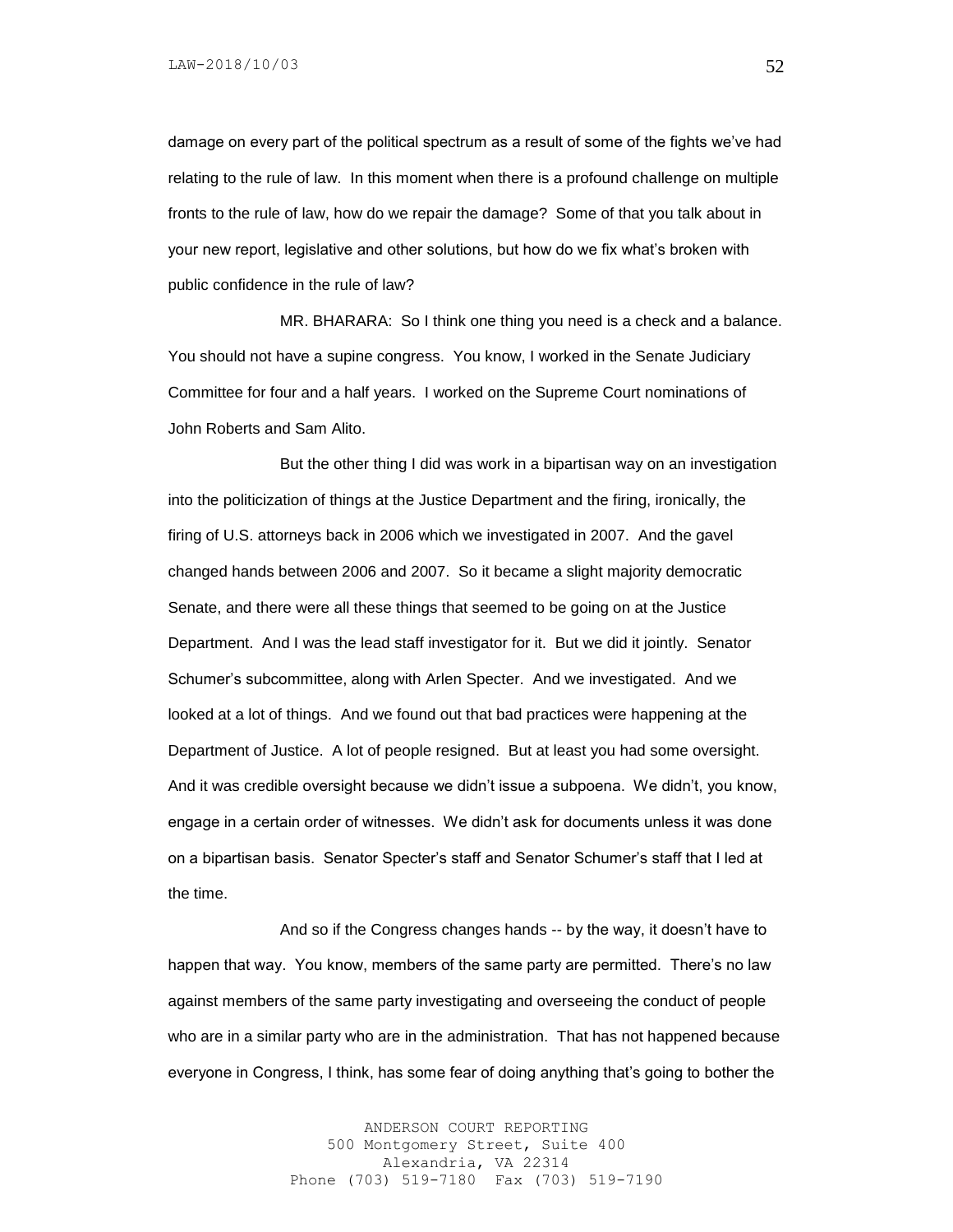damage on every part of the political spectrum as a result of some of the fights we've had relating to the rule of law. In this moment when there is a profound challenge on multiple fronts to the rule of law, how do we repair the damage? Some of that you talk about in your new report, legislative and other solutions, but how do we fix what's broken with public confidence in the rule of law?

MR. BHARARA: So I think one thing you need is a check and a balance. You should not have a supine congress. You know, I worked in the Senate Judiciary Committee for four and a half years. I worked on the Supreme Court nominations of John Roberts and Sam Alito.

But the other thing I did was work in a bipartisan way on an investigation into the politicization of things at the Justice Department and the firing, ironically, the firing of U.S. attorneys back in 2006 which we investigated in 2007. And the gavel changed hands between 2006 and 2007. So it became a slight majority democratic Senate, and there were all these things that seemed to be going on at the Justice Department. And I was the lead staff investigator for it. But we did it jointly. Senator Schumer's subcommittee, along with Arlen Specter. And we investigated. And we looked at a lot of things. And we found out that bad practices were happening at the Department of Justice. A lot of people resigned. But at least you had some oversight. And it was credible oversight because we didn't issue a subpoena. We didn't, you know, engage in a certain order of witnesses. We didn't ask for documents unless it was done on a bipartisan basis. Senator Specter's staff and Senator Schumer's staff that I led at the time.

And so if the Congress changes hands -- by the way, it doesn't have to happen that way. You know, members of the same party are permitted. There's no law against members of the same party investigating and overseeing the conduct of people who are in a similar party who are in the administration. That has not happened because everyone in Congress, I think, has some fear of doing anything that's going to bother the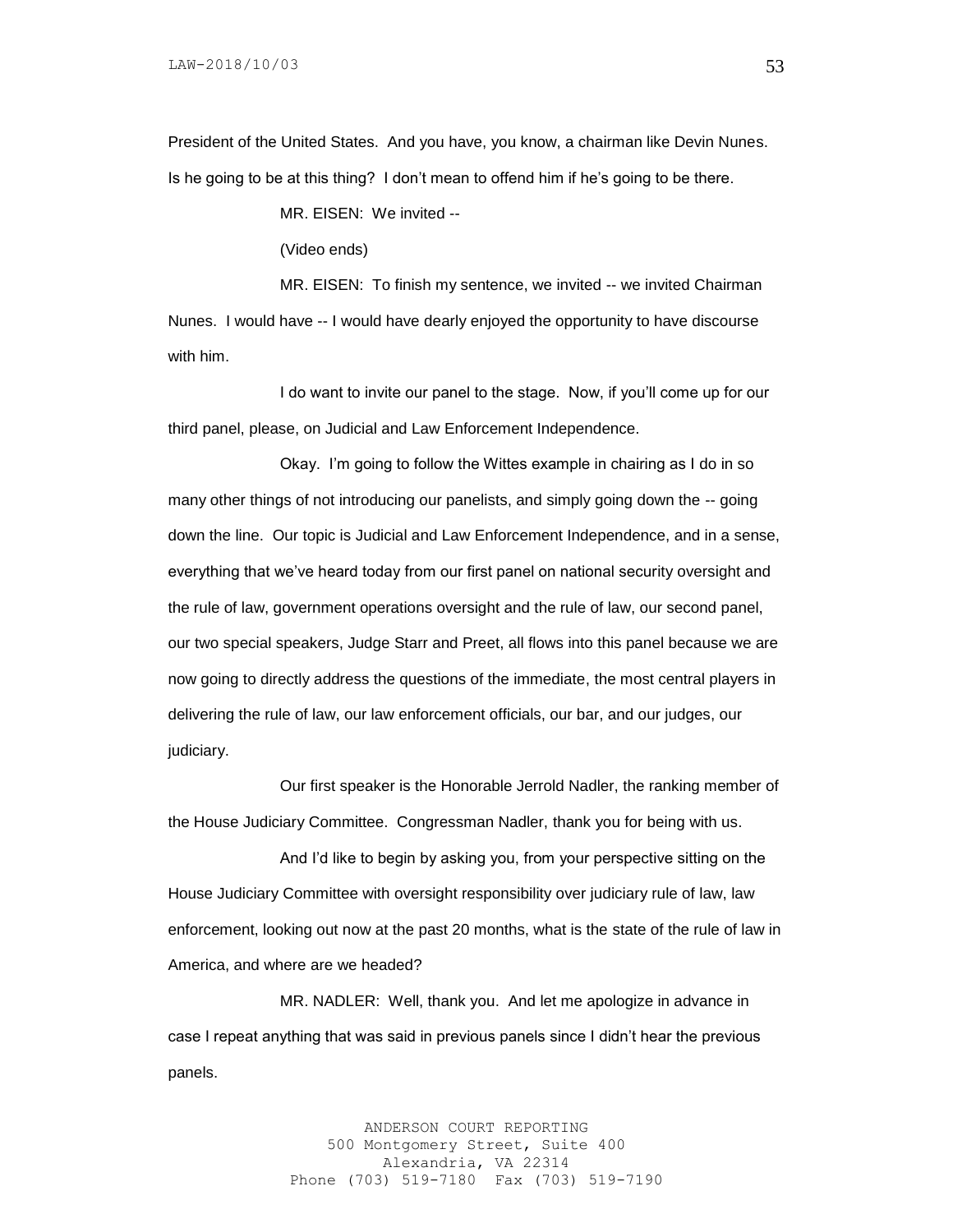President of the United States. And you have, you know, a chairman like Devin Nunes. Is he going to be at this thing? I don't mean to offend him if he's going to be there.

MR. EISEN: We invited --

(Video ends)

MR. EISEN: To finish my sentence, we invited -- we invited Chairman Nunes. I would have -- I would have dearly enjoyed the opportunity to have discourse with him.

I do want to invite our panel to the stage. Now, if you'll come up for our third panel, please, on Judicial and Law Enforcement Independence.

Okay. I'm going to follow the Wittes example in chairing as I do in so many other things of not introducing our panelists, and simply going down the -- going down the line. Our topic is Judicial and Law Enforcement Independence, and in a sense, everything that we've heard today from our first panel on national security oversight and the rule of law, government operations oversight and the rule of law, our second panel, our two special speakers, Judge Starr and Preet, all flows into this panel because we are now going to directly address the questions of the immediate, the most central players in delivering the rule of law, our law enforcement officials, our bar, and our judges, our judiciary.

Our first speaker is the Honorable Jerrold Nadler, the ranking member of the House Judiciary Committee. Congressman Nadler, thank you for being with us.

And I'd like to begin by asking you, from your perspective sitting on the House Judiciary Committee with oversight responsibility over judiciary rule of law, law enforcement, looking out now at the past 20 months, what is the state of the rule of law in America, and where are we headed?

MR. NADLER: Well, thank you. And let me apologize in advance in case I repeat anything that was said in previous panels since I didn't hear the previous panels.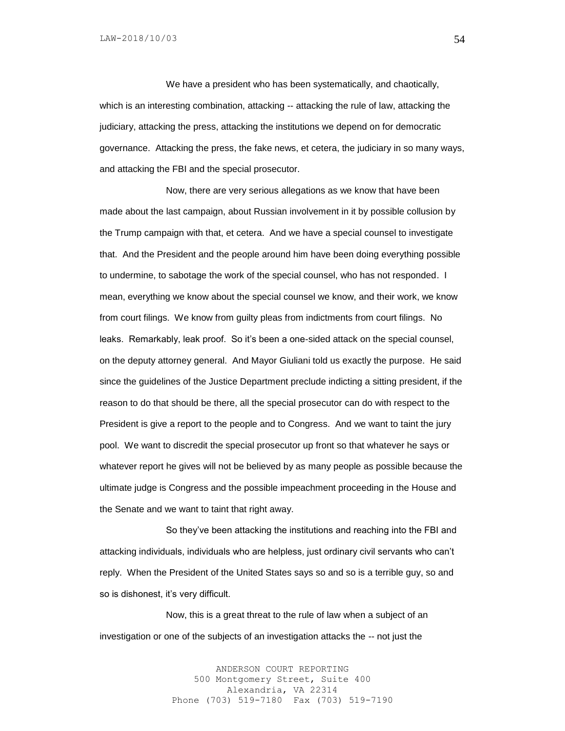We have a president who has been systematically, and chaotically, which is an interesting combination, attacking -- attacking the rule of law, attacking the judiciary, attacking the press, attacking the institutions we depend on for democratic governance. Attacking the press, the fake news, et cetera, the judiciary in so many ways, and attacking the FBI and the special prosecutor.

Now, there are very serious allegations as we know that have been made about the last campaign, about Russian involvement in it by possible collusion by the Trump campaign with that, et cetera. And we have a special counsel to investigate that. And the President and the people around him have been doing everything possible to undermine, to sabotage the work of the special counsel, who has not responded. I mean, everything we know about the special counsel we know, and their work, we know from court filings. We know from guilty pleas from indictments from court filings. No leaks. Remarkably, leak proof. So it's been a one-sided attack on the special counsel, on the deputy attorney general. And Mayor Giuliani told us exactly the purpose. He said since the guidelines of the Justice Department preclude indicting a sitting president, if the reason to do that should be there, all the special prosecutor can do with respect to the President is give a report to the people and to Congress. And we want to taint the jury pool. We want to discredit the special prosecutor up front so that whatever he says or whatever report he gives will not be believed by as many people as possible because the ultimate judge is Congress and the possible impeachment proceeding in the House and the Senate and we want to taint that right away.

So they've been attacking the institutions and reaching into the FBI and attacking individuals, individuals who are helpless, just ordinary civil servants who can't reply. When the President of the United States says so and so is a terrible guy, so and so is dishonest, it's very difficult.

Now, this is a great threat to the rule of law when a subject of an investigation or one of the subjects of an investigation attacks the -- not just the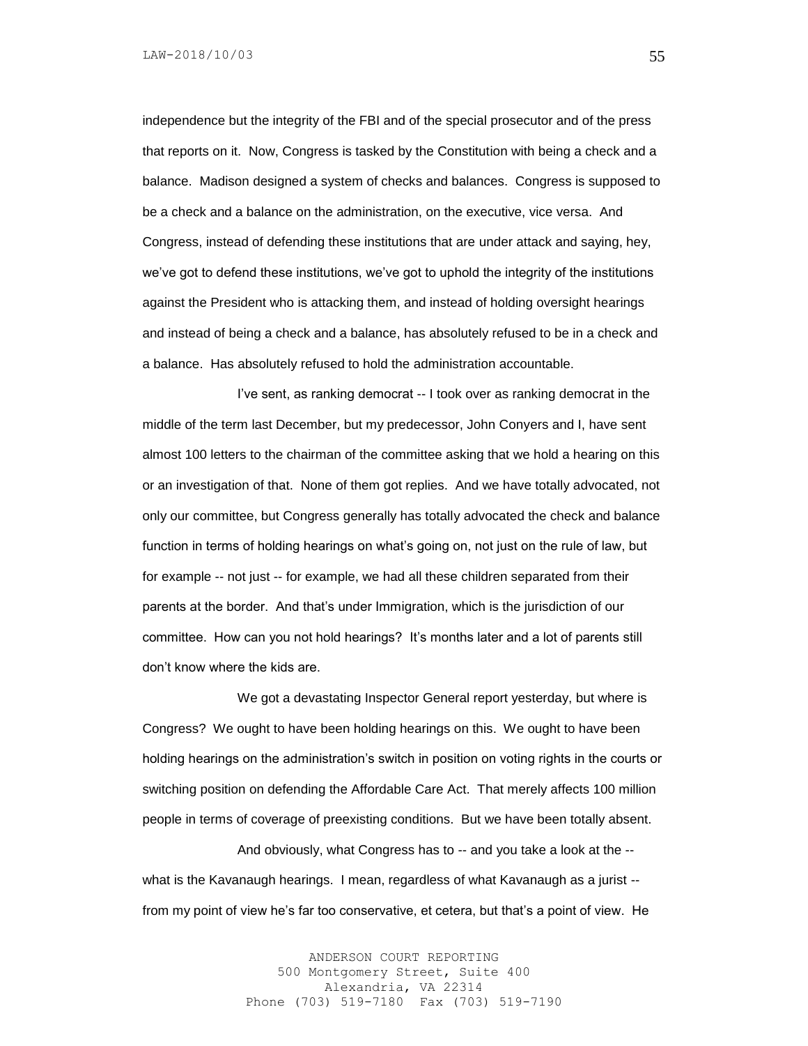independence but the integrity of the FBI and of the special prosecutor and of the press that reports on it. Now, Congress is tasked by the Constitution with being a check and a balance. Madison designed a system of checks and balances. Congress is supposed to be a check and a balance on the administration, on the executive, vice versa. And Congress, instead of defending these institutions that are under attack and saying, hey, we've got to defend these institutions, we've got to uphold the integrity of the institutions against the President who is attacking them, and instead of holding oversight hearings and instead of being a check and a balance, has absolutely refused to be in a check and a balance. Has absolutely refused to hold the administration accountable.

I've sent, as ranking democrat -- I took over as ranking democrat in the middle of the term last December, but my predecessor, John Conyers and I, have sent almost 100 letters to the chairman of the committee asking that we hold a hearing on this or an investigation of that. None of them got replies. And we have totally advocated, not only our committee, but Congress generally has totally advocated the check and balance function in terms of holding hearings on what's going on, not just on the rule of law, but for example -- not just -- for example, we had all these children separated from their parents at the border. And that's under Immigration, which is the jurisdiction of our committee. How can you not hold hearings? It's months later and a lot of parents still don't know where the kids are.

We got a devastating Inspector General report yesterday, but where is Congress? We ought to have been holding hearings on this. We ought to have been holding hearings on the administration's switch in position on voting rights in the courts or switching position on defending the Affordable Care Act. That merely affects 100 million people in terms of coverage of preexisting conditions. But we have been totally absent.

And obviously, what Congress has to -- and you take a look at the -- what is the Kavanaugh hearings. I mean, regardless of what Kavanaugh as a jurist -- from my point of view he's far too conservative, et cetera, but that's a point of view. He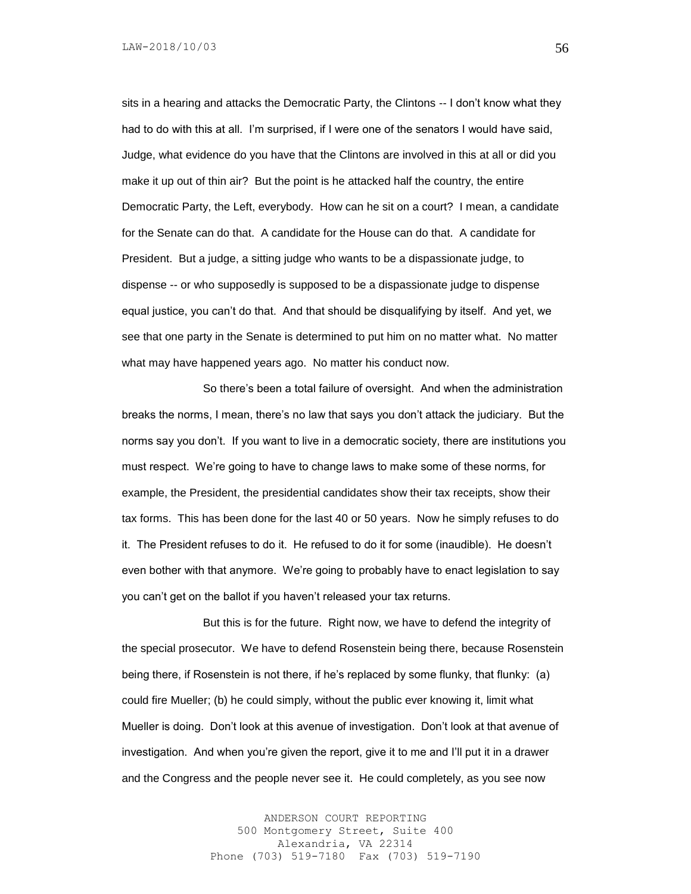sits in a hearing and attacks the Democratic Party, the Clintons -- I don't know what they had to do with this at all. I'm surprised, if I were one of the senators I would have said, Judge, what evidence do you have that the Clintons are involved in this at all or did you make it up out of thin air? But the point is he attacked half the country, the entire Democratic Party, the Left, everybody. How can he sit on a court? I mean, a candidate for the Senate can do that. A candidate for the House can do that. A candidate for President. But a judge, a sitting judge who wants to be a dispassionate judge, to dispense -- or who supposedly is supposed to be a dispassionate judge to dispense equal justice, you can't do that. And that should be disqualifying by itself. And yet, we see that one party in the Senate is determined to put him on no matter what. No matter what may have happened years ago. No matter his conduct now.

So there's been a total failure of oversight. And when the administration breaks the norms, I mean, there's no law that says you don't attack the judiciary. But the norms say you don't. If you want to live in a democratic society, there are institutions you must respect. We're going to have to change laws to make some of these norms, for example, the President, the presidential candidates show their tax receipts, show their tax forms. This has been done for the last 40 or 50 years. Now he simply refuses to do it. The President refuses to do it. He refused to do it for some (inaudible). He doesn't even bother with that anymore. We're going to probably have to enact legislation to say you can't get on the ballot if you haven't released your tax returns.

But this is for the future. Right now, we have to defend the integrity of the special prosecutor. We have to defend Rosenstein being there, because Rosenstein being there, if Rosenstein is not there, if he's replaced by some flunky, that flunky: (a) could fire Mueller; (b) he could simply, without the public ever knowing it, limit what Mueller is doing. Don't look at this avenue of investigation. Don't look at that avenue of investigation. And when you're given the report, give it to me and I'll put it in a drawer and the Congress and the people never see it. He could completely, as you see now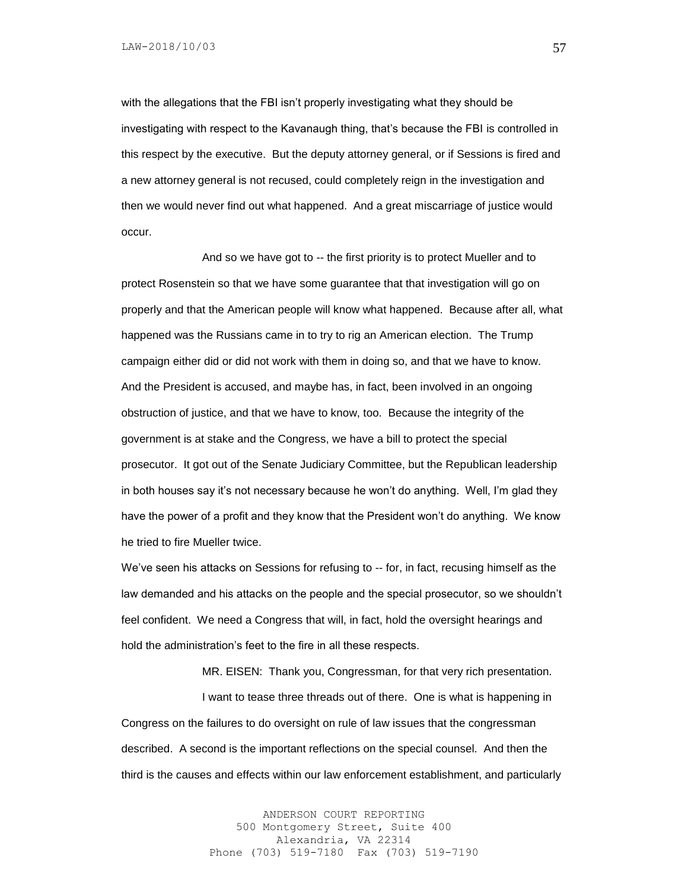with the allegations that the FBI isn't properly investigating what they should be investigating with respect to the Kavanaugh thing, that's because the FBI is controlled in this respect by the executive. But the deputy attorney general, or if Sessions is fired and a new attorney general is not recused, could completely reign in the investigation and then we would never find out what happened. And a great miscarriage of justice would occur.

And so we have got to -- the first priority is to protect Mueller and to protect Rosenstein so that we have some guarantee that that investigation will go on properly and that the American people will know what happened. Because after all, what happened was the Russians came in to try to rig an American election. The Trump campaign either did or did not work with them in doing so, and that we have to know. And the President is accused, and maybe has, in fact, been involved in an ongoing obstruction of justice, and that we have to know, too. Because the integrity of the government is at stake and the Congress, we have a bill to protect the special prosecutor. It got out of the Senate Judiciary Committee, but the Republican leadership in both houses say it's not necessary because he won't do anything. Well, I'm glad they have the power of a profit and they know that the President won't do anything. We know he tried to fire Mueller twice.

We've seen his attacks on Sessions for refusing to -- for, in fact, recusing himself as the law demanded and his attacks on the people and the special prosecutor, so we shouldn't feel confident. We need a Congress that will, in fact, hold the oversight hearings and hold the administration's feet to the fire in all these respects.

MR. EISEN: Thank you, Congressman, for that very rich presentation.

I want to tease three threads out of there. One is what is happening in Congress on the failures to do oversight on rule of law issues that the congressman described. A second is the important reflections on the special counsel. And then the third is the causes and effects within our law enforcement establishment, and particularly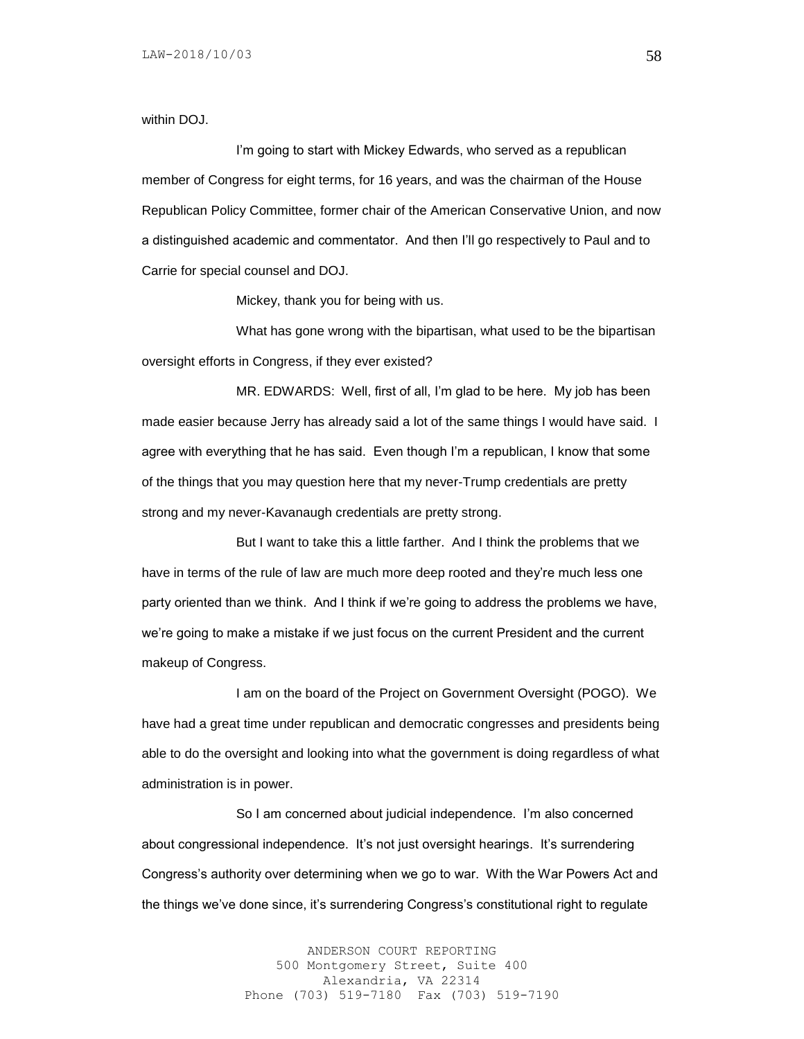within DOJ.

I'm going to start with Mickey Edwards, who served as a republican member of Congress for eight terms, for 16 years, and was the chairman of the House Republican Policy Committee, former chair of the American Conservative Union, and now a distinguished academic and commentator. And then I'll go respectively to Paul and to Carrie for special counsel and DOJ.

Mickey, thank you for being with us.

What has gone wrong with the bipartisan, what used to be the bipartisan oversight efforts in Congress, if they ever existed?

MR. EDWARDS: Well, first of all, I'm glad to be here. My job has been made easier because Jerry has already said a lot of the same things I would have said. I agree with everything that he has said. Even though I'm a republican, I know that some of the things that you may question here that my never-Trump credentials are pretty strong and my never-Kavanaugh credentials are pretty strong.

But I want to take this a little farther. And I think the problems that we have in terms of the rule of law are much more deep rooted and they're much less one party oriented than we think. And I think if we're going to address the problems we have, we're going to make a mistake if we just focus on the current President and the current makeup of Congress.

I am on the board of the Project on Government Oversight (POGO). We have had a great time under republican and democratic congresses and presidents being able to do the oversight and looking into what the government is doing regardless of what administration is in power.

So I am concerned about judicial independence. I'm also concerned about congressional independence. It's not just oversight hearings. It's surrendering Congress's authority over determining when we go to war. With the War Powers Act and the things we've done since, it's surrendering Congress's constitutional right to regulate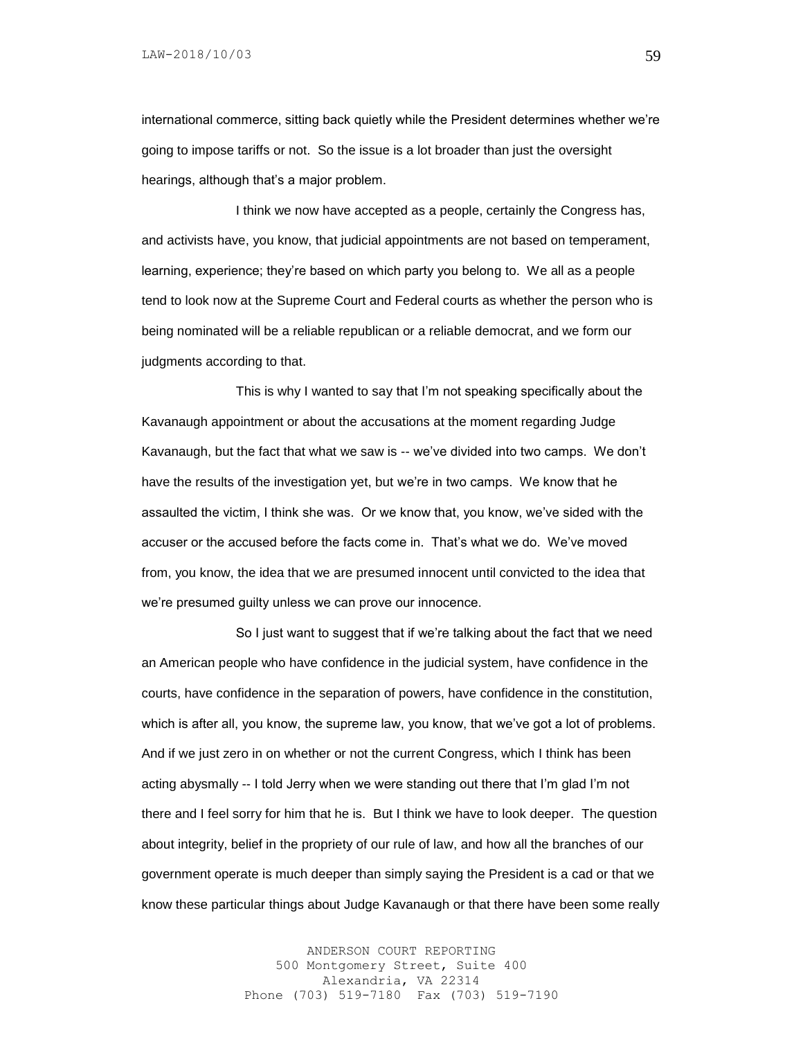international commerce, sitting back quietly while the President determines whether we're going to impose tariffs or not. So the issue is a lot broader than just the oversight hearings, although that's a major problem.

I think we now have accepted as a people, certainly the Congress has, and activists have, you know, that judicial appointments are not based on temperament, learning, experience; they're based on which party you belong to. We all as a people tend to look now at the Supreme Court and Federal courts as whether the person who is being nominated will be a reliable republican or a reliable democrat, and we form our judgments according to that.

This is why I wanted to say that I'm not speaking specifically about the Kavanaugh appointment or about the accusations at the moment regarding Judge Kavanaugh, but the fact that what we saw is -- we've divided into two camps. We don't have the results of the investigation yet, but we're in two camps. We know that he assaulted the victim, I think she was. Or we know that, you know, we've sided with the accuser or the accused before the facts come in. That's what we do. We've moved from, you know, the idea that we are presumed innocent until convicted to the idea that we're presumed guilty unless we can prove our innocence.

So I just want to suggest that if we're talking about the fact that we need an American people who have confidence in the judicial system, have confidence in the courts, have confidence in the separation of powers, have confidence in the constitution, which is after all, you know, the supreme law, you know, that we've got a lot of problems. And if we just zero in on whether or not the current Congress, which I think has been acting abysmally -- I told Jerry when we were standing out there that I'm glad I'm not there and I feel sorry for him that he is. But I think we have to look deeper. The question about integrity, belief in the propriety of our rule of law, and how all the branches of our government operate is much deeper than simply saying the President is a cad or that we know these particular things about Judge Kavanaugh or that there have been some really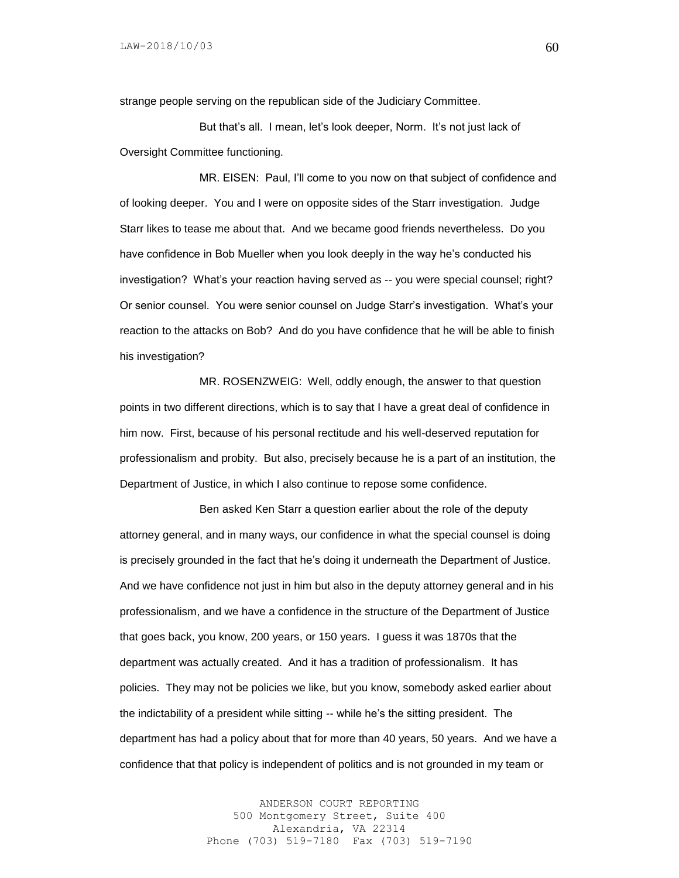strange people serving on the republican side of the Judiciary Committee.

But that's all. I mean, let's look deeper, Norm. It's not just lack of Oversight Committee functioning.

MR. EISEN: Paul, I'll come to you now on that subject of confidence and of looking deeper. You and I were on opposite sides of the Starr investigation. Judge Starr likes to tease me about that. And we became good friends nevertheless. Do you have confidence in Bob Mueller when you look deeply in the way he's conducted his investigation? What's your reaction having served as -- you were special counsel; right? Or senior counsel. You were senior counsel on Judge Starr's investigation. What's your reaction to the attacks on Bob? And do you have confidence that he will be able to finish his investigation?

MR. ROSENZWEIG: Well, oddly enough, the answer to that question points in two different directions, which is to say that I have a great deal of confidence in him now. First, because of his personal rectitude and his well-deserved reputation for professionalism and probity. But also, precisely because he is a part of an institution, the Department of Justice, in which I also continue to repose some confidence.

Ben asked Ken Starr a question earlier about the role of the deputy attorney general, and in many ways, our confidence in what the special counsel is doing is precisely grounded in the fact that he's doing it underneath the Department of Justice. And we have confidence not just in him but also in the deputy attorney general and in his professionalism, and we have a confidence in the structure of the Department of Justice that goes back, you know, 200 years, or 150 years. I guess it was 1870s that the department was actually created. And it has a tradition of professionalism. It has policies. They may not be policies we like, but you know, somebody asked earlier about the indictability of a president while sitting -- while he's the sitting president. The department has had a policy about that for more than 40 years, 50 years. And we have a confidence that that policy is independent of politics and is not grounded in my team or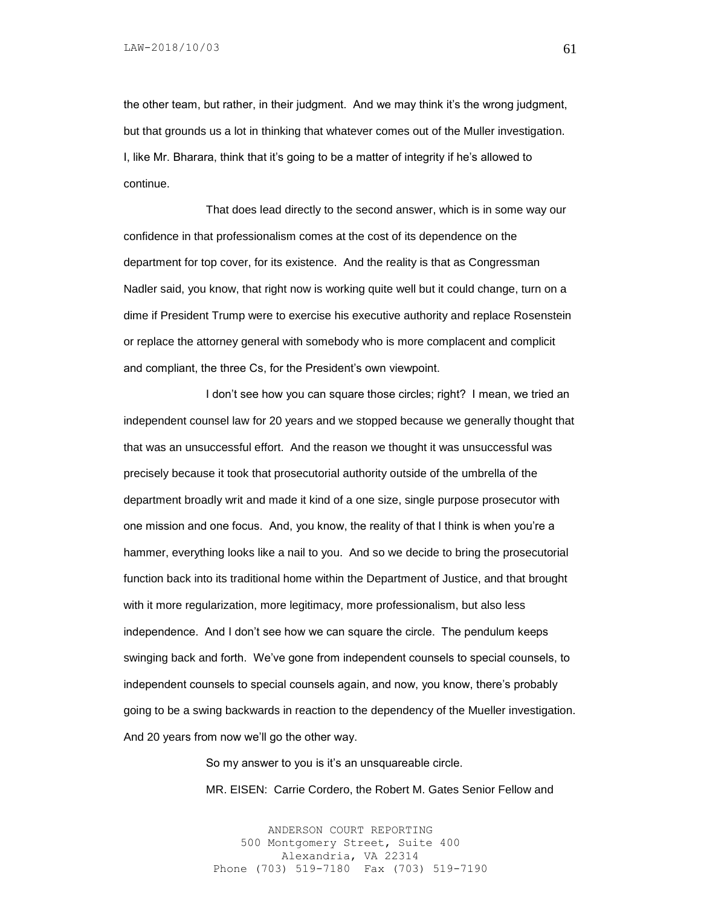the other team, but rather, in their judgment. And we may think it's the wrong judgment, but that grounds us a lot in thinking that whatever comes out of the Muller investigation. I, like Mr. Bharara, think that it's going to be a matter of integrity if he's allowed to continue.

That does lead directly to the second answer, which is in some way our confidence in that professionalism comes at the cost of its dependence on the department for top cover, for its existence. And the reality is that as Congressman Nadler said, you know, that right now is working quite well but it could change, turn on a dime if President Trump were to exercise his executive authority and replace Rosenstein or replace the attorney general with somebody who is more complacent and complicit and compliant, the three Cs, for the President's own viewpoint.

I don't see how you can square those circles; right? I mean, we tried an independent counsel law for 20 years and we stopped because we generally thought that that was an unsuccessful effort. And the reason we thought it was unsuccessful was precisely because it took that prosecutorial authority outside of the umbrella of the department broadly writ and made it kind of a one size, single purpose prosecutor with one mission and one focus. And, you know, the reality of that I think is when you're a hammer, everything looks like a nail to you. And so we decide to bring the prosecutorial function back into its traditional home within the Department of Justice, and that brought with it more regularization, more legitimacy, more professionalism, but also less independence. And I don't see how we can square the circle. The pendulum keeps swinging back and forth. We've gone from independent counsels to special counsels, to independent counsels to special counsels again, and now, you know, there's probably going to be a swing backwards in reaction to the dependency of the Mueller investigation. And 20 years from now we'll go the other way.

So my answer to you is it's an unsquareable circle.

MR. EISEN: Carrie Cordero, the Robert M. Gates Senior Fellow and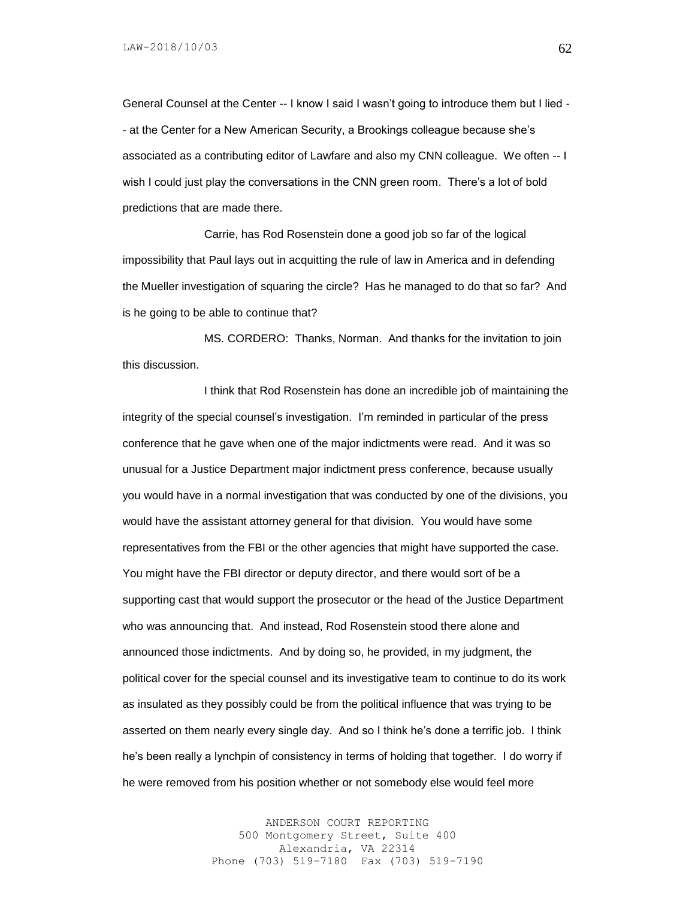General Counsel at the Center -- I know I said I wasn't going to introduce them but I lied -- at the Center for a New American Security, a Brookings colleague because she's associated as a contributing editor of Lawfare and also my CNN colleague. We often -- I wish I could just play the conversations in the CNN green room. There's a lot of bold predictions that are made there.

Carrie, has Rod Rosenstein done a good job so far of the logical impossibility that Paul lays out in acquitting the rule of law in America and in defending the Mueller investigation of squaring the circle? Has he managed to do that so far? And is he going to be able to continue that?

MS. CORDERO: Thanks, Norman. And thanks for the invitation to join this discussion.

I think that Rod Rosenstein has done an incredible job of maintaining the integrity of the special counsel's investigation. I'm reminded in particular of the press conference that he gave when one of the major indictments were read. And it was so unusual for a Justice Department major indictment press conference, because usually you would have in a normal investigation that was conducted by one of the divisions, you would have the assistant attorney general for that division. You would have some representatives from the FBI or the other agencies that might have supported the case. You might have the FBI director or deputy director, and there would sort of be a supporting cast that would support the prosecutor or the head of the Justice Department who was announcing that. And instead, Rod Rosenstein stood there alone and announced those indictments. And by doing so, he provided, in my judgment, the political cover for the special counsel and its investigative team to continue to do its work as insulated as they possibly could be from the political influence that was trying to be asserted on them nearly every single day. And so I think he's done a terrific job. I think he's been really a lynchpin of consistency in terms of holding that together. I do worry if he were removed from his position whether or not somebody else would feel more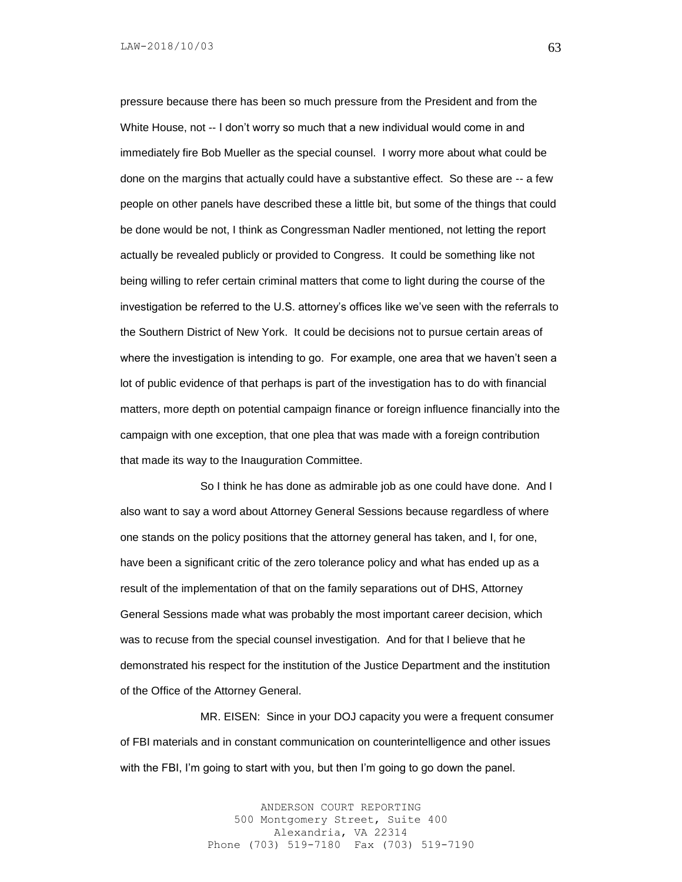pressure because there has been so much pressure from the President and from the White House, not -- I don't worry so much that a new individual would come in and immediately fire Bob Mueller as the special counsel. I worry more about what could be done on the margins that actually could have a substantive effect. So these are -- a few people on other panels have described these a little bit, but some of the things that could be done would be not, I think as Congressman Nadler mentioned, not letting the report actually be revealed publicly or provided to Congress. It could be something like not being willing to refer certain criminal matters that come to light during the course of the investigation be referred to the U.S. attorney's offices like we've seen with the referrals to the Southern District of New York. It could be decisions not to pursue certain areas of where the investigation is intending to go. For example, one area that we haven't seen a lot of public evidence of that perhaps is part of the investigation has to do with financial matters, more depth on potential campaign finance or foreign influence financially into the campaign with one exception, that one plea that was made with a foreign contribution that made its way to the Inauguration Committee.

So I think he has done as admirable job as one could have done. And I also want to say a word about Attorney General Sessions because regardless of where one stands on the policy positions that the attorney general has taken, and I, for one, have been a significant critic of the zero tolerance policy and what has ended up as a result of the implementation of that on the family separations out of DHS, Attorney General Sessions made what was probably the most important career decision, which was to recuse from the special counsel investigation. And for that I believe that he demonstrated his respect for the institution of the Justice Department and the institution of the Office of the Attorney General.

MR. EISEN: Since in your DOJ capacity you were a frequent consumer of FBI materials and in constant communication on counterintelligence and other issues with the FBI, I'm going to start with you, but then I'm going to go down the panel.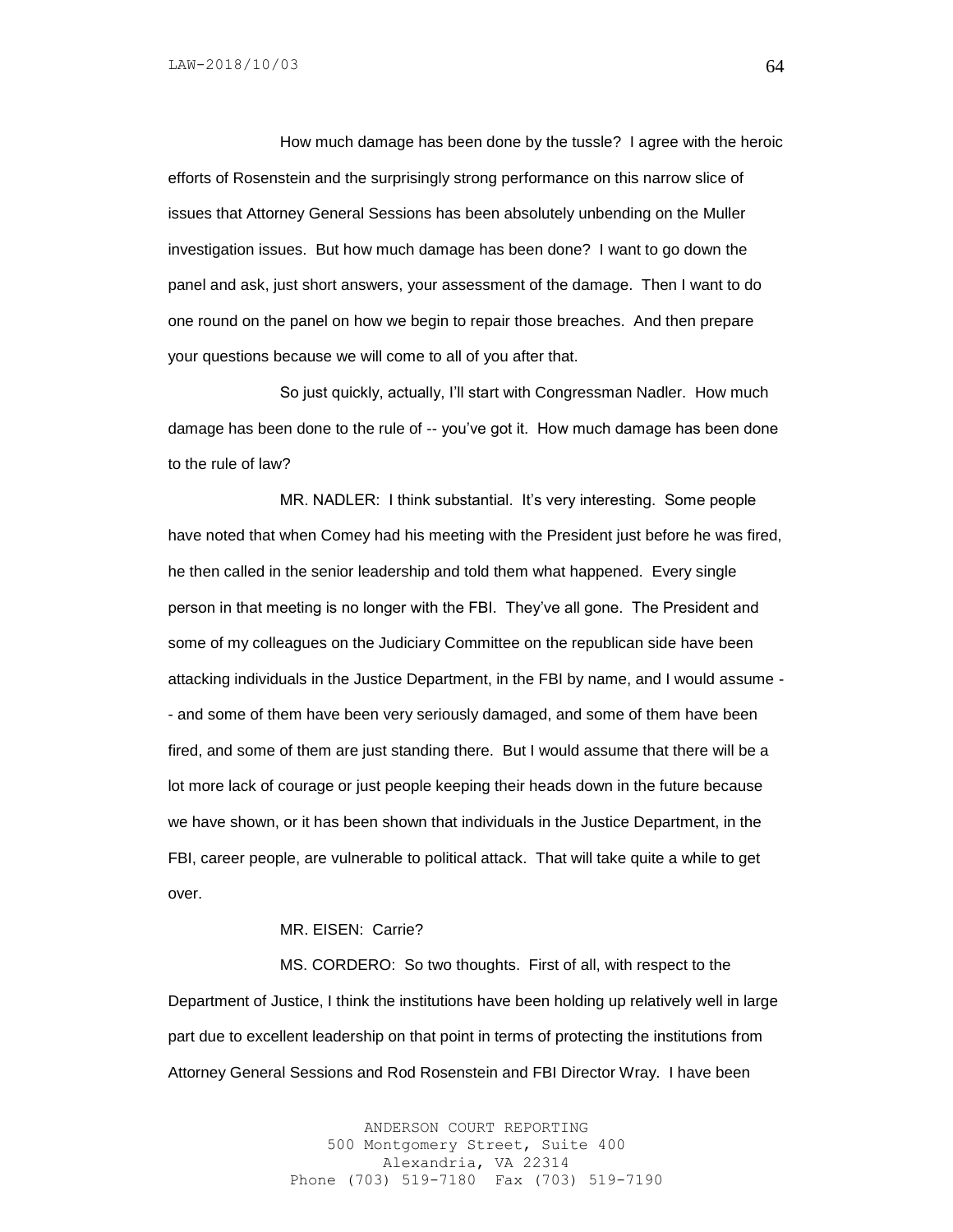How much damage has been done by the tussle? I agree with the heroic efforts of Rosenstein and the surprisingly strong performance on this narrow slice of issues that Attorney General Sessions has been absolutely unbending on the Muller investigation issues. But how much damage has been done? I want to go down the panel and ask, just short answers, your assessment of the damage. Then I want to do one round on the panel on how we begin to repair those breaches. And then prepare your questions because we will come to all of you after that.

So just quickly, actually, I'll start with Congressman Nadler. How much damage has been done to the rule of -- you've got it. How much damage has been done to the rule of law?

MR. NADLER: I think substantial. It's very interesting. Some people have noted that when Comey had his meeting with the President just before he was fired, he then called in the senior leadership and told them what happened. Every single person in that meeting is no longer with the FBI. They've all gone. The President and some of my colleagues on the Judiciary Committee on the republican side have been attacking individuals in the Justice Department, in the FBI by name, and I would assume -- and some of them have been very seriously damaged, and some of them have been fired, and some of them are just standing there. But I would assume that there will be a lot more lack of courage or just people keeping their heads down in the future because we have shown, or it has been shown that individuals in the Justice Department, in the FBI, career people, are vulnerable to political attack. That will take quite a while to get over.

MR. EISEN: Carrie?

MS. CORDERO: So two thoughts. First of all, with respect to the Department of Justice, I think the institutions have been holding up relatively well in large part due to excellent leadership on that point in terms of protecting the institutions from Attorney General Sessions and Rod Rosenstein and FBI Director Wray. I have been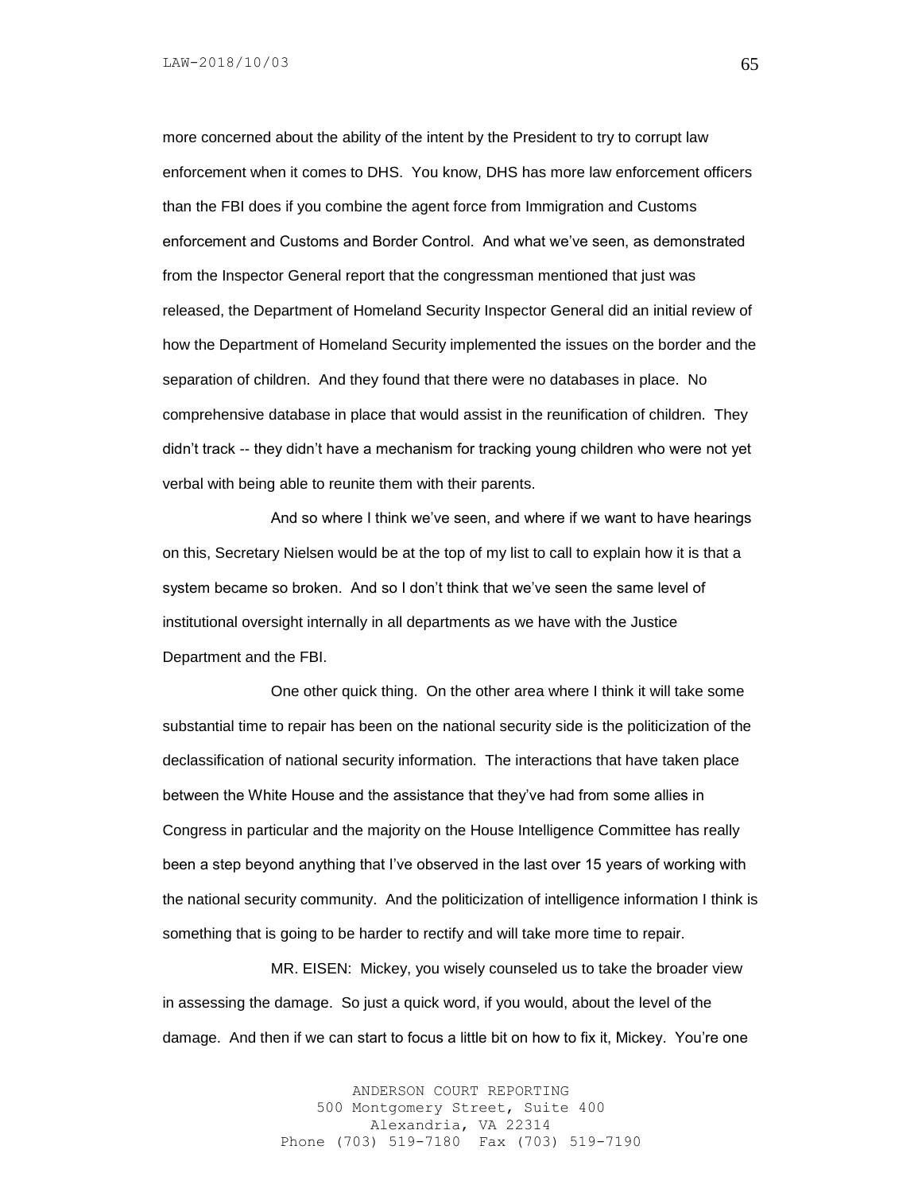more concerned about the ability of the intent by the President to try to corrupt law enforcement when it comes to DHS. You know, DHS has more law enforcement officers than the FBI does if you combine the agent force from Immigration and Customs enforcement and Customs and Border Control. And what we've seen, as demonstrated from the Inspector General report that the congressman mentioned that just was released, the Department of Homeland Security Inspector General did an initial review of how the Department of Homeland Security implemented the issues on the border and the separation of children. And they found that there were no databases in place. No comprehensive database in place that would assist in the reunification of children. They didn't track -- they didn't have a mechanism for tracking young children who were not yet verbal with being able to reunite them with their parents.

And so where I think we've seen, and where if we want to have hearings on this, Secretary Nielsen would be at the top of my list to call to explain how it is that a system became so broken. And so I don't think that we've seen the same level of institutional oversight internally in all departments as we have with the Justice Department and the FBI.

One other quick thing. On the other area where I think it will take some substantial time to repair has been on the national security side is the politicization of the declassification of national security information. The interactions that have taken place between the White House and the assistance that they've had from some allies in Congress in particular and the majority on the House Intelligence Committee has really been a step beyond anything that I've observed in the last over 15 years of working with the national security community. And the politicization of intelligence information I think is something that is going to be harder to rectify and will take more time to repair.

MR. EISEN: Mickey, you wisely counseled us to take the broader view in assessing the damage. So just a quick word, if you would, about the level of the damage. And then if we can start to focus a little bit on how to fix it, Mickey. You're one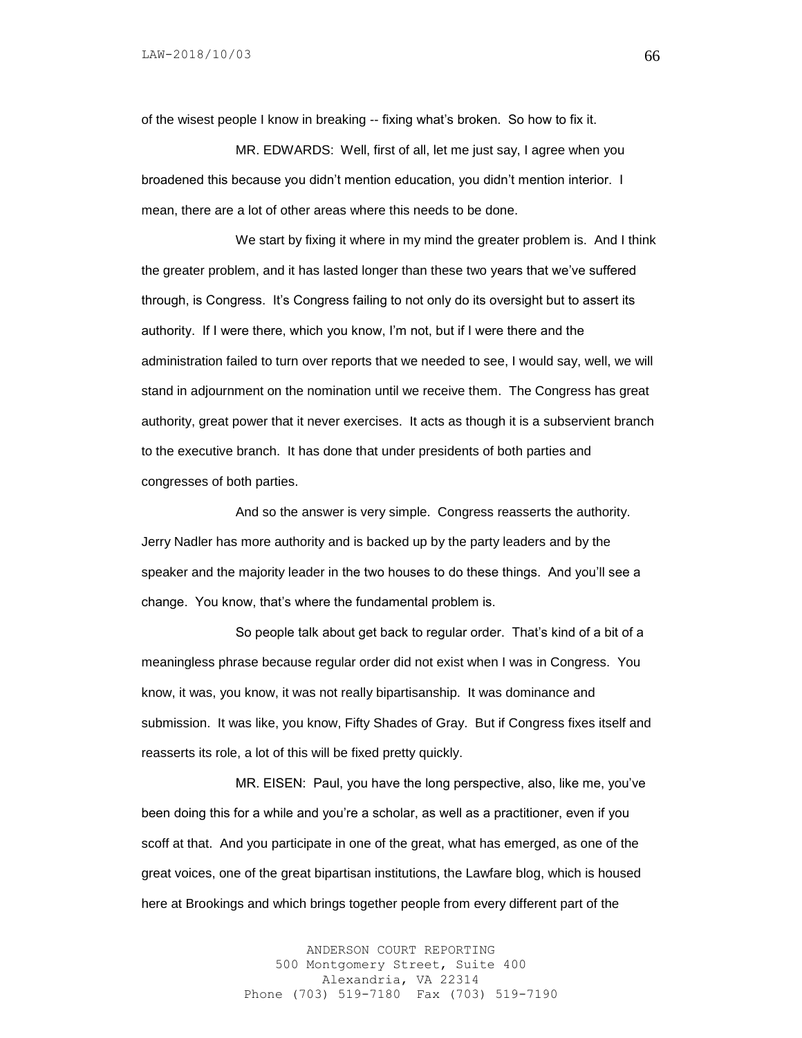of the wisest people I know in breaking -- fixing what's broken. So how to fix it.

MR. EDWARDS: Well, first of all, let me just say, I agree when you broadened this because you didn't mention education, you didn't mention interior. I mean, there are a lot of other areas where this needs to be done.

We start by fixing it where in my mind the greater problem is. And I think the greater problem, and it has lasted longer than these two years that we've suffered through, is Congress. It's Congress failing to not only do its oversight but to assert its authority. If I were there, which you know, I'm not, but if I were there and the administration failed to turn over reports that we needed to see, I would say, well, we will stand in adjournment on the nomination until we receive them. The Congress has great authority, great power that it never exercises. It acts as though it is a subservient branch to the executive branch. It has done that under presidents of both parties and congresses of both parties.

And so the answer is very simple. Congress reasserts the authority. Jerry Nadler has more authority and is backed up by the party leaders and by the speaker and the majority leader in the two houses to do these things. And you'll see a change. You know, that's where the fundamental problem is.

So people talk about get back to regular order. That's kind of a bit of a meaningless phrase because regular order did not exist when I was in Congress. You know, it was, you know, it was not really bipartisanship. It was dominance and submission. It was like, you know, Fifty Shades of Gray. But if Congress fixes itself and reasserts its role, a lot of this will be fixed pretty quickly.

MR. EISEN: Paul, you have the long perspective, also, like me, you've been doing this for a while and you're a scholar, as well as a practitioner, even if you scoff at that. And you participate in one of the great, what has emerged, as one of the great voices, one of the great bipartisan institutions, the Lawfare blog, which is housed here at Brookings and which brings together people from every different part of the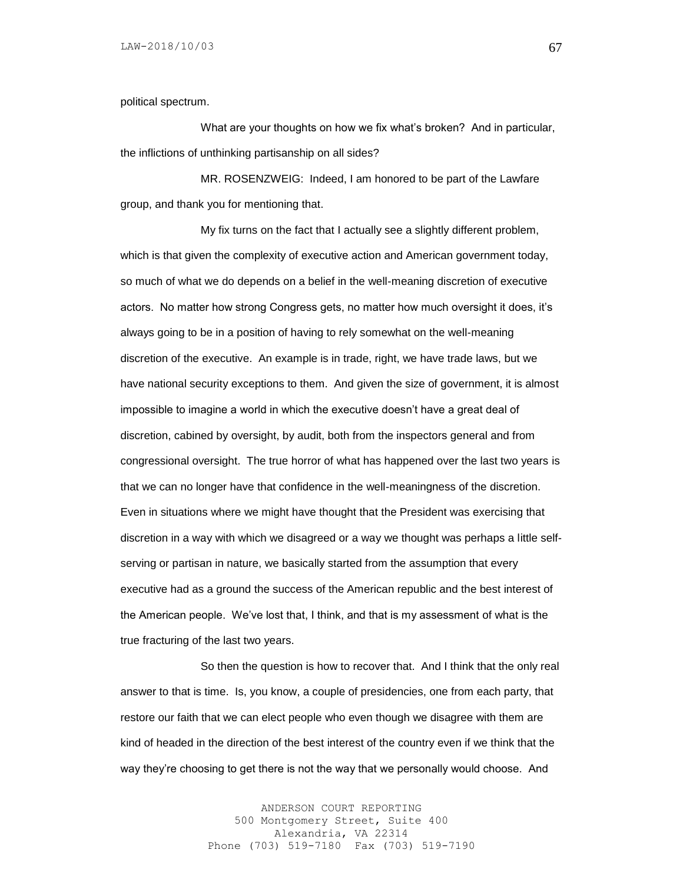political spectrum.

What are your thoughts on how we fix what's broken? And in particular, the inflictions of unthinking partisanship on all sides?

MR. ROSENZWEIG: Indeed, I am honored to be part of the Lawfare group, and thank you for mentioning that.

My fix turns on the fact that I actually see a slightly different problem, which is that given the complexity of executive action and American government today, so much of what we do depends on a belief in the well-meaning discretion of executive actors. No matter how strong Congress gets, no matter how much oversight it does, it's always going to be in a position of having to rely somewhat on the well-meaning discretion of the executive. An example is in trade, right, we have trade laws, but we have national security exceptions to them. And given the size of government, it is almost impossible to imagine a world in which the executive doesn't have a great deal of discretion, cabined by oversight, by audit, both from the inspectors general and from congressional oversight. The true horror of what has happened over the last two years is that we can no longer have that confidence in the well-meaningness of the discretion. Even in situations where we might have thought that the President was exercising that discretion in a way with which we disagreed or a way we thought was perhaps a little self-serving or partisan in nature, we basically started from the assumption that every executive had as a ground the success of the American republic and the best interest of the American people. We've lost that, I think, and that is my assessment of what is the true fracturing of the last two years.

So then the question is how to recover that. And I think that the only real answer to that is time. Is, you know, a couple of presidencies, one from each party, that restore our faith that we can elect people who even though we disagree with them are kind of headed in the direction of the best interest of the country even if we think that the way they're choosing to get there is not the way that we personally would choose. And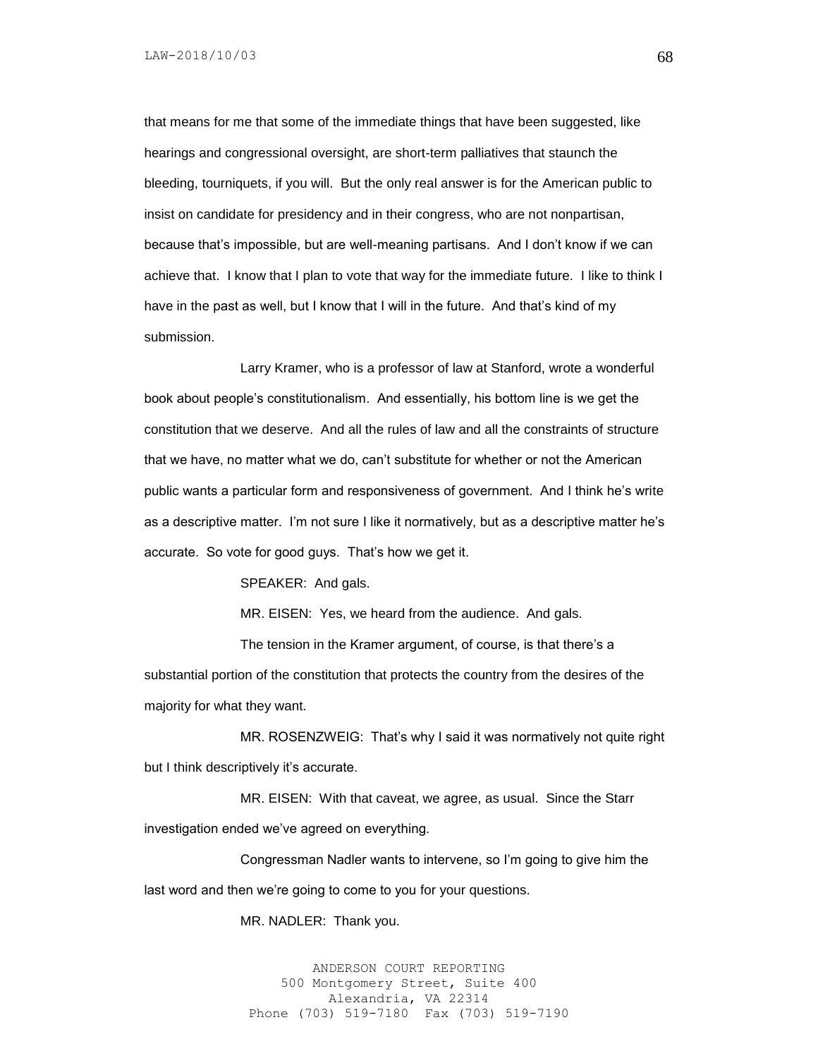that means for me that some of the immediate things that have been suggested, like hearings and congressional oversight, are short-term palliatives that staunch the bleeding, tourniquets, if you will. But the only real answer is for the American public to insist on candidate for presidency and in their congress, who are not nonpartisan, because that's impossible, but are well-meaning partisans. And I don't know if we can achieve that. I know that I plan to vote that way for the immediate future. I like to think I have in the past as well, but I know that I will in the future. And that's kind of my submission.

Larry Kramer, who is a professor of law at Stanford, wrote a wonderful book about people's constitutionalism. And essentially, his bottom line is we get the constitution that we deserve. And all the rules of law and all the constraints of structure that we have, no matter what we do, can't substitute for whether or not the American public wants a particular form and responsiveness of government. And I think he's write as a descriptive matter. I'm not sure I like it normatively, but as a descriptive matter he's accurate. So vote for good guys. That's how we get it.

SPEAKER: And gals.

MR. EISEN: Yes, we heard from the audience. And gals.

The tension in the Kramer argument, of course, is that there's a substantial portion of the constitution that protects the country from the desires of the majority for what they want.

MR. ROSENZWEIG: That's why I said it was normatively not quite right but I think descriptively it's accurate.

MR. EISEN: With that caveat, we agree, as usual. Since the Starr investigation ended we've agreed on everything.

Congressman Nadler wants to intervene, so I'm going to give him the last word and then we're going to come to you for your questions.

MR. NADLER: Thank you.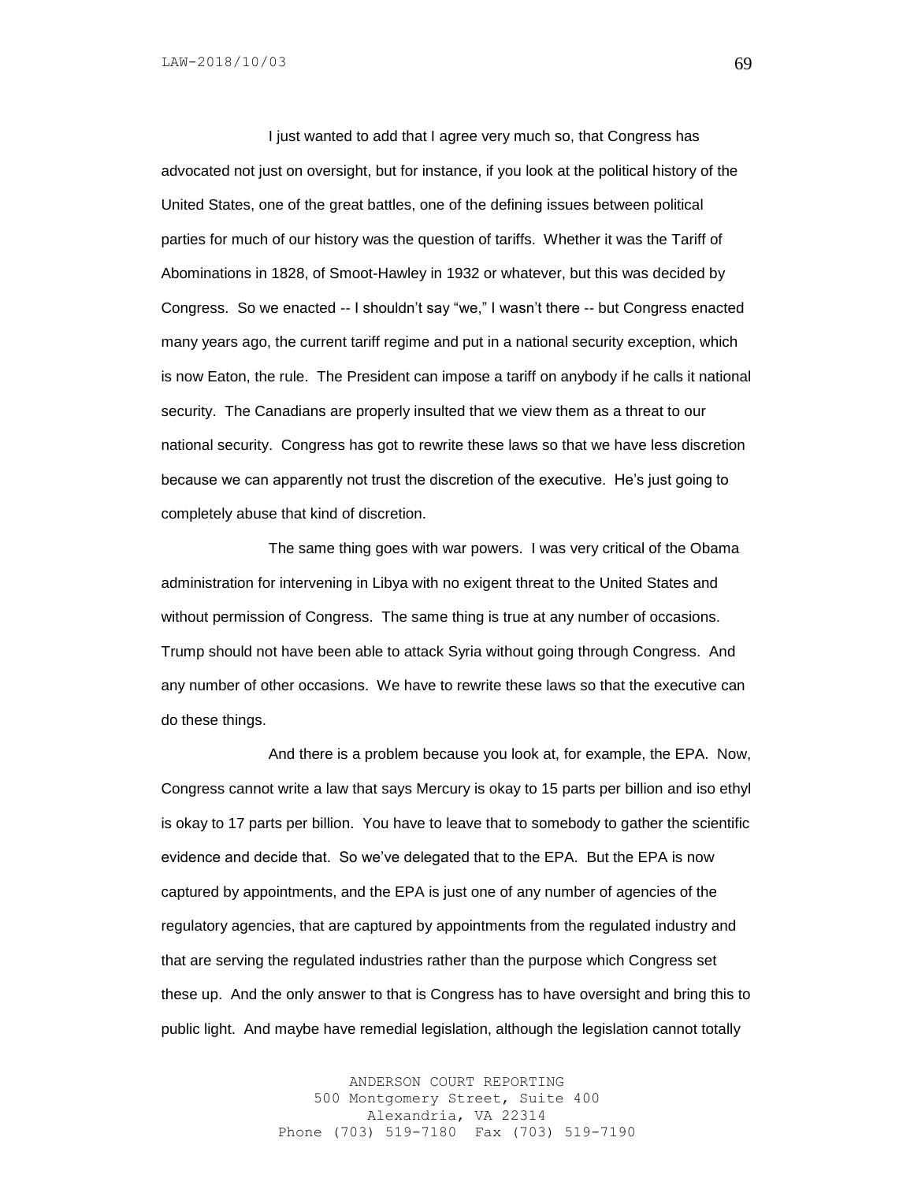I just wanted to add that I agree very much so, that Congress has advocated not just on oversight, but for instance, if you look at the political history of the United States, one of the great battles, one of the defining issues between political parties for much of our history was the question of tariffs. Whether it was the Tariff of Abominations in 1828, of Smoot-Hawley in 1932 or whatever, but this was decided by Congress. So we enacted -- I shouldn't say "we," I wasn't there -- but Congress enacted many years ago, the current tariff regime and put in a national security exception, which is now Eaton, the rule. The President can impose a tariff on anybody if he calls it national security. The Canadians are properly insulted that we view them as a threat to our national security. Congress has got to rewrite these laws so that we have less discretion because we can apparently not trust the discretion of the executive. He's just going to completely abuse that kind of discretion.

The same thing goes with war powers. I was very critical of the Obama administration for intervening in Libya with no exigent threat to the United States and without permission of Congress. The same thing is true at any number of occasions. Trump should not have been able to attack Syria without going through Congress. And any number of other occasions. We have to rewrite these laws so that the executive can do these things.

And there is a problem because you look at, for example, the EPA. Now, Congress cannot write a law that says Mercury is okay to 15 parts per billion and iso ethyl is okay to 17 parts per billion. You have to leave that to somebody to gather the scientific evidence and decide that. So we've delegated that to the EPA. But the EPA is now captured by appointments, and the EPA is just one of any number of agencies of the regulatory agencies, that are captured by appointments from the regulated industry and that are serving the regulated industries rather than the purpose which Congress set these up. And the only answer to that is Congress has to have oversight and bring this to public light. And maybe have remedial legislation, although the legislation cannot totally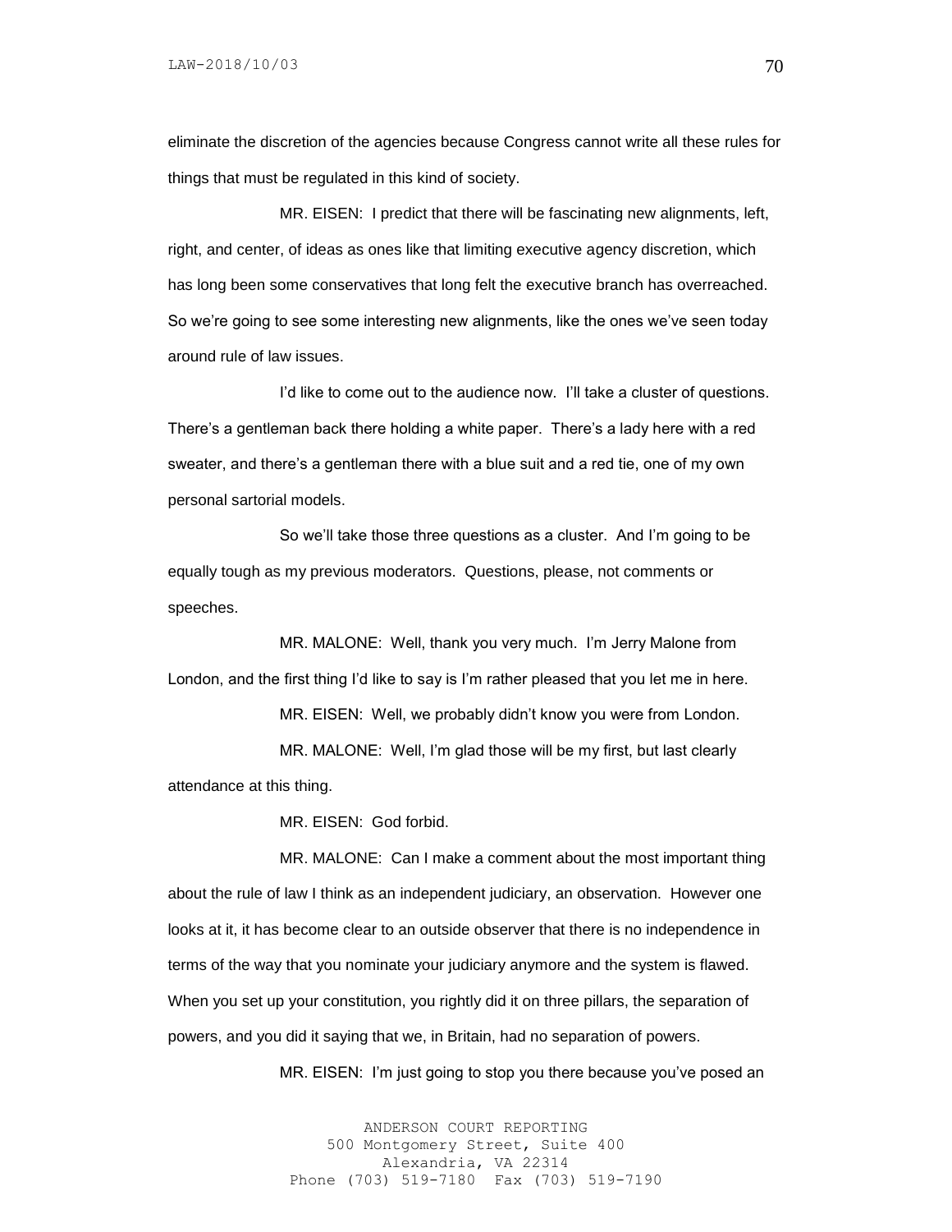eliminate the discretion of the agencies because Congress cannot write all these rules for things that must be regulated in this kind of society.

MR. EISEN: I predict that there will be fascinating new alignments, left, right, and center, of ideas as ones like that limiting executive agency discretion, which has long been some conservatives that long felt the executive branch has overreached. So we're going to see some interesting new alignments, like the ones we've seen today around rule of law issues.

I'd like to come out to the audience now. I'll take a cluster of questions. There's a gentleman back there holding a white paper. There's a lady here with a red sweater, and there's a gentleman there with a blue suit and a red tie, one of my own personal sartorial models.

So we'll take those three questions as a cluster. And I'm going to be equally tough as my previous moderators. Questions, please, not comments or speeches.

MR. MALONE: Well, thank you very much. I'm Jerry Malone from London, and the first thing I'd like to say is I'm rather pleased that you let me in here.

MR. EISEN: Well, we probably didn't know you were from London.

MR. MALONE: Well, I'm glad those will be my first, but last clearly attendance at this thing.

MR. EISEN: God forbid.

MR. MALONE: Can I make a comment about the most important thing about the rule of law I think as an independent judiciary, an observation. However one looks at it, it has become clear to an outside observer that there is no independence in terms of the way that you nominate your judiciary anymore and the system is flawed. When you set up your constitution, you rightly did it on three pillars, the separation of powers, and you did it saying that we, in Britain, had no separation of powers.

MR. EISEN: I'm just going to stop you there because you've posed an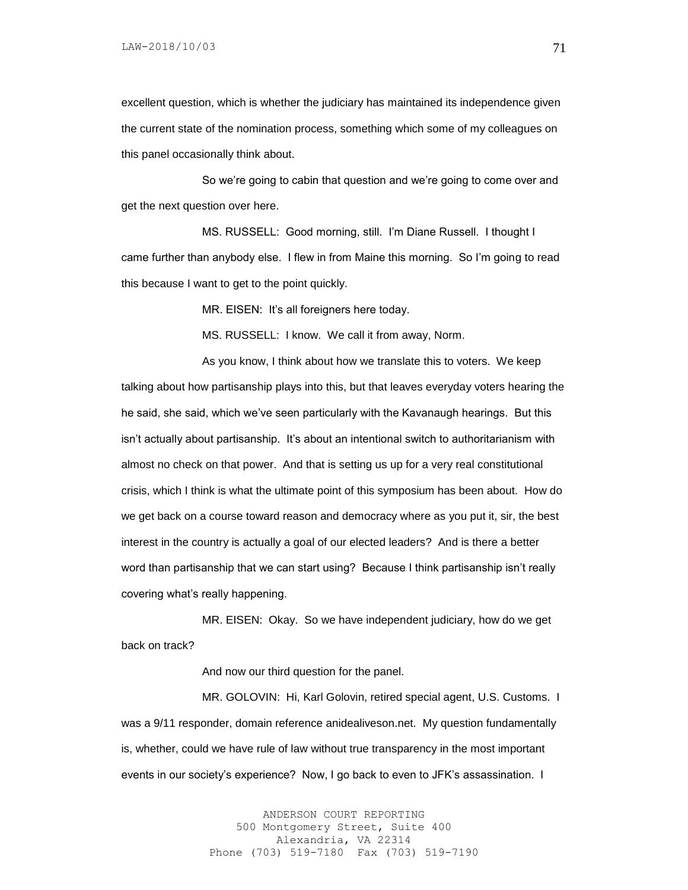excellent question, which is whether the judiciary has maintained its independence given the current state of the nomination process, something which some of my colleagues on this panel occasionally think about.

So we're going to cabin that question and we're going to come over and get the next question over here.

MS. RUSSELL: Good morning, still. I'm Diane Russell. I thought I came further than anybody else. I flew in from Maine this morning. So I'm going to read this because I want to get to the point quickly.

MR. EISEN: It's all foreigners here today.

MS. RUSSELL: I know. We call it from away, Norm.

As you know, I think about how we translate this to voters. We keep talking about how partisanship plays into this, but that leaves everyday voters hearing the he said, she said, which we've seen particularly with the Kavanaugh hearings. But this isn't actually about partisanship. It's about an intentional switch to authoritarianism with almost no check on that power. And that is setting us up for a very real constitutional crisis, which I think is what the ultimate point of this symposium has been about. How do we get back on a course toward reason and democracy where as you put it, sir, the best interest in the country is actually a goal of our elected leaders? And is there a better word than partisanship that we can start using? Because I think partisanship isn't really covering what's really happening.

MR. EISEN: Okay. So we have independent judiciary, how do we get back on track?

And now our third question for the panel.

MR. GOLOVIN: Hi, Karl Golovin, retired special agent, U.S. Customs. I was a 9/11 responder, domain reference anidealiveson.net. My question fundamentally is, whether, could we have rule of law without true transparency in the most important events in our society's experience? Now, I go back to even to JFK's assassination. I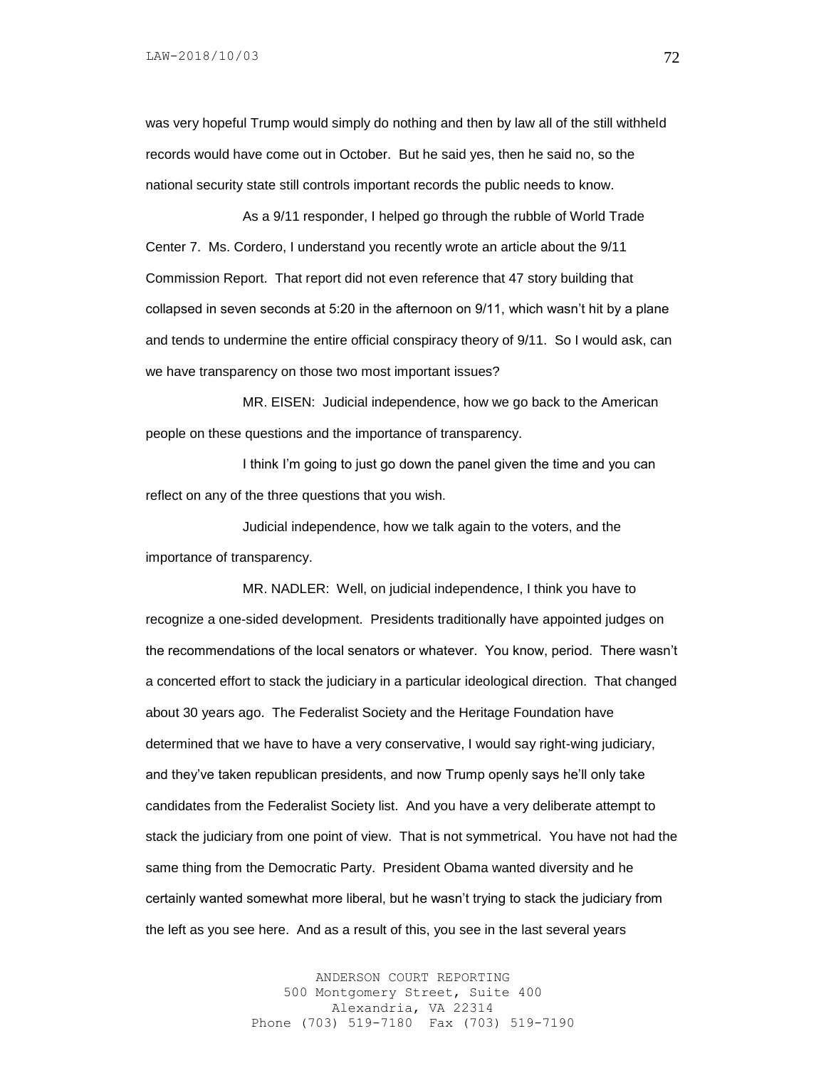was very hopeful Trump would simply do nothing and then by law all of the still withheld records would have come out in October. But he said yes, then he said no, so the national security state still controls important records the public needs to know.

As a 9/11 responder, I helped go through the rubble of World Trade Center 7. Ms. Cordero, I understand you recently wrote an article about the 9/11 Commission Report. That report did not even reference that 47 story building that collapsed in seven seconds at 5:20 in the afternoon on 9/11, which wasn't hit by a plane and tends to undermine the entire official conspiracy theory of 9/11. So I would ask, can we have transparency on those two most important issues?

MR. EISEN: Judicial independence, how we go back to the American people on these questions and the importance of transparency.

I think I'm going to just go down the panel given the time and you can reflect on any of the three questions that you wish.

Judicial independence, how we talk again to the voters, and the importance of transparency.

MR. NADLER: Well, on judicial independence, I think you have to recognize a one-sided development. Presidents traditionally have appointed judges on the recommendations of the local senators or whatever. You know, period. There wasn't a concerted effort to stack the judiciary in a particular ideological direction. That changed about 30 years ago. The Federalist Society and the Heritage Foundation have determined that we have to have a very conservative, I would say right-wing judiciary, and they've taken republican presidents, and now Trump openly says he'll only take candidates from the Federalist Society list. And you have a very deliberate attempt to stack the judiciary from one point of view. That is not symmetrical. You have not had the same thing from the Democratic Party. President Obama wanted diversity and he certainly wanted somewhat more liberal, but he wasn't trying to stack the judiciary from the left as you see here. And as a result of this, you see in the last several years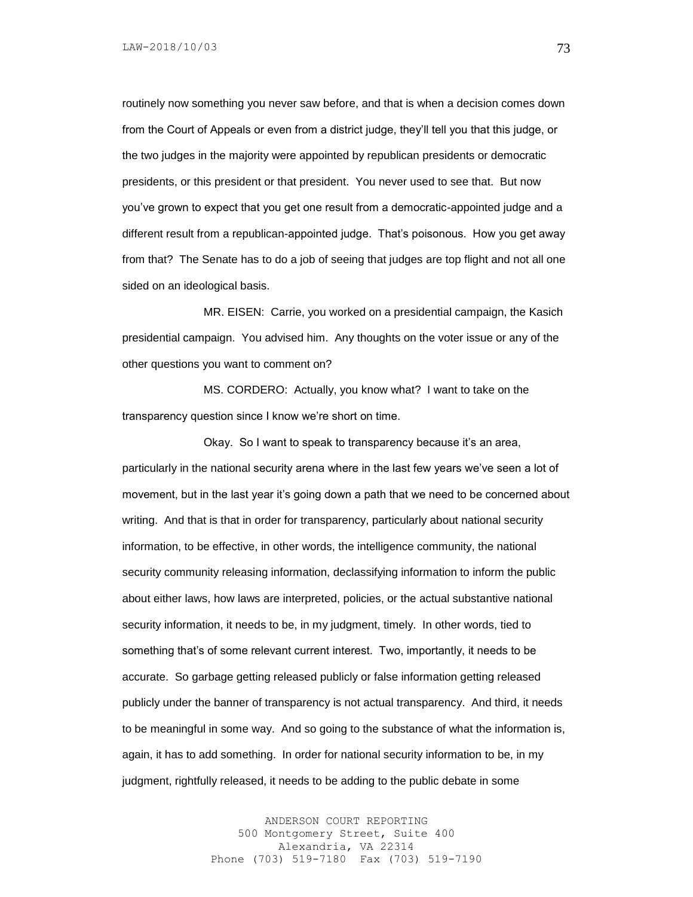routinely now something you never saw before, and that is when a decision comes down from the Court of Appeals or even from a district judge, they'll tell you that this judge, or the two judges in the majority were appointed by republican presidents or democratic presidents, or this president or that president. You never used to see that. But now you've grown to expect that you get one result from a democratic-appointed judge and a different result from a republican-appointed judge. That's poisonous. How you get away from that? The Senate has to do a job of seeing that judges are top flight and not all one sided on an ideological basis.

MR. EISEN: Carrie, you worked on a presidential campaign, the Kasich presidential campaign. You advised him. Any thoughts on the voter issue or any of the other questions you want to comment on?

MS. CORDERO: Actually, you know what? I want to take on the transparency question since I know we're short on time.

Okay. So I want to speak to transparency because it's an area, particularly in the national security arena where in the last few years we've seen a lot of movement, but in the last year it's going down a path that we need to be concerned about writing. And that is that in order for transparency, particularly about national security information, to be effective, in other words, the intelligence community, the national security community releasing information, declassifying information to inform the public about either laws, how laws are interpreted, policies, or the actual substantive national security information, it needs to be, in my judgment, timely. In other words, tied to something that's of some relevant current interest. Two, importantly, it needs to be accurate. So garbage getting released publicly or false information getting released publicly under the banner of transparency is not actual transparency. And third, it needs to be meaningful in some way. And so going to the substance of what the information is, again, it has to add something. In order for national security information to be, in my judgment, rightfully released, it needs to be adding to the public debate in some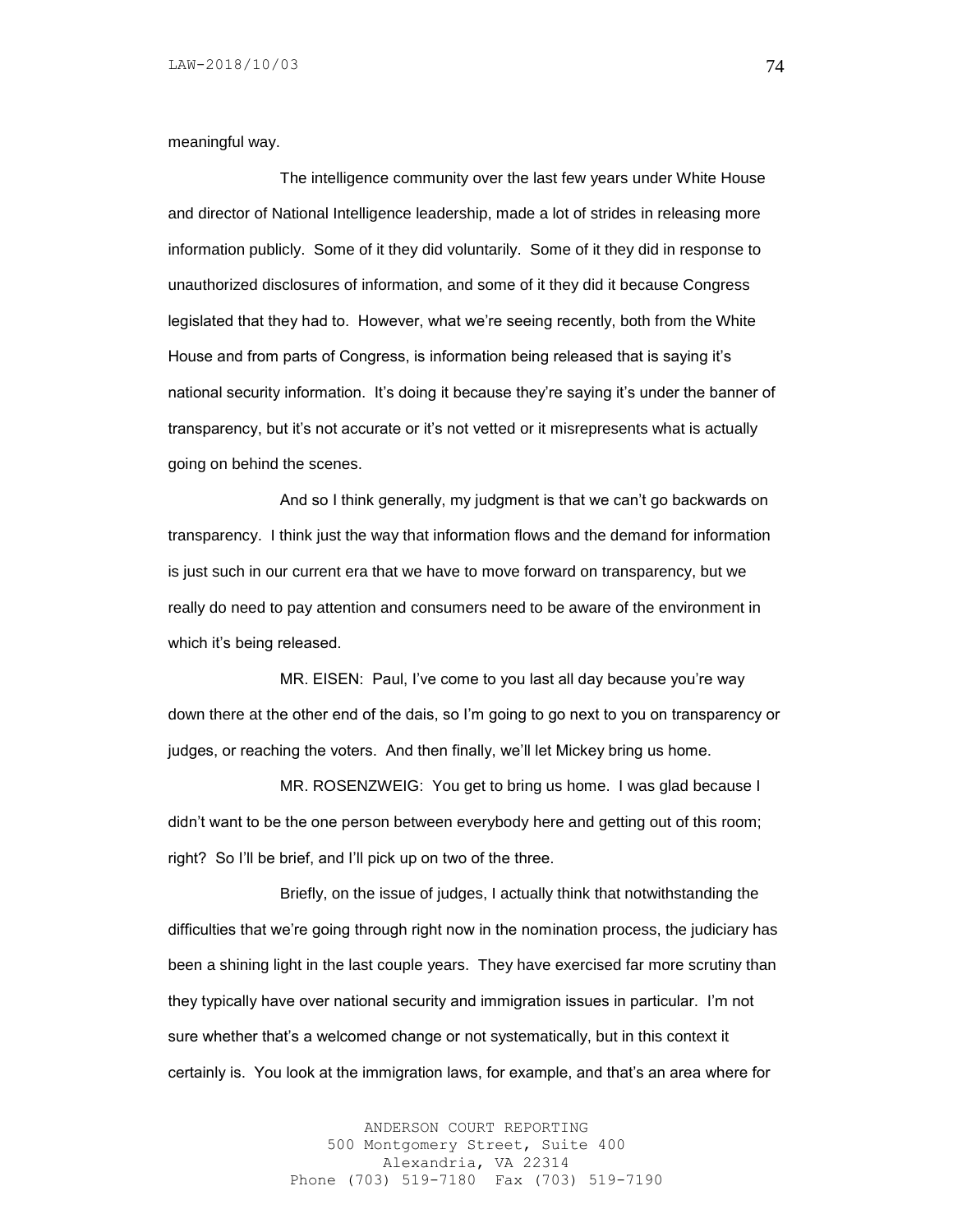meaningful way.

The intelligence community over the last few years under White House and director of National Intelligence leadership, made a lot of strides in releasing more information publicly. Some of it they did voluntarily. Some of it they did in response to unauthorized disclosures of information, and some of it they did it because Congress legislated that they had to. However, what we're seeing recently, both from the White House and from parts of Congress, is information being released that is saying it's national security information. It's doing it because they're saying it's under the banner of transparency, but it's not accurate or it's not vetted or it misrepresents what is actually going on behind the scenes.

And so I think generally, my judgment is that we can't go backwards on transparency. I think just the way that information flows and the demand for information is just such in our current era that we have to move forward on transparency, but we really do need to pay attention and consumers need to be aware of the environment in which it's being released.

MR. EISEN: Paul, I've come to you last all day because you're way down there at the other end of the dais, so I'm going to go next to you on transparency or judges, or reaching the voters. And then finally, we'll let Mickey bring us home.

MR. ROSENZWEIG: You get to bring us home. I was glad because I didn't want to be the one person between everybody here and getting out of this room; right? So I'll be brief, and I'll pick up on two of the three.

Briefly, on the issue of judges, I actually think that notwithstanding the difficulties that we're going through right now in the nomination process, the judiciary has been a shining light in the last couple years. They have exercised far more scrutiny than they typically have over national security and immigration issues in particular. I'm not sure whether that's a welcomed change or not systematically, but in this context it certainly is. You look at the immigration laws, for example, and that's an area where for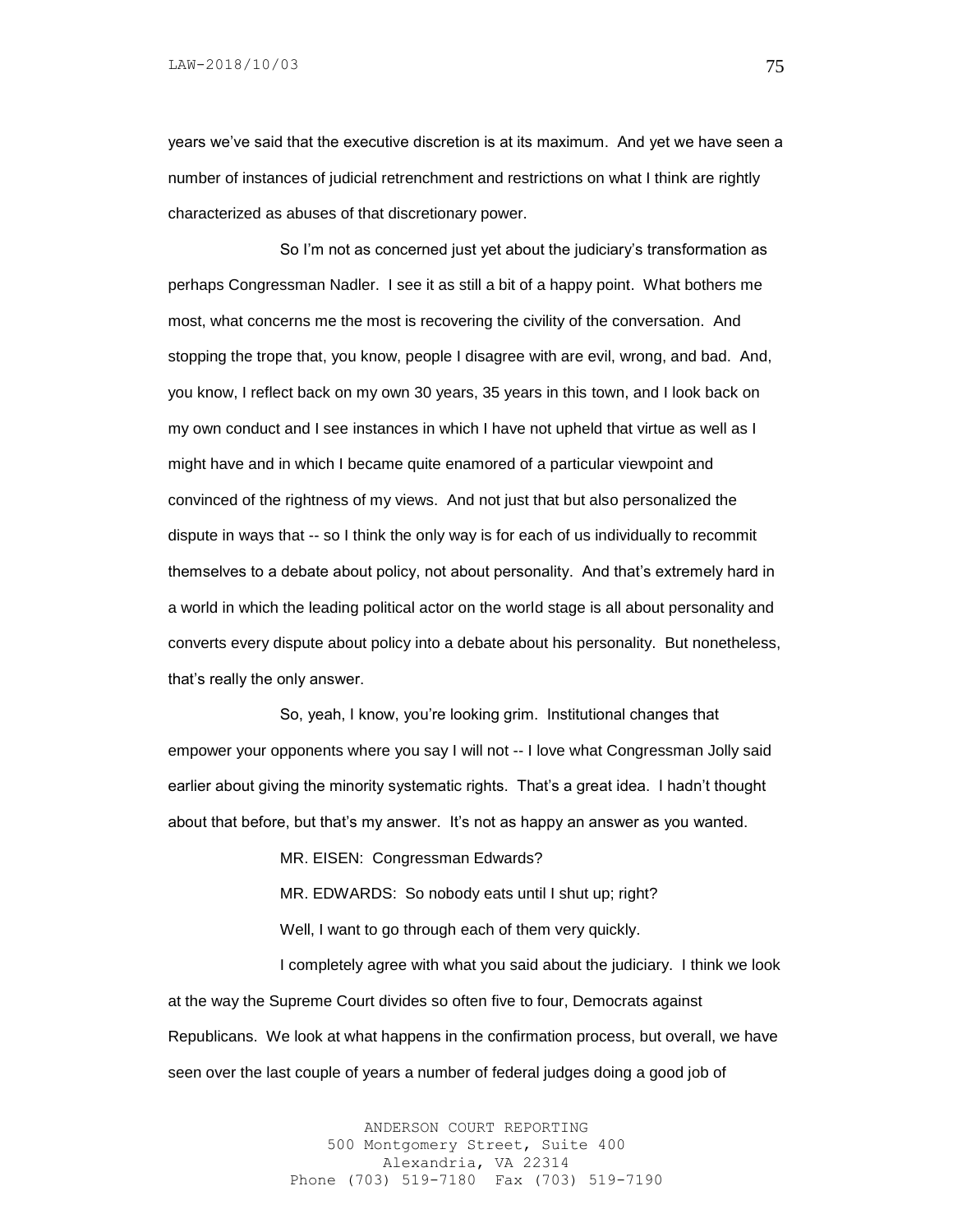years we've said that the executive discretion is at its maximum. And yet we have seen a number of instances of judicial retrenchment and restrictions on what I think are rightly characterized as abuses of that discretionary power.

So I'm not as concerned just yet about the judiciary's transformation as perhaps Congressman Nadler. I see it as still a bit of a happy point. What bothers me most, what concerns me the most is recovering the civility of the conversation. And stopping the trope that, you know, people I disagree with are evil, wrong, and bad. And, you know, I reflect back on my own 30 years, 35 years in this town, and I look back on my own conduct and I see instances in which I have not upheld that virtue as well as I might have and in which I became quite enamored of a particular viewpoint and convinced of the rightness of my views. And not just that but also personalized the dispute in ways that -- so I think the only way is for each of us individually to recommit themselves to a debate about policy, not about personality. And that's extremely hard in a world in which the leading political actor on the world stage is all about personality and converts every dispute about policy into a debate about his personality. But nonetheless, that's really the only answer.

So, yeah, I know, you're looking grim. Institutional changes that empower your opponents where you say I will not -- I love what Congressman Jolly said earlier about giving the minority systematic rights. That's a great idea. I hadn't thought about that before, but that's my answer. It's not as happy an answer as you wanted.

MR. EISEN: Congressman Edwards?

MR. EDWARDS: So nobody eats until I shut up; right?

Well, I want to go through each of them very quickly.

I completely agree with what you said about the judiciary. I think we look at the way the Supreme Court divides so often five to four, Democrats against Republicans. We look at what happens in the confirmation process, but overall, we have seen over the last couple of years a number of federal judges doing a good job of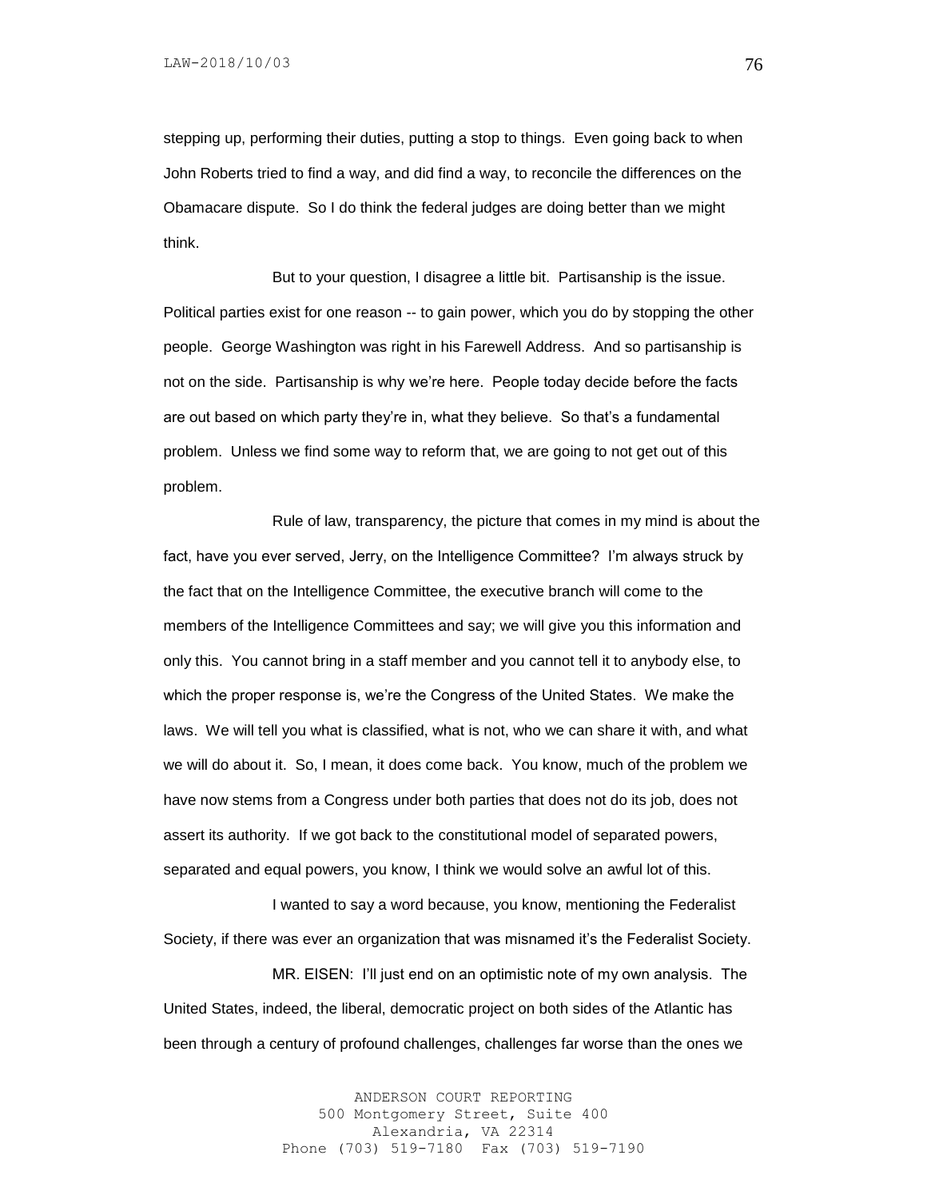stepping up, performing their duties, putting a stop to things. Even going back to when John Roberts tried to find a way, and did find a way, to reconcile the differences on the Obamacare dispute. So I do think the federal judges are doing better than we might think.

But to your question, I disagree a little bit. Partisanship is the issue. Political parties exist for one reason -- to gain power, which you do by stopping the other people. George Washington was right in his Farewell Address. And so partisanship is not on the side. Partisanship is why we're here. People today decide before the facts are out based on which party they're in, what they believe. So that's a fundamental problem. Unless we find some way to reform that, we are going to not get out of this problem.

Rule of law, transparency, the picture that comes in my mind is about the fact, have you ever served, Jerry, on the Intelligence Committee? I'm always struck by the fact that on the Intelligence Committee, the executive branch will come to the members of the Intelligence Committees and say; we will give you this information and only this. You cannot bring in a staff member and you cannot tell it to anybody else, to which the proper response is, we're the Congress of the United States. We make the laws. We will tell you what is classified, what is not, who we can share it with, and what we will do about it. So, I mean, it does come back. You know, much of the problem we have now stems from a Congress under both parties that does not do its job, does not assert its authority. If we got back to the constitutional model of separated powers, separated and equal powers, you know, I think we would solve an awful lot of this.

I wanted to say a word because, you know, mentioning the Federalist Society, if there was ever an organization that was misnamed it's the Federalist Society.

MR. EISEN: I'll just end on an optimistic note of my own analysis. The United States, indeed, the liberal, democratic project on both sides of the Atlantic has been through a century of profound challenges, challenges far worse than the ones we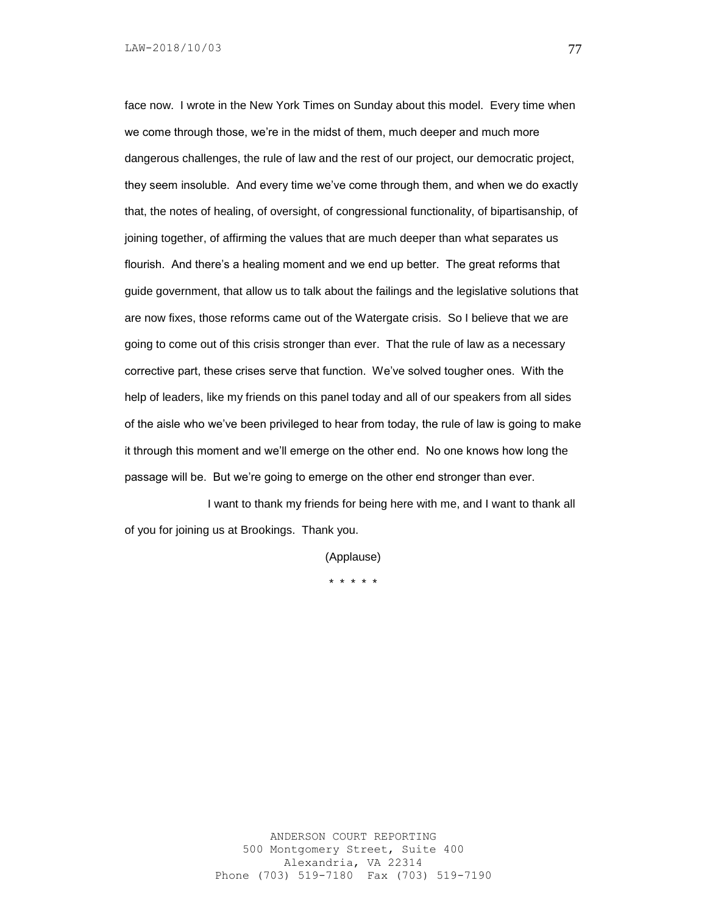face now. I wrote in the New York Times on Sunday about this model. Every time when we come through those, we're in the midst of them, much deeper and much more dangerous challenges, the rule of law and the rest of our project, our democratic project, they seem insoluble. And every time we've come through them, and when we do exactly that, the notes of healing, of oversight, of congressional functionality, of bipartisanship, of joining together, of affirming the values that are much deeper than what separates us flourish. And there's a healing moment and we end up better. The great reforms that guide government, that allow us to talk about the failings and the legislative solutions that are now fixes, those reforms came out of the Watergate crisis. So I believe that we are going to come out of this crisis stronger than ever. That the rule of law as a necessary corrective part, these crises serve that function. We've solved tougher ones. With the help of leaders, like my friends on this panel today and all of our speakers from all sides of the aisle who we've been privileged to hear from today, the rule of law is going to make it through this moment and we'll emerge on the other end. No one knows how long the passage will be. But we're going to emerge on the other end stronger than ever.

I want to thank my friends for being here with me, and I want to thank all of you for joining us at Brookings. Thank you.

(Applause)

\* \* \* \* \*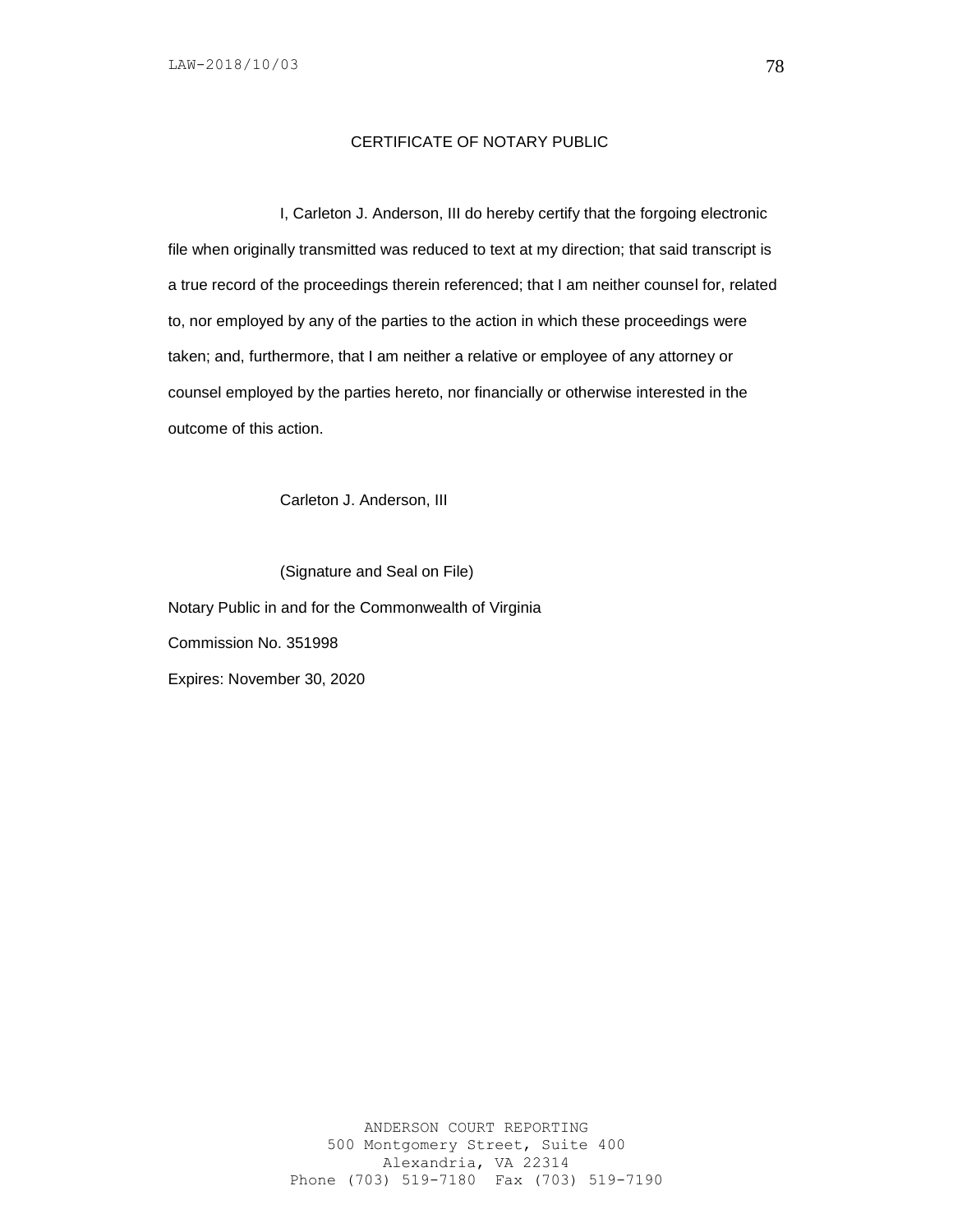## CERTIFICATE OF NOTARY PUBLIC

I, Carleton J. Anderson, III do hereby certify that the forgoing electronic file when originally transmitted was reduced to text at my direction; that said transcript is a true record of the proceedings therein referenced; that I am neither counsel for, related to, nor employed by any of the parties to the action in which these proceedings were taken; and, furthermore, that I am neither a relative or employee of any attorney or counsel employed by the parties hereto, nor financially or otherwise interested in the outcome of this action.

Carleton J. Anderson, III

(Signature and Seal on File)

Notary Public in and for the Commonwealth of Virginia

Commission No. 351998

Expires: November 30, 2020